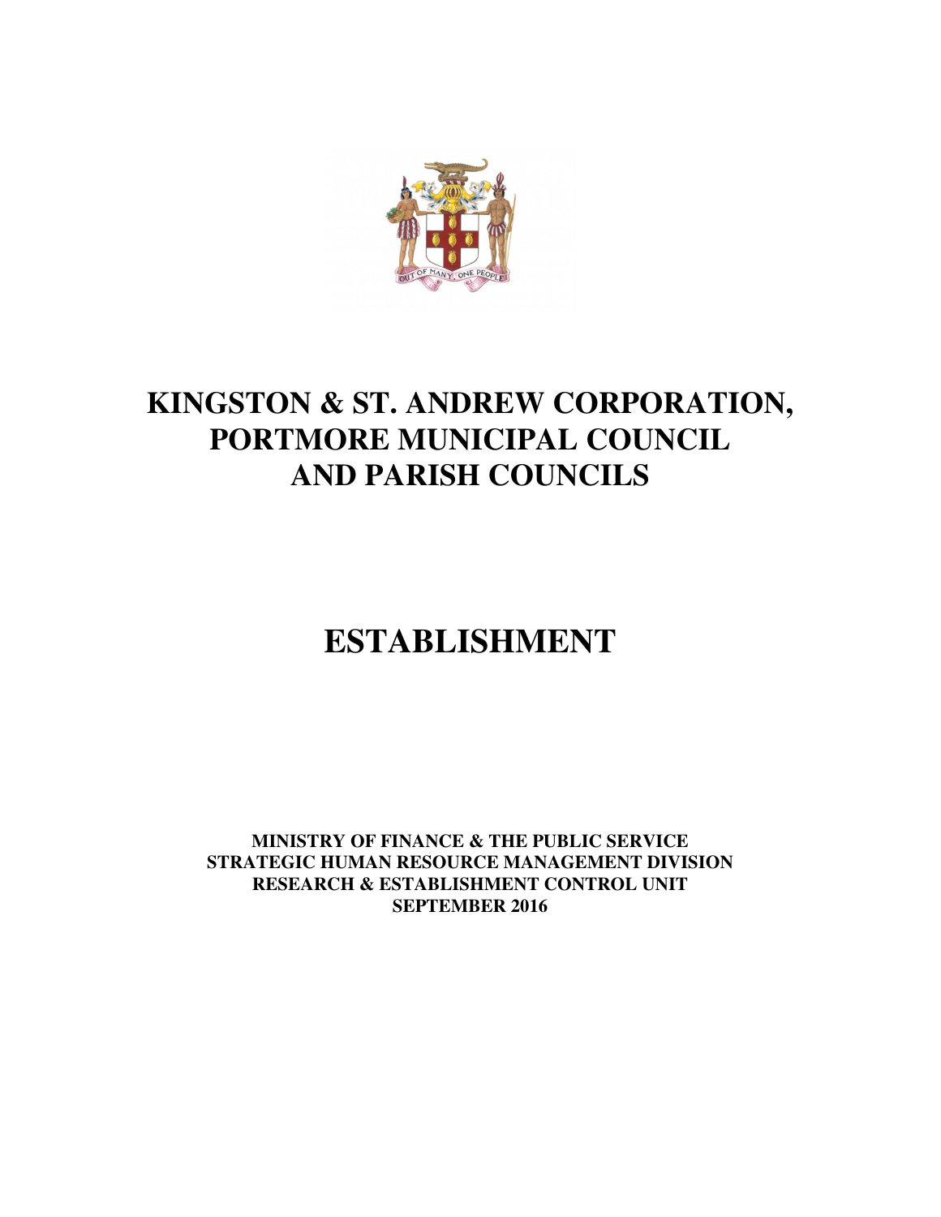# KINGSTON & ST. ANDREW CORPORATION, PORTMORE MUNICIPAL COUNCIL AND PARISH COUNCILS

# ESTABLISHMENT

**MINISTRY OF FINANCE & THE PUBLIC SERVICE**
**STRATEGIC HUMAN RESOURCE MANAGEMENT DIVISION**
**RESEARCH & ESTABLISHMENT CONTROL UNIT**
**SEPTEMBER 2016**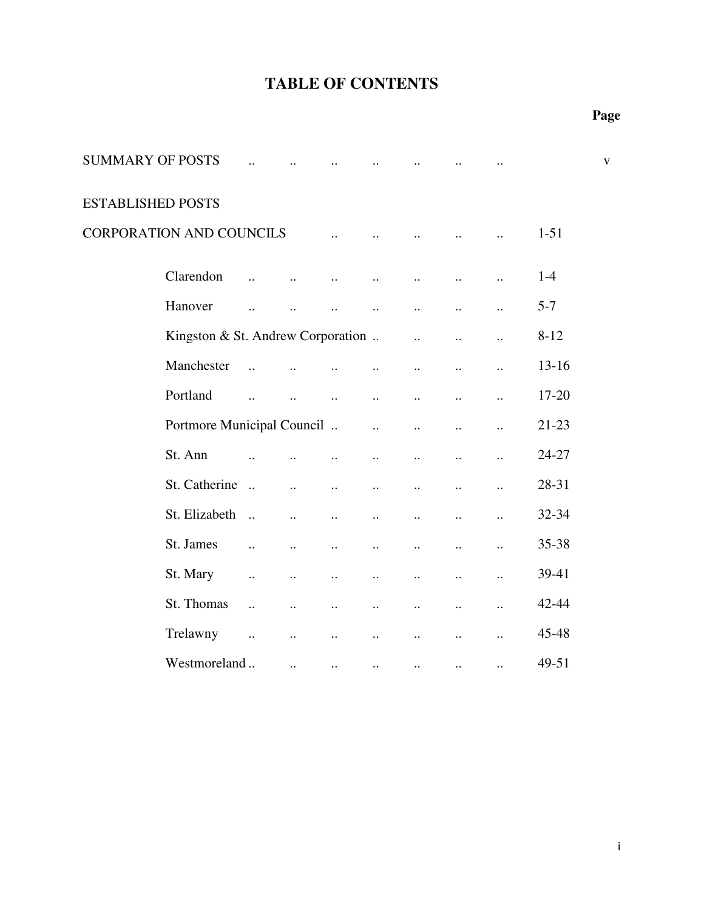# TABLE OF CONTENTS

| | Page |
|---|---|
| SUMMARY OF POSTS | v |
| ESTABLISHED POSTS | |
| CORPORATION AND COUNCILS | 1-51 |
| Clarendon | 1-4 |
| Hanover | 5-7 |
| Kingston & St. Andrew Corporation | 8-12 |
| Manchester | 13-16 |
| Portland | 17-20 |
| Portmore Municipal Council | 21-23 |
| St. Ann | 24-27 |
| St. Catherine | 28-31 |
| St. Elizabeth | 32-34 |
| St. James | 35-38 |
| St. Mary | 39-41 |
| St. Thomas | 42-44 |
| Trelawny | 45-48 |
| Westmoreland | 49-51 |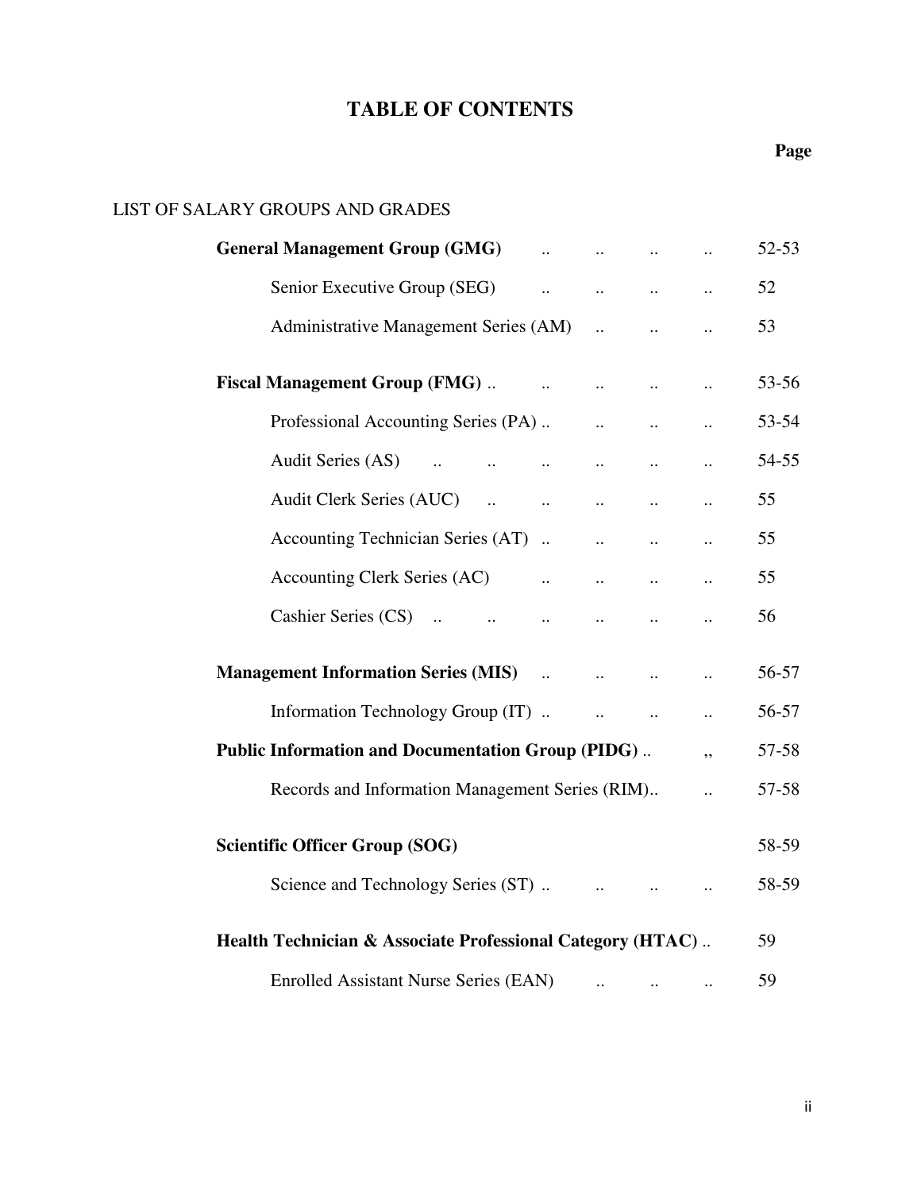# TABLE OF CONTENTS

| | Page |
|---|---|
| LIST OF SALARY GROUPS AND GRADES | |
| **General Management Group (GMG)** | 52-53 |
| Senior Executive Group (SEG) | 52 |
| Administrative Management Series (AM) | 53 |
| **Fiscal Management Group (FMG)** | 53-56 |
| Professional Accounting Series (PA) | 53-54 |
| Audit Series (AS) | 54-55 |
| Audit Clerk Series (AUC) | 55 |
| Accounting Technician Series (AT) | 55 |
| Accounting Clerk Series (AC) | 55 |
| Cashier Series (CS) | 56 |
| **Management Information Series (MIS)** | 56-57 |
| Information Technology Group (IT) | 56-57 |
| **Public Information and Documentation Group (PIDG)** | 57-58 |
| Records and Information Management Series (RIM) | 57-58 |
| **Scientific Officer Group (SOG)** | 58-59 |
| Science and Technology Series (ST) | 58-59 |
| **Health Technician & Associate Professional Category (HTAC)** | 59 |
| Enrolled Assistant Nurse Series (EAN) | 59 |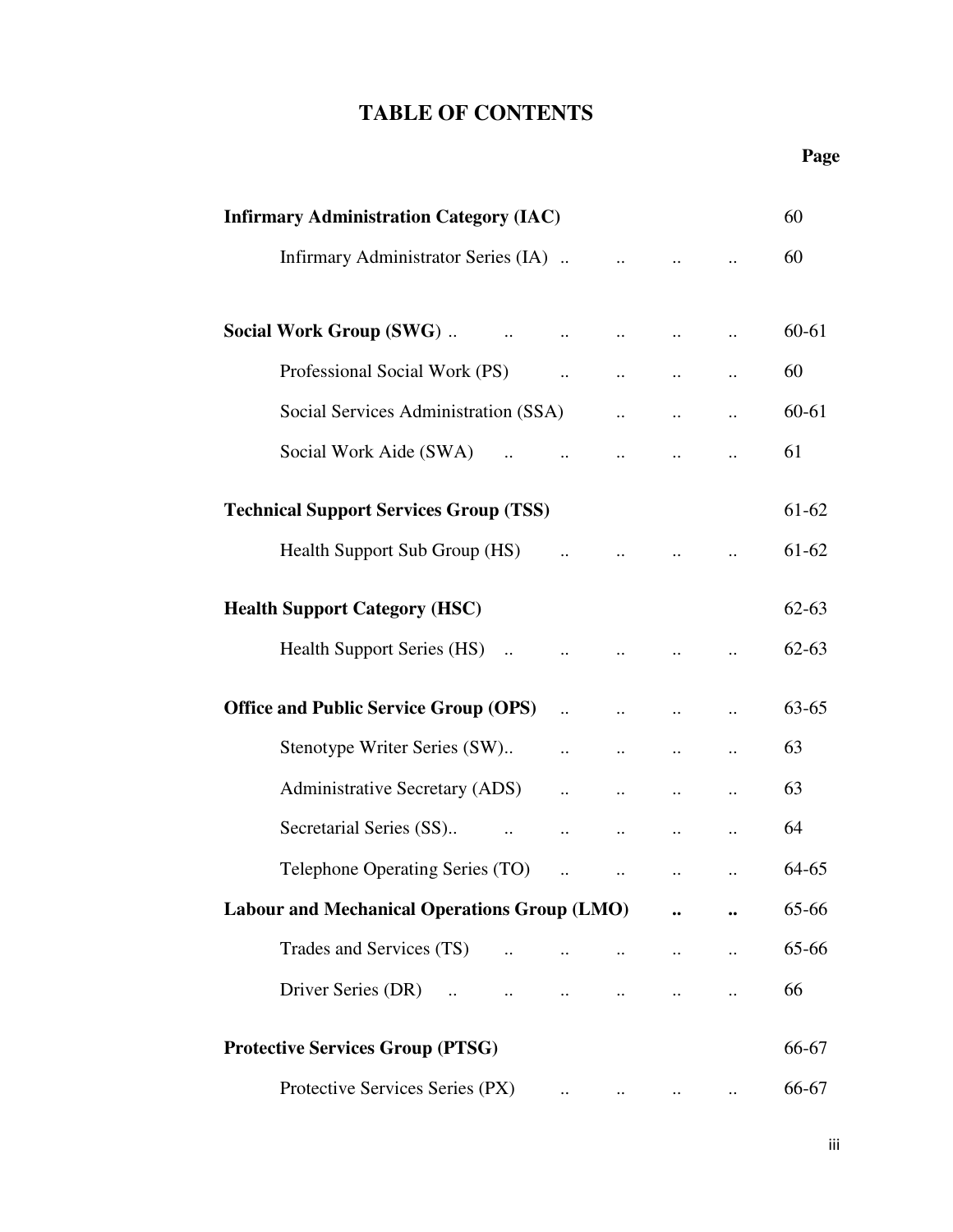# TABLE OF CONTENTS

| | Page |
|---|---|
| **Infirmary Administration Category (IAC)** | 60 |
| Infirmary Administrator Series (IA) .. .. .. .. | 60 |
| **Social Work Group (SWG)** .. .. .. .. .. .. | 60-61 |
| Professional Social Work (PS) .. .. .. .. | 60 |
| Social Services Administration (SSA) .. .. .. | 60-61 |
| Social Work Aide (SWA) .. .. .. .. .. | 61 |
| **Technical Support Services Group (TSS)** | 61-62 |
| Health Support Sub Group (HS) .. .. .. .. | 61-62 |
| **Health Support Category (HSC)** | 62-63 |
| Health Support Series (HS) .. .. .. .. .. | 62-63 |
| **Office and Public Service Group (OPS)** .. .. .. .. | 63-65 |
| Stenotype Writer Series (SW).. .. .. .. .. | 63 |
| Administrative Secretary (ADS) .. .. .. .. | 63 |
| Secretarial Series (SS).. .. .. .. .. .. | 64 |
| Telephone Operating Series (TO) .. .. .. .. | 64-65 |
| **Labour and Mechanical Operations Group (LMO)** .. .. | 65-66 |
| Trades and Services (TS) .. .. .. .. .. | 65-66 |
| Driver Series (DR) .. .. .. .. .. .. | 66 |
| **Protective Services Group (PTSG)** | 66-67 |
| Protective Services Series (PX) .. .. .. .. | 66-67 |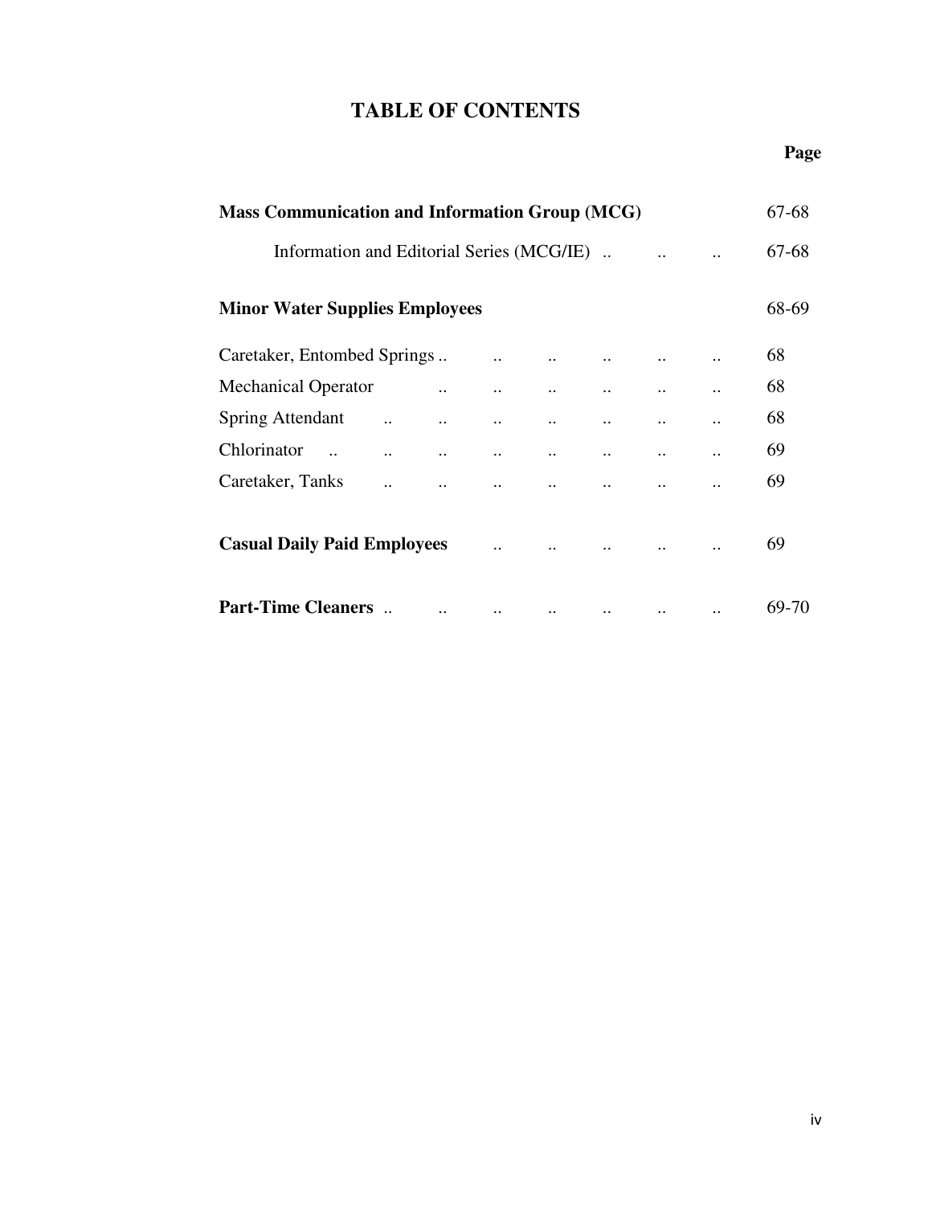## TABLE OF CONTENTS

| | Page |
|---|---|
| **Mass Communication and Information Group (MCG)** | 67-68 |
| Information and Editorial Series (MCG/IE) .. .. .. | 67-68 |
| **Minor Water Supplies Employees** | 68-69 |
| Caretaker, Entombed Springs .. .. .. .. .. .. | 68 |
| Mechanical Operator .. .. .. .. .. .. | 68 |
| Spring Attendant .. .. .. .. .. .. .. | 68 |
| Chlorinator .. .. .. .. .. .. .. .. | 69 |
| Caretaker, Tanks .. .. .. .. .. .. .. | 69 |
| **Casual Daily Paid Employees** .. .. .. .. .. | 69 |
| **Part-Time Cleaners** .. .. .. .. .. .. .. | 69-70 |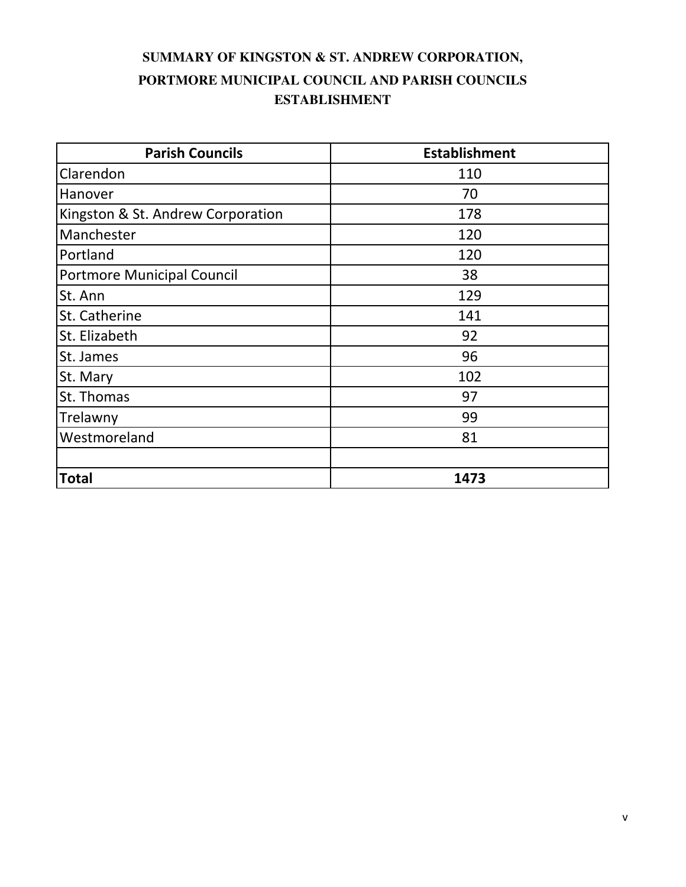# SUMMARY OF KINGSTON & ST. ANDREW CORPORATION, PORTMORE MUNICIPAL COUNCIL AND PARISH COUNCILS ESTABLISHMENT

| Parish Councils | Establishment |
|---|---|
| Clarendon | 110 |
| Hanover | 70 |
| Kingston & St. Andrew Corporation | 178 |
| Manchester | 120 |
| Portland | 120 |
| Portmore Municipal Council | 38 |
| St. Ann | 129 |
| St. Catherine | 141 |
| St. Elizabeth | 92 |
| St. James | 96 |
| St. Mary | 102 |
| St. Thomas | 97 |
| Trelawny | 99 |
| Westmoreland | 81 |
| | |
| **Total** | **1473** |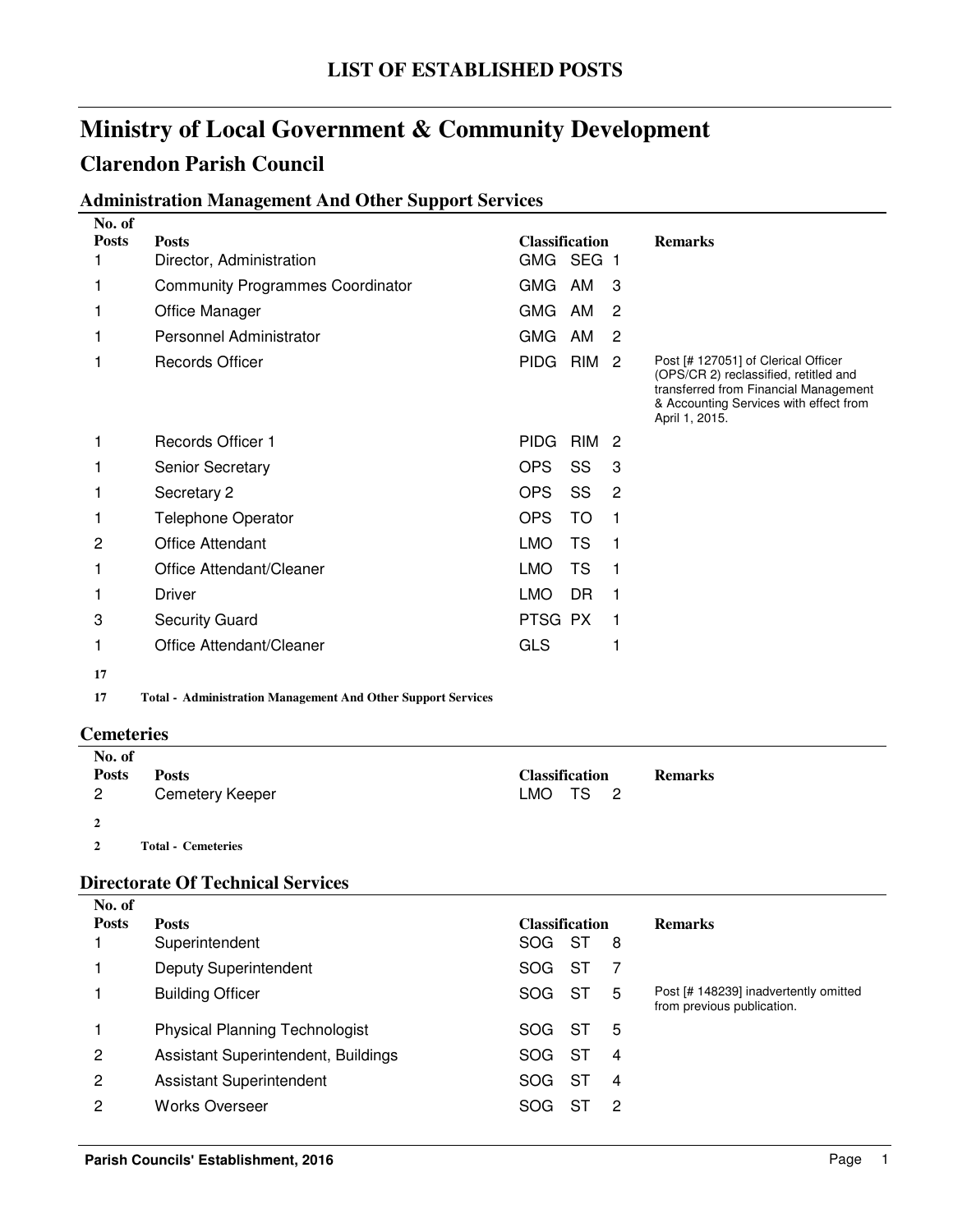## LIST OF ESTABLISHED POSTS

# Ministry of Local Government & Community Development

## Clarendon Parish Council

### Administration Management And Other Support Services

| No. of Posts | Posts | Classification | | | Remarks |
|---|---|---|---|---|---|
| 1 | Director, Administration | GMG | SEG | 1 | |
| 1 | Community Programmes Coordinator | GMG | AM | 3 | |
| 1 | Office Manager | GMG | AM | 2 | |
| 1 | Personnel Administrator | GMG | AM | 2 | |
| 1 | Records Officer | PIDG | RIM | 2 | Post [# 127051] of Clerical Officer (OPS/CR 2) reclassified, retitled and transferred from Financial Management & Accounting Services with effect from April 1, 2015. |
| 1 | Records Officer 1 | PIDG | RIM | 2 | |
| 1 | Senior Secretary | OPS | SS | 3 | |
| 1 | Secretary 2 | OPS | SS | 2 | |
| 1 | Telephone Operator | OPS | TO | 1 | |
| 2 | Office Attendant | LMO | TS | 1 | |
| 1 | Office Attendant/Cleaner | LMO | TS | 1 | |
| 1 | Driver | LMO | DR | 1 | |
| 3 | Security Guard | PTSG | PX | 1 | |
| 1 | Office Attendant/Cleaner | GLS | | 1 | |
| **17** | | | | | |
| **17** | **Total - Administration Management And Other Support Services** | | | | |

### Cemeteries

| No. of Posts | Posts | Classification | | | Remarks |
|---|---|---|---|---|---|
| 2 | Cemetery Keeper | LMO | TS | 2 | |
| **2** | | | | | |
| **2** | **Total - Cemeteries** | | | | |

### Directorate Of Technical Services

| No. of Posts | Posts | Classification | | | Remarks |
|---|---|---|---|---|---|
| 1 | Superintendent | SOG | ST | 8 | |
| 1 | Deputy Superintendent | SOG | ST | 7 | |
| 1 | Building Officer | SOG | ST | 5 | Post [# 148239] inadvertently omitted from previous publication. |
| 1 | Physical Planning Technologist | SOG | ST | 5 | |
| 2 | Assistant Superintendent, Buildings | SOG | ST | 4 | |
| 2 | Assistant Superintendent | SOG | ST | 4 | |
| 2 | Works Overseer | SOG | ST | 2 | |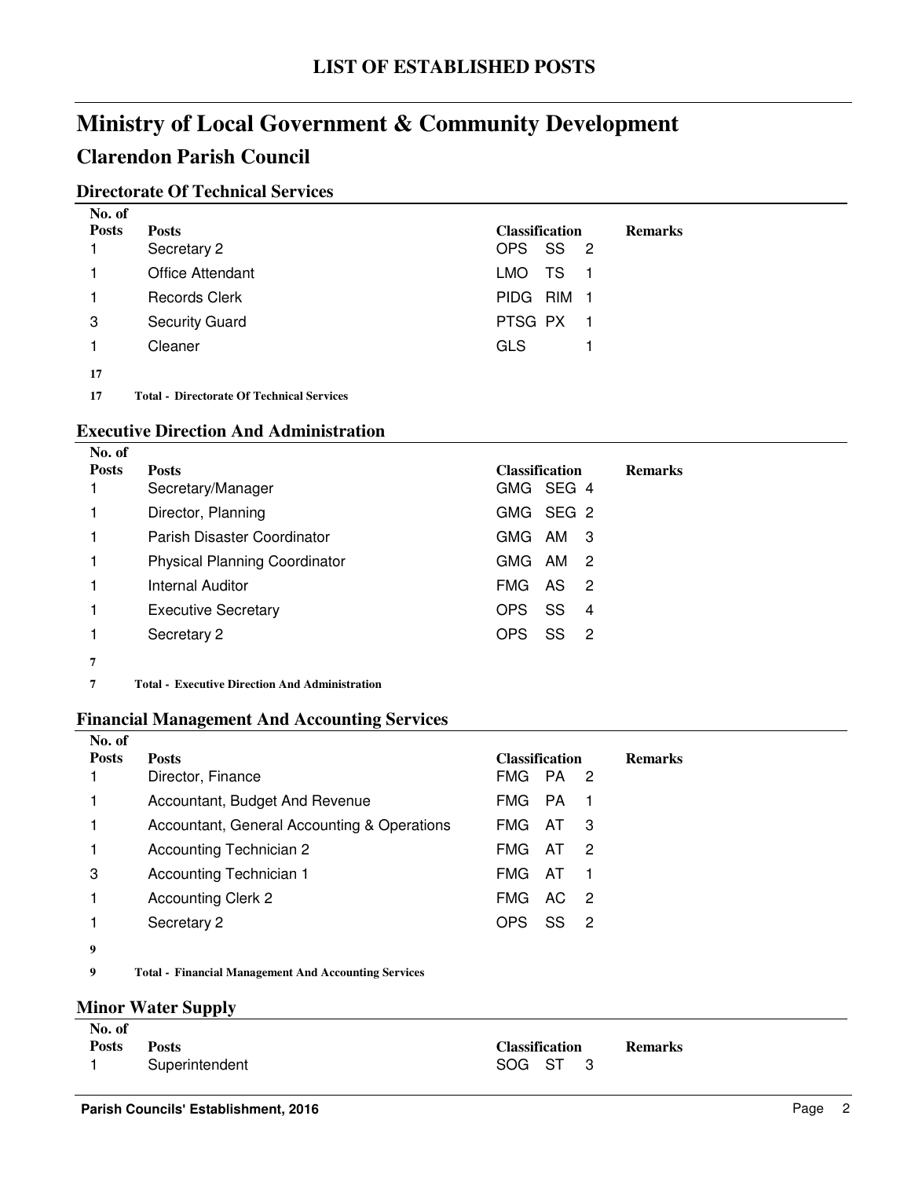# LIST OF ESTABLISHED POSTS

# Ministry of Local Government & Community Development

## Clarendon Parish Council

### Directorate Of Technical Services

| No. of Posts | Posts | Classification | | | Remarks |
|---|---|---|---|---|---|
| 1 | Secretary 2 | OPS | SS | 2 | |
| 1 | Office Attendant | LMO | TS | 1 | |
| 1 | Records Clerk | PIDG | RIM | 1 | |
| 3 | Security Guard | PTSG | PX | 1 | |
| 1 | Cleaner | GLS | | 1 | |
| **17** | | | | | |
| **17** | **Total - Directorate Of Technical Services** | | | | |

### Executive Direction And Administration

| No. of Posts | Posts | Classification | | | Remarks |
|---|---|---|---|---|---|
| 1 | Secretary/Manager | GMG | SEG | 4 | |
| 1 | Director, Planning | GMG | SEG | 2 | |
| 1 | Parish Disaster Coordinator | GMG | AM | 3 | |
| 1 | Physical Planning Coordinator | GMG | AM | 2 | |
| 1 | Internal Auditor | FMG | AS | 2 | |
| 1 | Executive Secretary | OPS | SS | 4 | |
| 1 | Secretary 2 | OPS | SS | 2 | |
| **7** | | | | | |
| **7** | **Total - Executive Direction And Administration** | | | | |

### Financial Management And Accounting Services

| No. of Posts | Posts | Classification | | | Remarks |
|---|---|---|---|---|---|
| 1 | Director, Finance | FMG | PA | 2 | |
| 1 | Accountant, Budget And Revenue | FMG | PA | 1 | |
| 1 | Accountant, General Accounting & Operations | FMG | AT | 3 | |
| 1 | Accounting Technician 2 | FMG | AT | 2 | |
| 3 | Accounting Technician 1 | FMG | AT | 1 | |
| 1 | Accounting Clerk 2 | FMG | AC | 2 | |
| 1 | Secretary 2 | OPS | SS | 2 | |
| **9** | | | | | |
| **9** | **Total - Financial Management And Accounting Services** | | | | |

### Minor Water Supply

| No. of Posts | Posts | Classification | | | Remarks |
|---|---|---|---|---|---|
| 1 | Superintendent | SOG | ST | 3 | |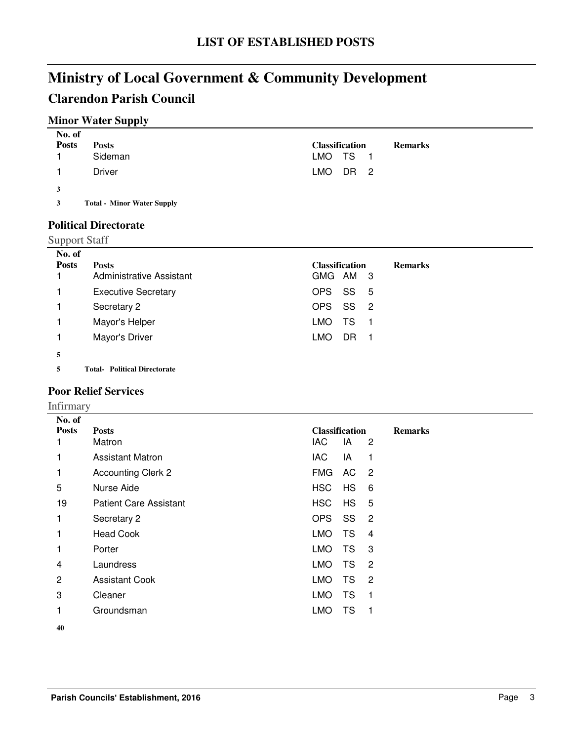# LIST OF ESTABLISHED POSTS

# Ministry of Local Government & Community Development

## Clarendon Parish Council

### Minor Water Supply

| No. of Posts | Posts | Classification | | | Remarks |
|---|---|---|---|---|---|
| 1 | Sideman | LMO | TS | 1 | |
| 1 | Driver | LMO | DR | 2 | |
| **3** | | | | | |
| **3** | **Total - Minor Water Supply** | | | | |

### Political Directorate

Support Staff

| No. of Posts | Posts | Classification | | | Remarks |
|---|---|---|---|---|---|
| 1 | Administrative Assistant | GMG | AM | 3 | |
| 1 | Executive Secretary | OPS | SS | 5 | |
| 1 | Secretary 2 | OPS | SS | 2 | |
| 1 | Mayor's Helper | LMO | TS | 1 | |
| 1 | Mayor's Driver | LMO | DR | 1 | |
| **5** | | | | | |
| **5** | **Total- Political Directorate** | | | | |

### Poor Relief Services

Infirmary

| No. of Posts | Posts | Classification | | | Remarks |
|---|---|---|---|---|---|
| 1 | Matron | IAC | IA | 2 | |
| 1 | Assistant Matron | IAC | IA | 1 | |
| 1 | Accounting Clerk 2 | FMG | AC | 2 | |
| 5 | Nurse Aide | HSC | HS | 6 | |
| 19 | Patient Care Assistant | HSC | HS | 5 | |
| 1 | Secretary 2 | OPS | SS | 2 | |
| 1 | Head Cook | LMO | TS | 4 | |
| 1 | Porter | LMO | TS | 3 | |
| 4 | Laundress | LMO | TS | 2 | |
| 2 | Assistant Cook | LMO | TS | 2 | |
| 3 | Cleaner | LMO | TS | 1 | |
| 1 | Groundsman | LMO | TS | 1 | |
| **40** | | | | | |

**Parish Councils' Establishment, 2016**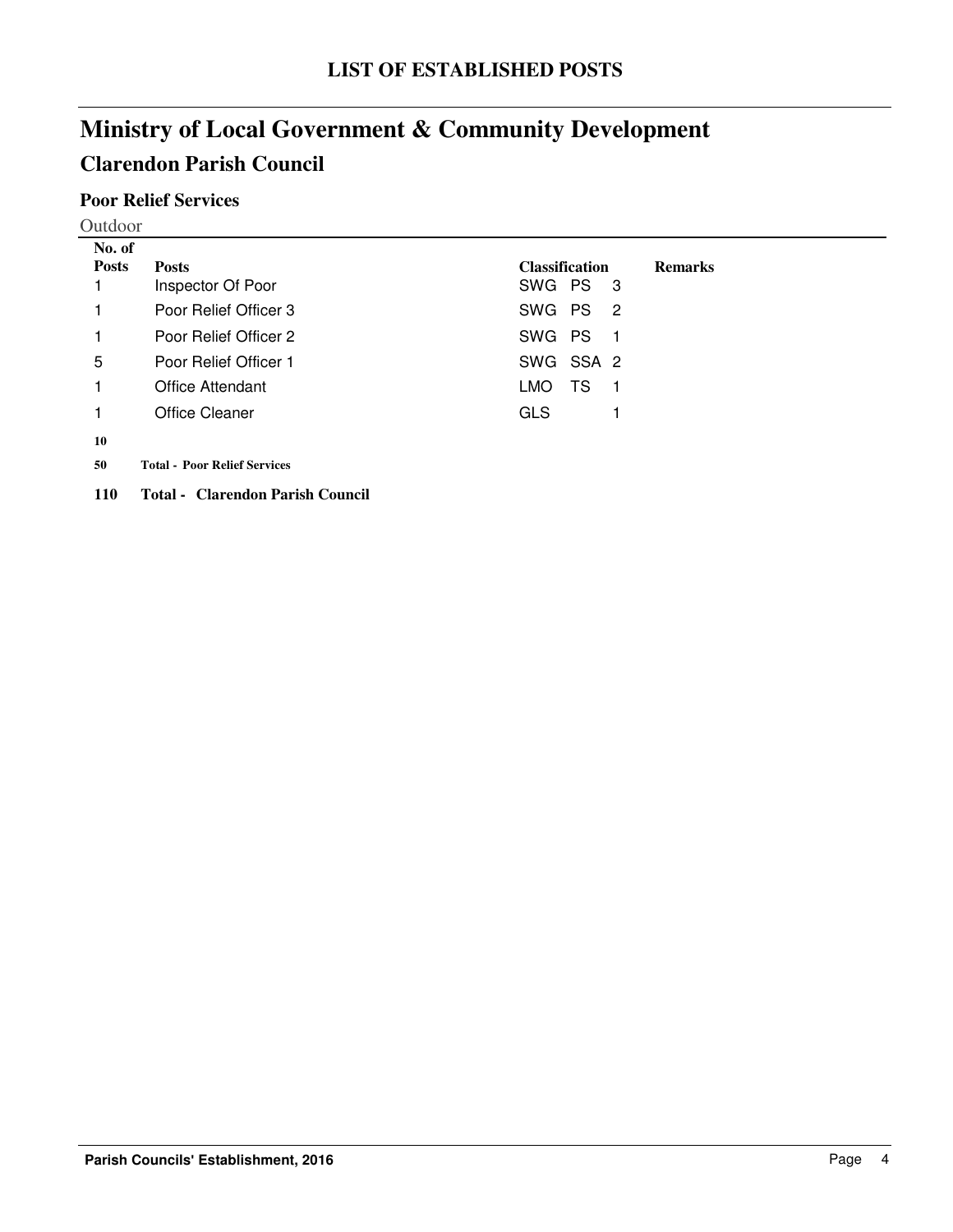# LIST OF ESTABLISHED POSTS

# Ministry of Local Government & Community Development

## Clarendon Parish Council

### Poor Relief Services

Outdoor

| No. of Posts | Posts | Classification | Remarks |
|---|---|---|---|
| 1 | Inspector Of Poor | SWG PS 3 | |
| 1 | Poor Relief Officer 3 | SWG PS 2 | |
| 1 | Poor Relief Officer 2 | SWG PS 1 | |
| 5 | Poor Relief Officer 1 | SWG SSA 2 | |
| 1 | Office Attendant | LMO TS 1 | |
| 1 | Office Cleaner | GLS 1 | |
| **10** | | | |
| **50** | **Total - Poor Relief Services** | | |
| **110** | **Total - Clarendon Parish Council** | | |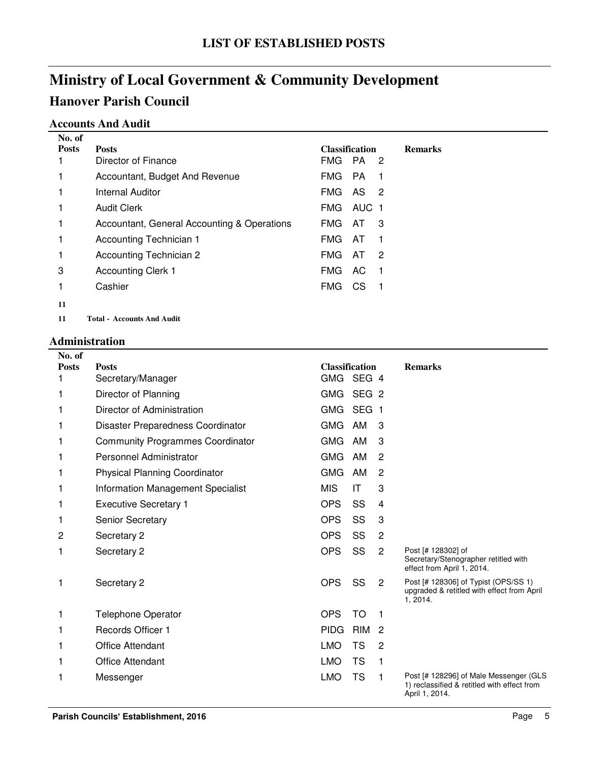# LIST OF ESTABLISHED POSTS

# Ministry of Local Government & Community Development

## Hanover Parish Council

### Accounts And Audit

| No. of Posts | Posts | Classification | | | Remarks |
|---|---|---|---|---|---|
| 1 | Director of Finance | FMG | PA | 2 | |
| 1 | Accountant, Budget And Revenue | FMG | PA | 1 | |
| 1 | Internal Auditor | FMG | AS | 2 | |
| 1 | Audit Clerk | FMG | AUC | 1 | |
| 1 | Accountant, General Accounting & Operations | FMG | AT | 3 | |
| 1 | Accounting Technician 1 | FMG | AT | 1 | |
| 1 | Accounting Technician 2 | FMG | AT | 2 | |
| 3 | Accounting Clerk 1 | FMG | AC | 1 | |
| 1 | Cashier | FMG | CS | 1 | |
| **11** | | | | | |
| **11** | **Total - Accounts And Audit** | | | | |

### Administration

| No. of Posts | Posts | Classification | | | Remarks |
|---|---|---|---|---|---|
| 1 | Secretary/Manager | GMG | SEG | 4 | |
| 1 | Director of Planning | GMG | SEG | 2 | |
| 1 | Director of Administration | GMG | SEG | 1 | |
| 1 | Disaster Preparedness Coordinator | GMG | AM | 3 | |
| 1 | Community Programmes Coordinator | GMG | AM | 3 | |
| 1 | Personnel Administrator | GMG | AM | 2 | |
| 1 | Physical Planning Coordinator | GMG | AM | 2 | |
| 1 | Information Management Specialist | MIS | IT | 3 | |
| 1 | Executive Secretary 1 | OPS | SS | 4 | |
| 1 | Senior Secretary | OPS | SS | 3 | |
| 2 | Secretary 2 | OPS | SS | 2 | |
| 1 | Secretary 2 | OPS | SS | 2 | Post [# 128302] of Secretary/Stenographer retitled with effect from April 1, 2014. |
| 1 | Secretary 2 | OPS | SS | 2 | Post [# 128306] of Typist (OPS/SS 1) upgraded & retitled with effect from April 1, 2014. |
| 1 | Telephone Operator | OPS | TO | 1 | |
| 1 | Records Officer 1 | PIDG | RIM | 2 | |
| 1 | Office Attendant | LMO | TS | 2 | |
| 1 | Office Attendant | LMO | TS | 1 | |
| 1 | Messenger | LMO | TS | 1 | Post [# 128296] of Male Messenger (GLS 1) reclassified & retitled with effect from April 1, 2014. |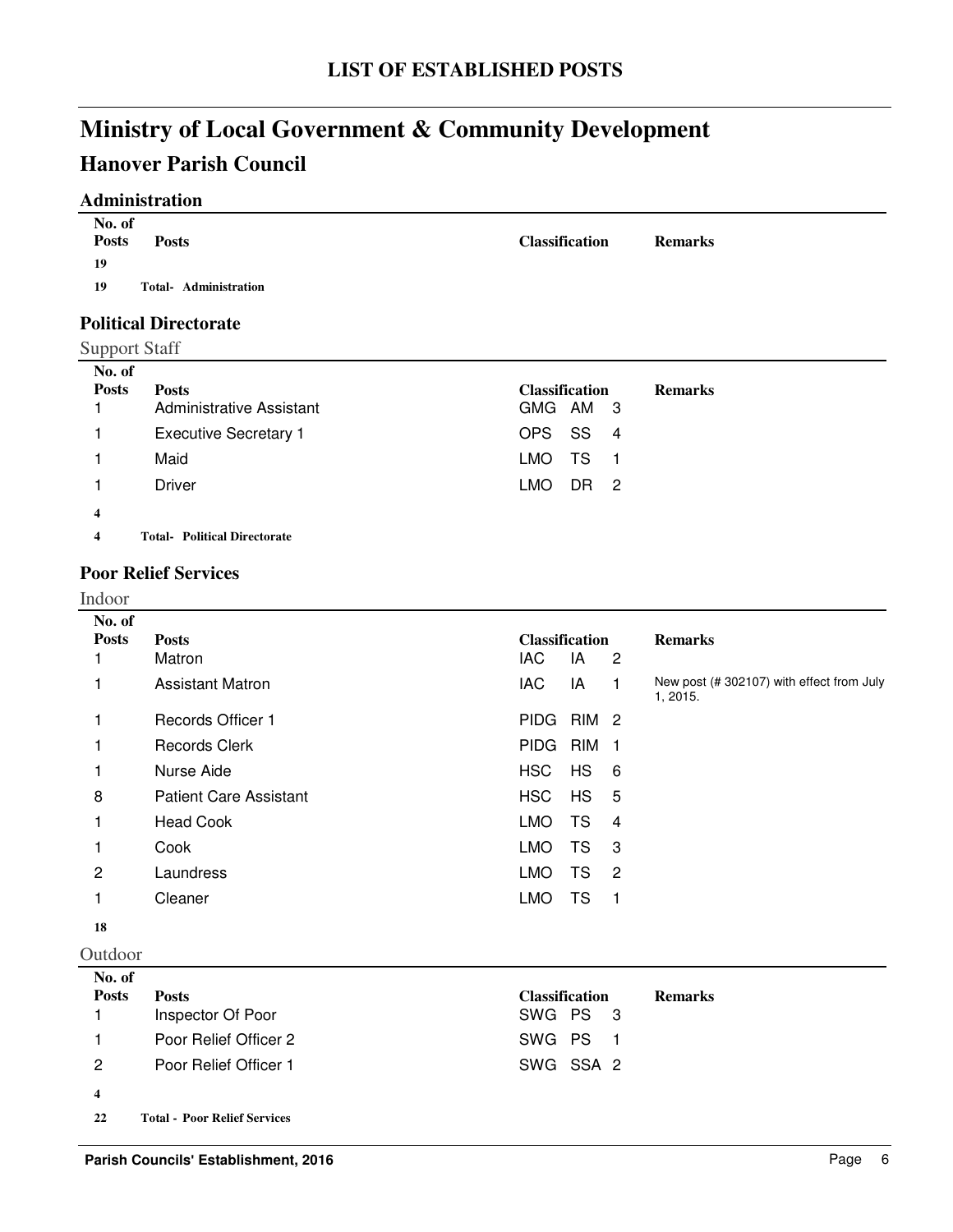# LIST OF ESTABLISHED POSTS

# Ministry of Local Government & Community Development

## Hanover Parish Council

### Administration

| No. of Posts | Posts | Classification | Remarks |
|---|---|---|---|
| 19 | | | |
| 19 | **Total- Administration** | | |

### Political Directorate

Support Staff

| No. of Posts | Posts | Classification | Remarks |
|---|---|---|---|
| 1 | Administrative Assistant | GMG AM 3 | |
| 1 | Executive Secretary 1 | OPS SS 4 | |
| 1 | Maid | LMO TS 1 | |
| 1 | Driver | LMO DR 2 | |
| 4 | | | |
| 4 | **Total- Political Directorate** | | |

### Poor Relief Services

Indoor

| No. of Posts | Posts | Classification | Remarks |
|---|---|---|---|
| 1 | Matron | IAC IA 2 | |
| 1 | Assistant Matron | IAC IA 1 | New post (# 302107) with effect from July 1, 2015. |
| 1 | Records Officer 1 | PIDG RIM 2 | |
| 1 | Records Clerk | PIDG RIM 1 | |
| 1 | Nurse Aide | HSC HS 6 | |
| 8 | Patient Care Assistant | HSC HS 5 | |
| 1 | Head Cook | LMO TS 4 | |
| 1 | Cook | LMO TS 3 | |
| 2 | Laundress | LMO TS 2 | |
| 1 | Cleaner | LMO TS 1 | |
| 18 | | | |

Outdoor

| No. of Posts | Posts | Classification | Remarks |
|---|---|---|---|
| 1 | Inspector Of Poor | SWG PS 3 | |
| 1 | Poor Relief Officer 2 | SWG PS 1 | |
| 2 | Poor Relief Officer 1 | SWG SSA 2 | |
| 4 | | | |
| 22 | **Total - Poor Relief Services** | | |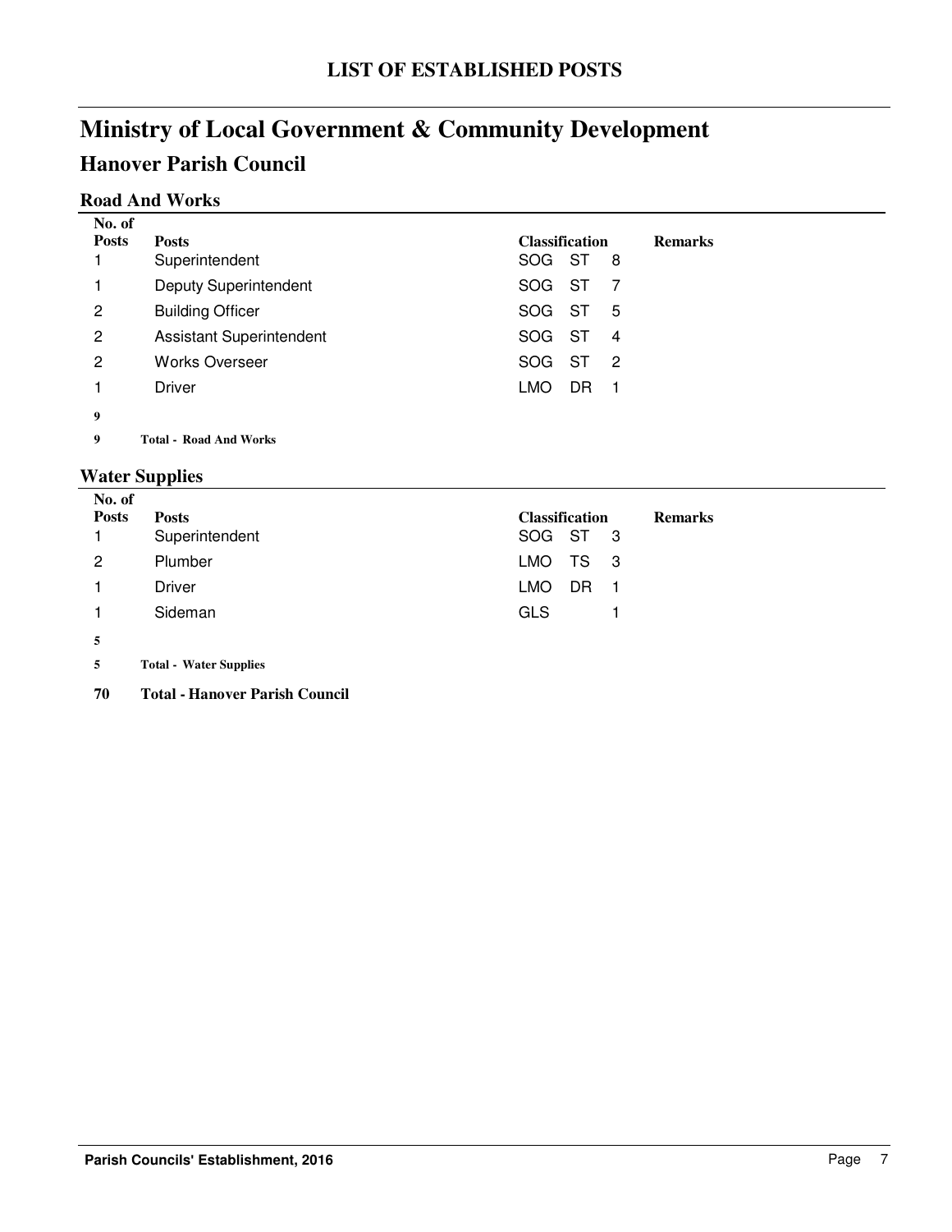# LIST OF ESTABLISHED POSTS

# Ministry of Local Government & Community Development

## Hanover Parish Council

### Road And Works

| No. of Posts | Posts | Classification | | | Remarks |
|---|---|---|---|---|---|
| 1 | Superintendent | SOG | ST | 8 | |
| 1 | Deputy Superintendent | SOG | ST | 7 | |
| 2 | Building Officer | SOG | ST | 5 | |
| 2 | Assistant Superintendent | SOG | ST | 4 | |
| 2 | Works Overseer | SOG | ST | 2 | |
| 1 | Driver | LMO | DR | 1 | |
| **9** | | | | | |
| **9** | **Total - Road And Works** | | | | |

### Water Supplies

| No. of Posts | Posts | Classification | | | Remarks |
|---|---|---|---|---|---|
| 1 | Superintendent | SOG | ST | 3 | |
| 2 | Plumber | LMO | TS | 3 | |
| 1 | Driver | LMO | DR | 1 | |
| 1 | Sideman | GLS | | 1 | |
| **5** | | | | | |
| **5** | **Total - Water Supplies** | | | | |

**70 Total - Hanover Parish Council**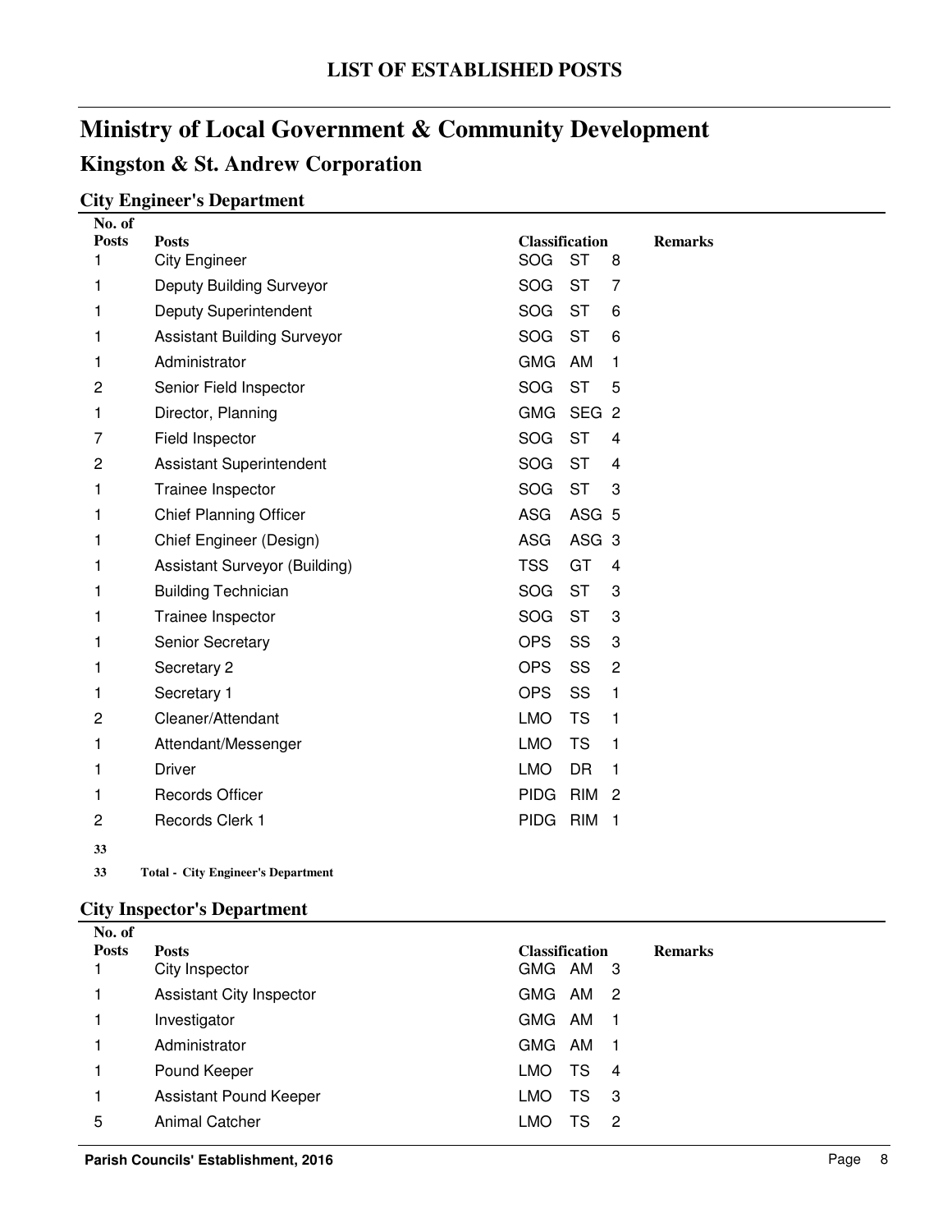## LIST OF ESTABLISHED POSTS

# Ministry of Local Government & Community Development

## Kingston & St. Andrew Corporation

### City Engineer's Department

| No. of Posts | Posts | Classification | | | Remarks |
|---|---|---|---|---|---|
| 1 | City Engineer | SOG | ST | 8 | |
| 1 | Deputy Building Surveyor | SOG | ST | 7 | |
| 1 | Deputy Superintendent | SOG | ST | 6 | |
| 1 | Assistant Building Surveyor | SOG | ST | 6 | |
| 1 | Administrator | GMG | AM | 1 | |
| 2 | Senior Field Inspector | SOG | ST | 5 | |
| 1 | Director, Planning | GMG | SEG | 2 | |
| 7 | Field Inspector | SOG | ST | 4 | |
| 2 | Assistant Superintendent | SOG | ST | 4 | |
| 1 | Trainee Inspector | SOG | ST | 3 | |
| 1 | Chief Planning Officer | ASG | ASG | 5 | |
| 1 | Chief Engineer (Design) | ASG | ASG | 3 | |
| 1 | Assistant Surveyor (Building) | TSS | GT | 4 | |
| 1 | Building Technician | SOG | ST | 3 | |
| 1 | Trainee Inspector | SOG | ST | 3 | |
| 1 | Senior Secretary | OPS | SS | 3 | |
| 1 | Secretary 2 | OPS | SS | 2 | |
| 1 | Secretary 1 | OPS | SS | 1 | |
| 2 | Cleaner/Attendant | LMO | TS | 1 | |
| 1 | Attendant/Messenger | LMO | TS | 1 | |
| 1 | Driver | LMO | DR | 1 | |
| 1 | Records Officer | PIDG | RIM | 2 | |
| 2 | Records Clerk 1 | PIDG | RIM | 1 | |
| **33** | | | | | |
| **33** | **Total - City Engineer's Department** | | | | |

### City Inspector's Department

| No. of Posts | Posts | Classification | | | Remarks |
|---|---|---|---|---|---|
| 1 | City Inspector | GMG | AM | 3 | |
| 1 | Assistant City Inspector | GMG | AM | 2 | |
| 1 | Investigator | GMG | AM | 1 | |
| 1 | Administrator | GMG | AM | 1 | |
| 1 | Pound Keeper | LMO | TS | 4 | |
| 1 | Assistant Pound Keeper | LMO | TS | 3 | |
| 5 | Animal Catcher | LMO | TS | 2 | |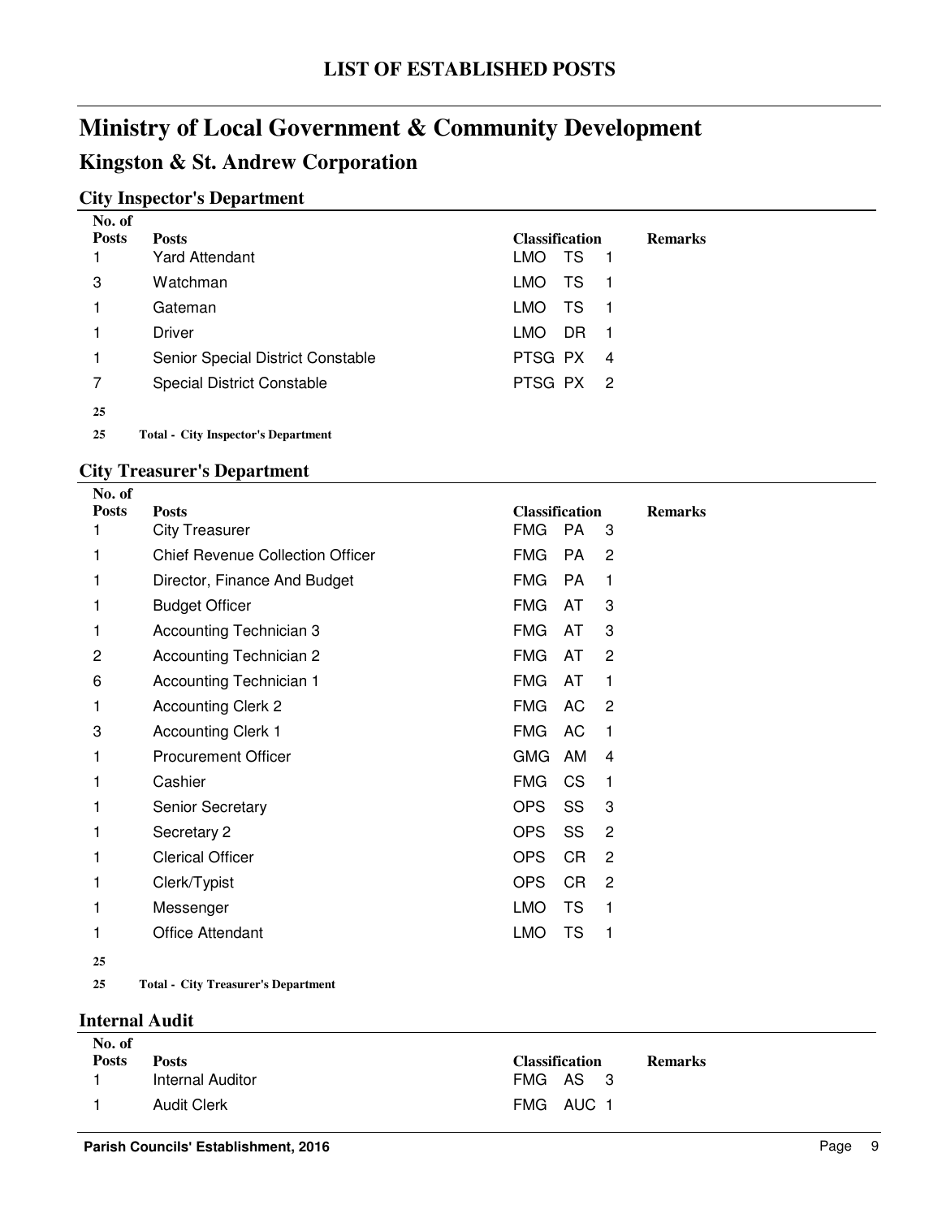## LIST OF ESTABLISHED POSTS

# Ministry of Local Government & Community Development

## Kingston & St. Andrew Corporation

### City Inspector's Department

| No. of Posts | Posts | Classification | Remarks |
|---|---|---|---|
| 1 | Yard Attendant | LMO TS 1 | |
| 3 | Watchman | LMO TS 1 | |
| 1 | Gateman | LMO TS 1 | |
| 1 | Driver | LMO DR 1 | |
| 1 | Senior Special District Constable | PTSG PX 4 | |
| 7 | Special District Constable | PTSG PX 2 | |
| **25** | | | |
| **25** | **Total - City Inspector's Department** | | |

### City Treasurer's Department

| No. of Posts | Posts | Classification | Remarks |
|---|---|---|---|
| 1 | City Treasurer | FMG PA 3 | |
| 1 | Chief Revenue Collection Officer | FMG PA 2 | |
| 1 | Director, Finance And Budget | FMG PA 1 | |
| 1 | Budget Officer | FMG AT 3 | |
| 1 | Accounting Technician 3 | FMG AT 3 | |
| 2 | Accounting Technician 2 | FMG AT 2 | |
| 6 | Accounting Technician 1 | FMG AT 1 | |
| 1 | Accounting Clerk 2 | FMG AC 2 | |
| 3 | Accounting Clerk 1 | FMG AC 1 | |
| 1 | Procurement Officer | GMG AM 4 | |
| 1 | Cashier | FMG CS 1 | |
| 1 | Senior Secretary | OPS SS 3 | |
| 1 | Secretary 2 | OPS SS 2 | |
| 1 | Clerical Officer | OPS CR 2 | |
| 1 | Clerk/Typist | OPS CR 2 | |
| 1 | Messenger | LMO TS 1 | |
| 1 | Office Attendant | LMO TS 1 | |
| **25** | | | |
| **25** | **Total - City Treasurer's Department** | | |

### Internal Audit

| No. of Posts | Posts | Classification | Remarks |
|---|---|---|---|
| 1 | Internal Auditor | FMG AS 3 | |
| 1 | Audit Clerk | FMG AUC 1 | |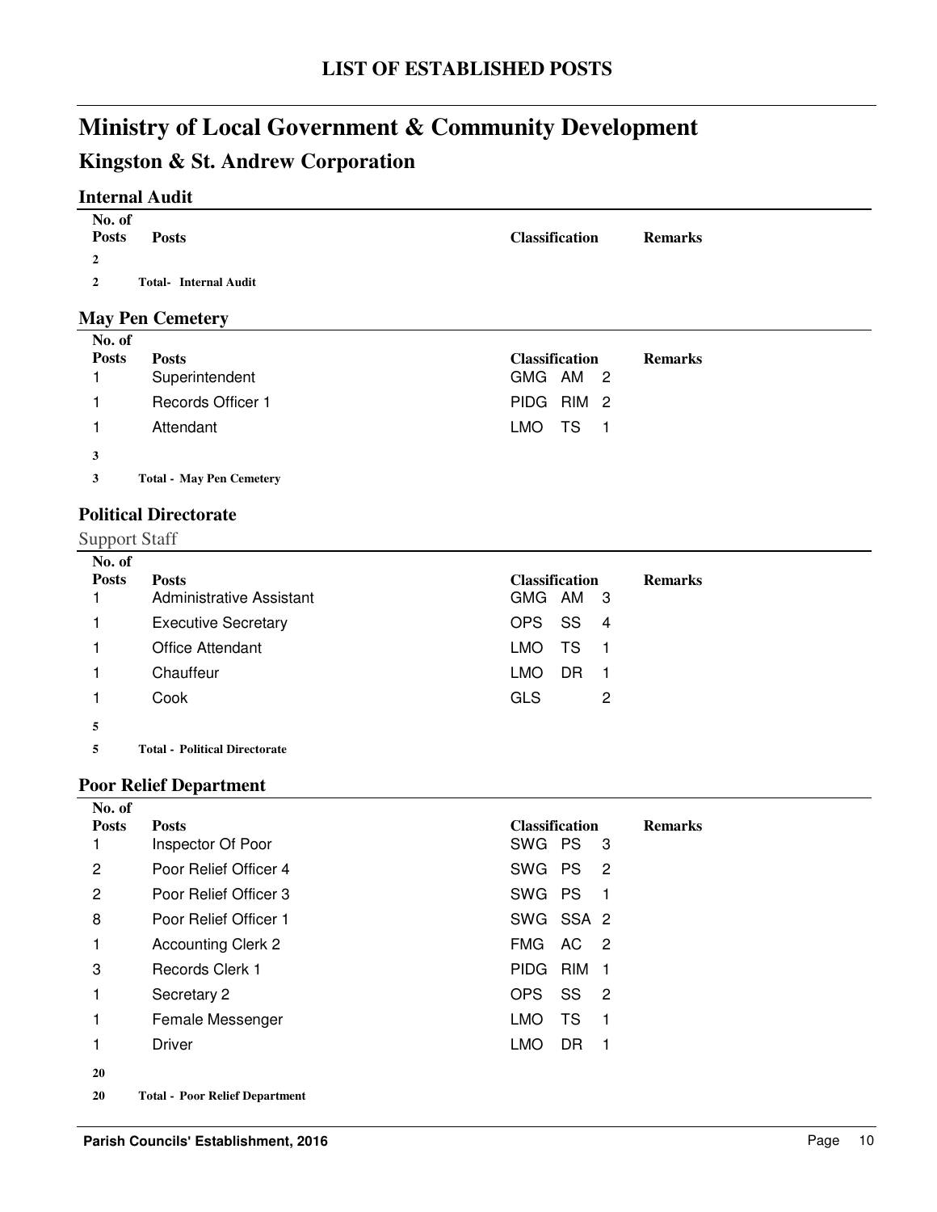# LIST OF ESTABLISHED POSTS

# Ministry of Local Government & Community Development

## Kingston & St. Andrew Corporation

### Internal Audit

| No. of Posts | Posts | Classification | Remarks |
|---|---|---|---|
| **2** | | | |
| **2** | **Total- Internal Audit** | | |

### May Pen Cemetery

| No. of Posts | Posts | Classification | Remarks |
|---|---|---|---|
| 1 | Superintendent | GMG AM 2 | |
| 1 | Records Officer 1 | PIDG RIM 2 | |
| 1 | Attendant | LMO TS 1 | |
| **3** | | | |
| **3** | **Total - May Pen Cemetery** | | |

### Political Directorate

Support Staff

| No. of Posts | Posts | Classification | Remarks |
|---|---|---|---|
| 1 | Administrative Assistant | GMG AM 3 | |
| 1 | Executive Secretary | OPS SS 4 | |
| 1 | Office Attendant | LMO TS 1 | |
| 1 | Chauffeur | LMO DR 1 | |
| 1 | Cook | GLS 2 | |
| **5** | | | |
| **5** | **Total - Political Directorate** | | |

### Poor Relief Department

| No. of Posts | Posts | Classification | Remarks |
|---|---|---|---|
| 1 | Inspector Of Poor | SWG PS 3 | |
| 2 | Poor Relief Officer 4 | SWG PS 2 | |
| 2 | Poor Relief Officer 3 | SWG PS 1 | |
| 8 | Poor Relief Officer 1 | SWG SSA 2 | |
| 1 | Accounting Clerk 2 | FMG AC 2 | |
| 3 | Records Clerk 1 | PIDG RIM 1 | |
| 1 | Secretary 2 | OPS SS 2 | |
| 1 | Female Messenger | LMO TS 1 | |
| 1 | Driver | LMO DR 1 | |
| **20** | | | |
| **20** | **Total - Poor Relief Department** | | |

**Parish Councils' Establishment, 2016**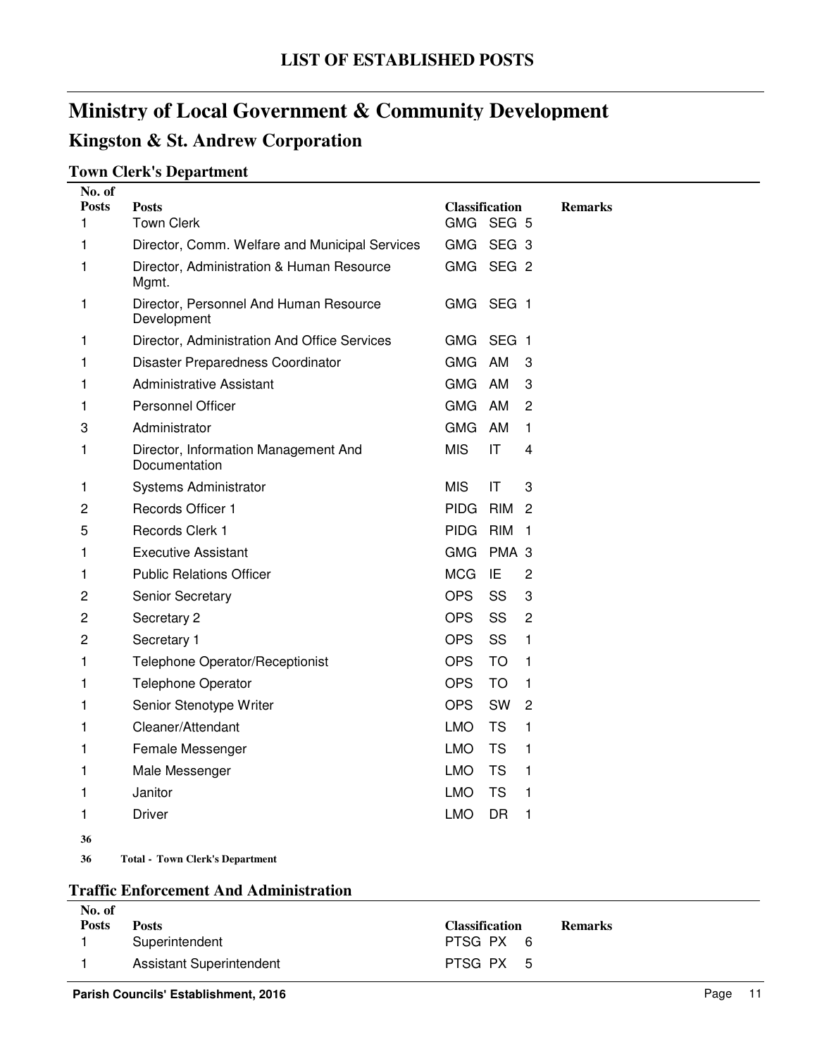# LIST OF ESTABLISHED POSTS

# Ministry of Local Government & Community Development

## Kingston & St. Andrew Corporation

### Town Clerk's Department

| No. of Posts | Posts | Classification | | | Remarks |
|---|---|---|---|---|---|
| 1 | Town Clerk | GMG | SEG | 5 | |
| 1 | Director, Comm. Welfare and Municipal Services | GMG | SEG | 3 | |
| 1 | Director, Administration & Human Resource Mgmt. | GMG | SEG | 2 | |
| 1 | Director, Personnel And Human Resource Development | GMG | SEG | 1 | |
| 1 | Director, Administration And Office Services | GMG | SEG | 1 | |
| 1 | Disaster Preparedness Coordinator | GMG | AM | 3 | |
| 1 | Administrative Assistant | GMG | AM | 3 | |
| 1 | Personnel Officer | GMG | AM | 2 | |
| 3 | Administrator | GMG | AM | 1 | |
| 1 | Director, Information Management And Documentation | MIS | IT | 4 | |
| 1 | Systems Administrator | MIS | IT | 3 | |
| 2 | Records Officer 1 | PIDG | RIM | 2 | |
| 5 | Records Clerk 1 | PIDG | RIM | 1 | |
| 1 | Executive Assistant | GMG | PMA | 3 | |
| 1 | Public Relations Officer | MCG | IE | 2 | |
| 2 | Senior Secretary | OPS | SS | 3 | |
| 2 | Secretary 2 | OPS | SS | 2 | |
| 2 | Secretary 1 | OPS | SS | 1 | |
| 1 | Telephone Operator/Receptionist | OPS | TO | 1 | |
| 1 | Telephone Operator | OPS | TO | 1 | |
| 1 | Senior Stenotype Writer | OPS | SW | 2 | |
| 1 | Cleaner/Attendant | LMO | TS | 1 | |
| 1 | Female Messenger | LMO | TS | 1 | |
| 1 | Male Messenger | LMO | TS | 1 | |
| 1 | Janitor | LMO | TS | 1 | |
| 1 | Driver | LMO | DR | 1 | |
| **36** | | | | | |
| **36** | **Total - Town Clerk's Department** | | | | |

### Traffic Enforcement And Administration

| No. of Posts | Posts | Classification | | | Remarks |
|---|---|---|---|---|---|
| 1 | Superintendent | PTSG | PX | 6 | |
| 1 | Assistant Superintendent | PTSG | PX | 5 | |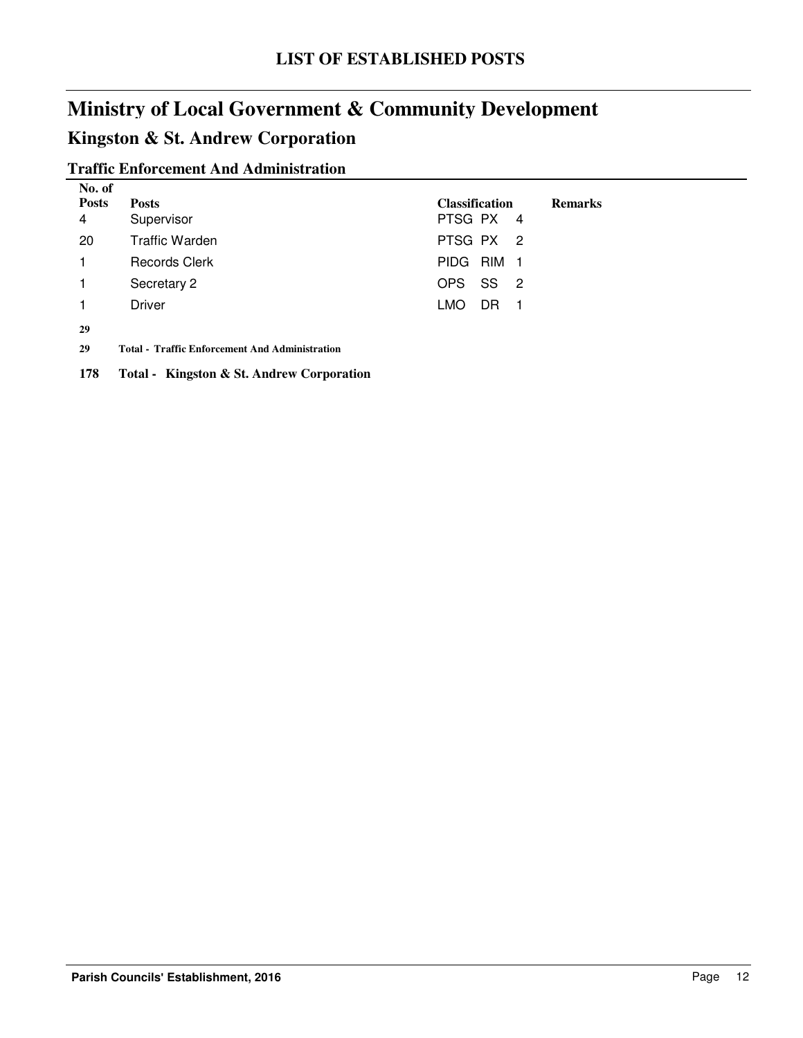# LIST OF ESTABLISHED POSTS

# Ministry of Local Government & Community Development

## Kingston & St. Andrew Corporation

### Traffic Enforcement And Administration

| No. of Posts | Posts | Classification | | | Remarks |
|---|---|---|---|---|---|
| 4 | Supervisor | PTSG | PX | 4 | |
| 20 | Traffic Warden | PTSG | PX | 2 | |
| 1 | Records Clerk | PIDG | RIM | 1 | |
| 1 | Secretary 2 | OPS | SS | 2 | |
| 1 | Driver | LMO | DR | 1 | |
| **29** | | | | | |
| **29** | **Total - Traffic Enforcement And Administration** | | | | |
| **178** | **Total - Kingston & St. Andrew Corporation** | | | | |

Parish Councils' Establishment, 2016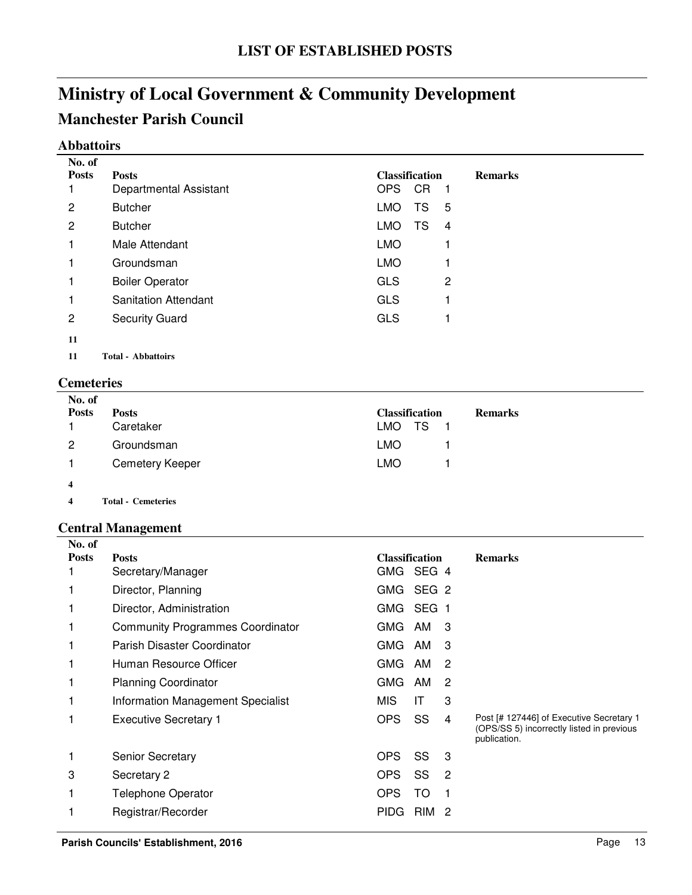# LIST OF ESTABLISHED POSTS

# Ministry of Local Government & Community Development

## Manchester Parish Council

### Abbattoirs

| No. of Posts | Posts | Classification | | | Remarks |
|---|---|---|---|---|---|
| 1 | Departmental Assistant | OPS | CR | 1 | |
| 2 | Butcher | LMO | TS | 5 | |
| 2 | Butcher | LMO | TS | 4 | |
| 1 | Male Attendant | LMO | | 1 | |
| 1 | Groundsman | LMO | | 1 | |
| 1 | Boiler Operator | GLS | | 2 | |
| 1 | Sanitation Attendant | GLS | | 1 | |
| 2 | Security Guard | GLS | | 1 | |
| **11** | | | | | |
| **11** | **Total - Abbattoirs** | | | | |

### Cemeteries

| No. of Posts | Posts | Classification | | | Remarks |
|---|---|---|---|---|---|
| 1 | Caretaker | LMO | TS | 1 | |
| 2 | Groundsman | LMO | | 1 | |
| 1 | Cemetery Keeper | LMO | | 1 | |
| **4** | | | | | |
| **4** | **Total - Cemeteries** | | | | |

### Central Management

| No. of Posts | Posts | Classification | | | Remarks |
|---|---|---|---|---|---|
| 1 | Secretary/Manager | GMG | SEG | 4 | |
| 1 | Director, Planning | GMG | SEG | 2 | |
| 1 | Director, Administration | GMG | SEG | 1 | |
| 1 | Community Programmes Coordinator | GMG | AM | 3 | |
| 1 | Parish Disaster Coordinator | GMG | AM | 3 | |
| 1 | Human Resource Officer | GMG | AM | 2 | |
| 1 | Planning Coordinator | GMG | AM | 2 | |
| 1 | Information Management Specialist | MIS | IT | 3 | |
| 1 | Executive Secretary 1 | OPS | SS | 4 | Post [# 127446] of Executive Secretary 1 (OPS/SS 5) incorrectly listed in previous publication. |
| 1 | Senior Secretary | OPS | SS | 3 | |
| 3 | Secretary 2 | OPS | SS | 2 | |
| 1 | Telephone Operator | OPS | TO | 1 | |
| 1 | Registrar/Recorder | PIDG | RIM | 2 | |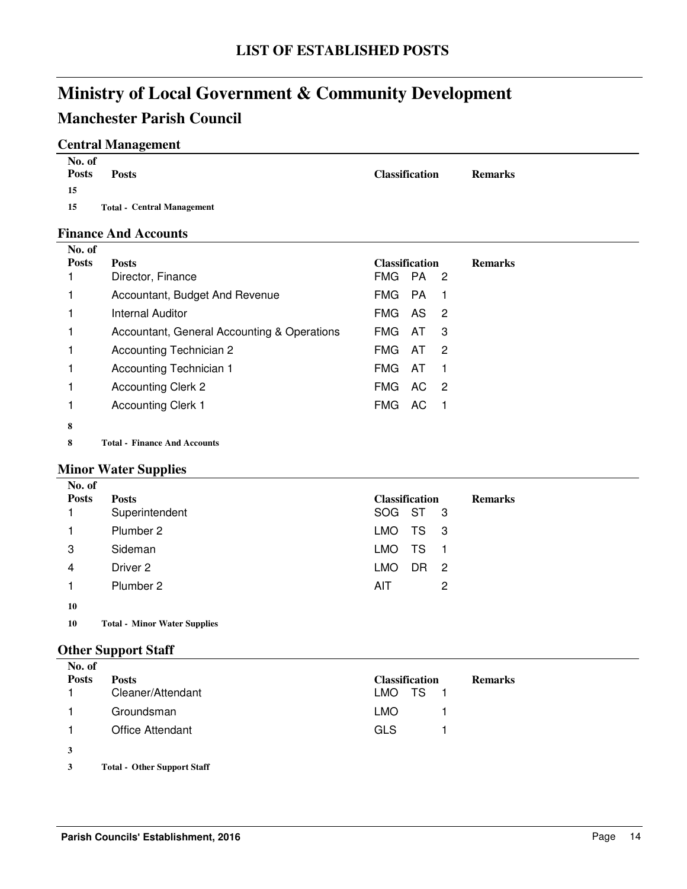# LIST OF ESTABLISHED POSTS

# Ministry of Local Government & Community Development

## Manchester Parish Council

### Central Management

| No. of Posts | Posts | Classification | | | Remarks |
|---|---|---|---|---|---|
| 15 | | | | | |
| 15 | **Total - Central Management** | | | | |

### Finance And Accounts

| No. of Posts | Posts | Classification | | | Remarks |
|---|---|---|---|---|---|
| 1 | Director, Finance | FMG | PA | 2 | |
| 1 | Accountant, Budget And Revenue | FMG | PA | 1 | |
| 1 | Internal Auditor | FMG | AS | 2 | |
| 1 | Accountant, General Accounting & Operations | FMG | AT | 3 | |
| 1 | Accounting Technician 2 | FMG | AT | 2 | |
| 1 | Accounting Technician 1 | FMG | AT | 1 | |
| 1 | Accounting Clerk 2 | FMG | AC | 2 | |
| 1 | Accounting Clerk 1 | FMG | AC | 1 | |
| 8 | | | | | |
| 8 | **Total - Finance And Accounts** | | | | |

### Minor Water Supplies

| No. of Posts | Posts | Classification | | | Remarks |
|---|---|---|---|---|---|
| 1 | Superintendent | SOG | ST | 3 | |
| 1 | Plumber 2 | LMO | TS | 3 | |
| 3 | Sideman | LMO | TS | 1 | |
| 4 | Driver 2 | LMO | DR | 2 | |
| 1 | Plumber 2 | AIT | | 2 | |
| 10 | | | | | |
| 10 | **Total - Minor Water Supplies** | | | | |

### Other Support Staff

| No. of Posts | Posts | Classification | | | Remarks |
|---|---|---|---|---|---|
| 1 | Cleaner/Attendant | LMO | TS | 1 | |
| 1 | Groundsman | LMO | | 1 | |
| 1 | Office Attendant | GLS | | 1 | |
| 3 | | | | | |
| 3 | **Total - Other Support Staff** | | | | |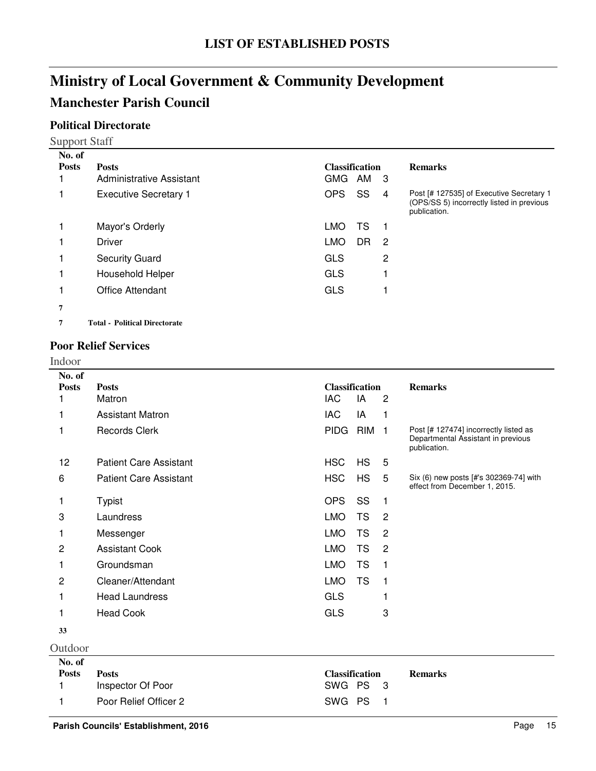# LIST OF ESTABLISHED POSTS

# Ministry of Local Government & Community Development

## Manchester Parish Council

### Political Directorate

Support Staff

| No. of Posts | Posts | Classification | | | Remarks |
|---|---|---|---|---|---|
| 1 | Administrative Assistant | GMG | AM | 3 | |
| 1 | Executive Secretary 1 | OPS | SS | 4 | Post [# 127535] of Executive Secretary 1 (OPS/SS 5) incorrectly listed in previous publication. |
| 1 | Mayor's Orderly | LMO | TS | 1 | |
| 1 | Driver | LMO | DR | 2 | |
| 1 | Security Guard | GLS | | 2 | |
| 1 | Household Helper | GLS | | 1 | |
| 1 | Office Attendant | GLS | | 1 | |
| **7** | | | | | |

**7** **Total - Political Directorate**

### Poor Relief Services

Indoor

| No. of Posts | Posts | Classification | | | Remarks |
|---|---|---|---|---|---|
| 1 | Matron | IAC | IA | 2 | |
| 1 | Assistant Matron | IAC | IA | 1 | |
| 1 | Records Clerk | PIDG | RIM | 1 | Post [# 127474] incorrectly listed as Departmental Assistant in previous publication. |
| 12 | Patient Care Assistant | HSC | HS | 5 | |
| 6 | Patient Care Assistant | HSC | HS | 5 | Six (6) new posts [#'s 302369-74] with effect from December 1, 2015. |
| 1 | Typist | OPS | SS | 1 | |
| 3 | Laundress | LMO | TS | 2 | |
| 1 | Messenger | LMO | TS | 2 | |
| 2 | Assistant Cook | LMO | TS | 2 | |
| 1 | Groundsman | LMO | TS | 1 | |
| 2 | Cleaner/Attendant | LMO | TS | 1 | |
| 1 | Head Laundress | GLS | | 1 | |
| 1 | Head Cook | GLS | | 3 | |
| **33** | | | | | |

Outdoor

| No. of Posts | Posts | Classification | | | Remarks |
|---|---|---|---|---|---|
| 1 | Inspector Of Poor | SWG | PS | 3 | |
| 1 | Poor Relief Officer 2 | SWG | PS | 1 | |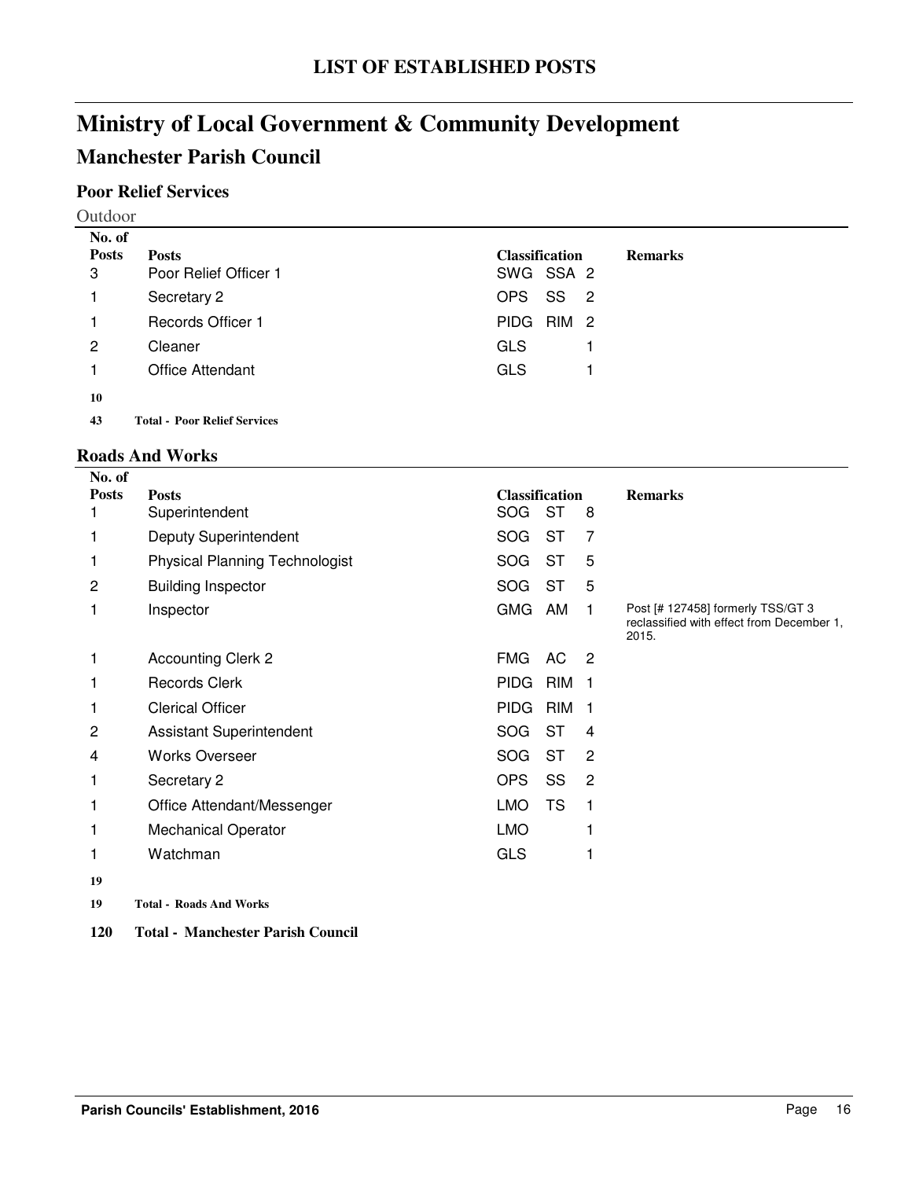## LIST OF ESTABLISHED POSTS

# Ministry of Local Government & Community Development

## Manchester Parish Council

### Poor Relief Services

Outdoor

| No. of Posts | Posts | Classification | | | Remarks |
|---|---|---|---|---|---|
| 3 | Poor Relief Officer 1 | SWG | SSA | 2 | |
| 1 | Secretary 2 | OPS | SS | 2 | |
| 1 | Records Officer 1 | PIDG | RIM | 2 | |
| 2 | Cleaner | GLS | | 1 | |
| 1 | Office Attendant | GLS | | 1 | |
| **10** | | | | | |
| **43** | **Total - Poor Relief Services** | | | | |

### Roads And Works

| No. of Posts | Posts | Classification | | | Remarks |
|---|---|---|---|---|---|
| 1 | Superintendent | SOG | ST | 8 | |
| 1 | Deputy Superintendent | SOG | ST | 7 | |
| 1 | Physical Planning Technologist | SOG | ST | 5 | |
| 2 | Building Inspector | SOG | ST | 5 | |
| 1 | Inspector | GMG | AM | 1 | Post [# 127458] formerly TSS/GT 3 reclassified with effect from December 1, 2015. |
| 1 | Accounting Clerk 2 | FMG | AC | 2 | |
| 1 | Records Clerk | PIDG | RIM | 1 | |
| 1 | Clerical Officer | PIDG | RIM | 1 | |
| 2 | Assistant Superintendent | SOG | ST | 4 | |
| 4 | Works Overseer | SOG | ST | 2 | |
| 1 | Secretary 2 | OPS | SS | 2 | |
| 1 | Office Attendant/Messenger | LMO | TS | 1 | |
| 1 | Mechanical Operator | LMO | | 1 | |
| 1 | Watchman | GLS | | 1 | |
| **19** | | | | | |
| **19** | **Total - Roads And Works** | | | | |

**120 Total - Manchester Parish Council**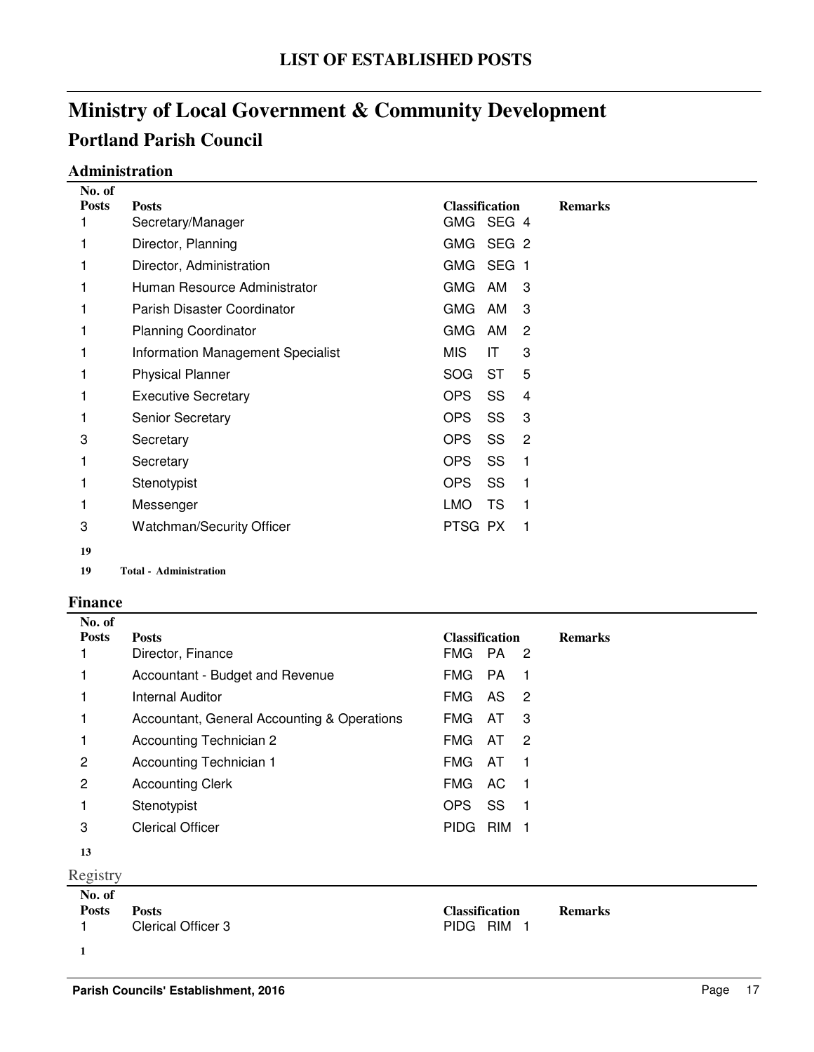# LIST OF ESTABLISHED POSTS

# Ministry of Local Government & Community Development

## Portland Parish Council

### Administration

| No. of Posts | Posts | Classification | | | Remarks |
|---|---|---|---|---|---|
| 1 | Secretary/Manager | GMG | SEG | 4 | |
| 1 | Director, Planning | GMG | SEG | 2 | |
| 1 | Director, Administration | GMG | SEG | 1 | |
| 1 | Human Resource Administrator | GMG | AM | 3 | |
| 1 | Parish Disaster Coordinator | GMG | AM | 3 | |
| 1 | Planning Coordinator | GMG | AM | 2 | |
| 1 | Information Management Specialist | MIS | IT | 3 | |
| 1 | Physical Planner | SOG | ST | 5 | |
| 1 | Executive Secretary | OPS | SS | 4 | |
| 1 | Senior Secretary | OPS | SS | 3 | |
| 3 | Secretary | OPS | SS | 2 | |
| 1 | Secretary | OPS | SS | 1 | |
| 1 | Stenotypist | OPS | SS | 1 | |
| 1 | Messenger | LMO | TS | 1 | |
| 3 | Watchman/Security Officer | PTSG | PX | 1 | |
| **19** | | | | | |

**19 Total - Administration**

### Finance

| No. of Posts | Posts | Classification | | | Remarks |
|---|---|---|---|---|---|
| 1 | Director, Finance | FMG | PA | 2 | |
| 1 | Accountant - Budget and Revenue | FMG | PA | 1 | |
| 1 | Internal Auditor | FMG | AS | 2 | |
| 1 | Accountant, General Accounting & Operations | FMG | AT | 3 | |
| 1 | Accounting Technician 2 | FMG | AT | 2 | |
| 2 | Accounting Technician 1 | FMG | AT | 1 | |
| 2 | Accounting Clerk | FMG | AC | 1 | |
| 1 | Stenotypist | OPS | SS | 1 | |
| 3 | Clerical Officer | PIDG | RIM | 1 | |
| **13** | | | | | |

Registry

| No. of Posts | Posts | Classification | | | Remarks |
|---|---|---|---|---|---|
| 1 | Clerical Officer 3 | PIDG | RIM | 1 | |
| **1** | | | | | |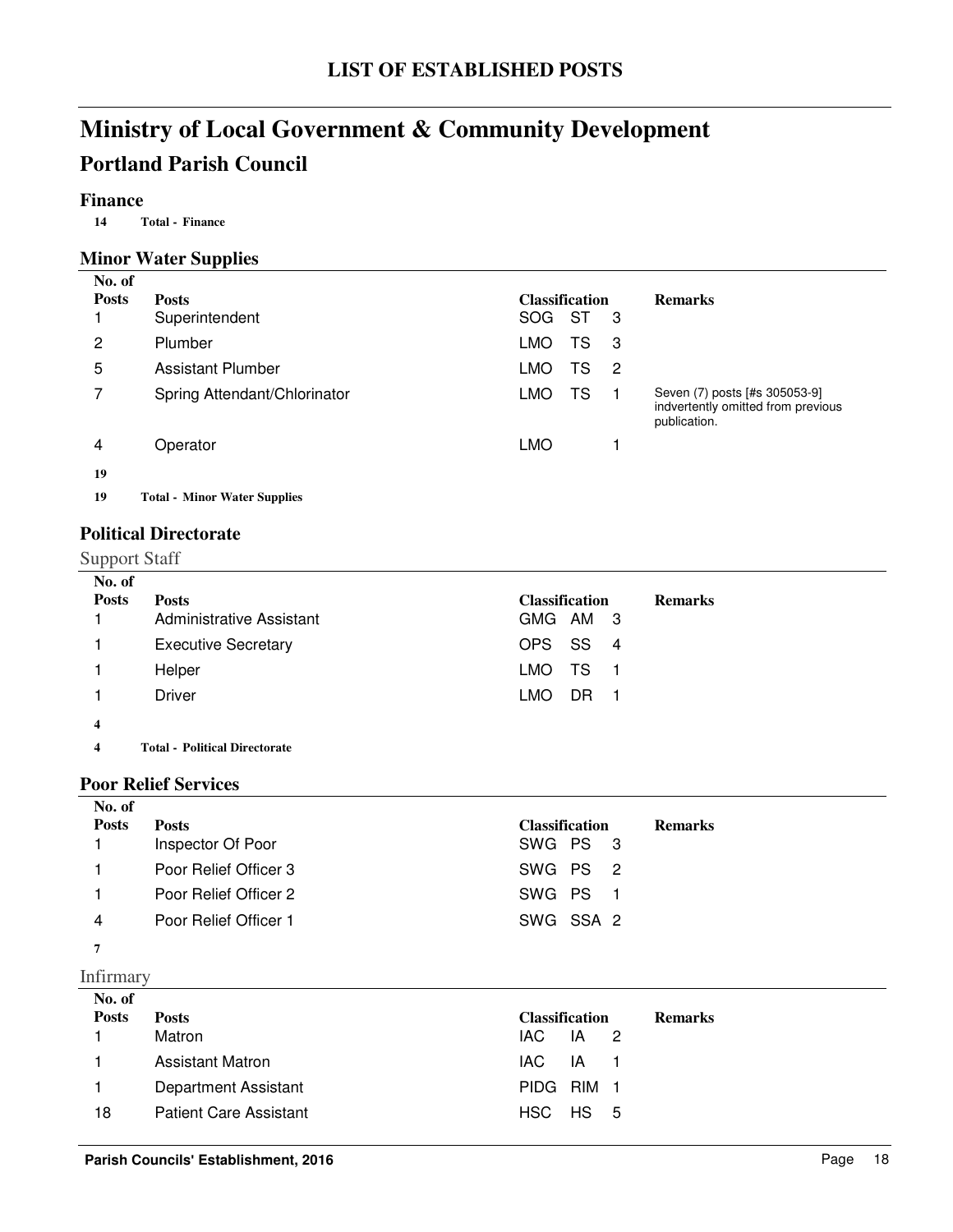# LIST OF ESTABLISHED POSTS

# Ministry of Local Government & Community Development

## Portland Parish Council

### Finance

**14 Total - Finance**

### Minor Water Supplies

| No. of Posts | Posts | Classification | | | Remarks |
|---|---|---|---|---|---|
| 1 | Superintendent | SOG | ST | 3 | |
| 2 | Plumber | LMO | TS | 3 | |
| 5 | Assistant Plumber | LMO | TS | 2 | |
| 7 | Spring Attendant/Chlorinator | LMO | TS | 1 | Seven (7) posts [#s 305053-9] indvertently omitted from previous publication. |
| 4 | Operator | LMO | | 1 | |
| **19** | | | | | |

**19 Total - Minor Water Supplies**

### Political Directorate

#### Support Staff

| No. of Posts | Posts | Classification | | | Remarks |
|---|---|---|---|---|---|
| 1 | Administrative Assistant | GMG | AM | 3 | |
| 1 | Executive Secretary | OPS | SS | 4 | |
| 1 | Helper | LMO | TS | 1 | |
| 1 | Driver | LMO | DR | 1 | |
| **4** | | | | | |

**4 Total - Political Directorate**

### Poor Relief Services

| No. of Posts | Posts | Classification | | | Remarks |
|---|---|---|---|---|---|
| 1 | Inspector Of Poor | SWG | PS | 3 | |
| 1 | Poor Relief Officer 3 | SWG | PS | 2 | |
| 1 | Poor Relief Officer 2 | SWG | PS | 1 | |
| 4 | Poor Relief Officer 1 | SWG | SSA | 2 | |
| **7** | | | | | |

#### Infirmary

| No. of Posts | Posts | Classification | | | Remarks |
|---|---|---|---|---|---|
| 1 | Matron | IAC | IA | 2 | |
| 1 | Assistant Matron | IAC | IA | 1 | |
| 1 | Department Assistant | PIDG | RIM | 1 | |
| 18 | Patient Care Assistant | HSC | HS | 5 | |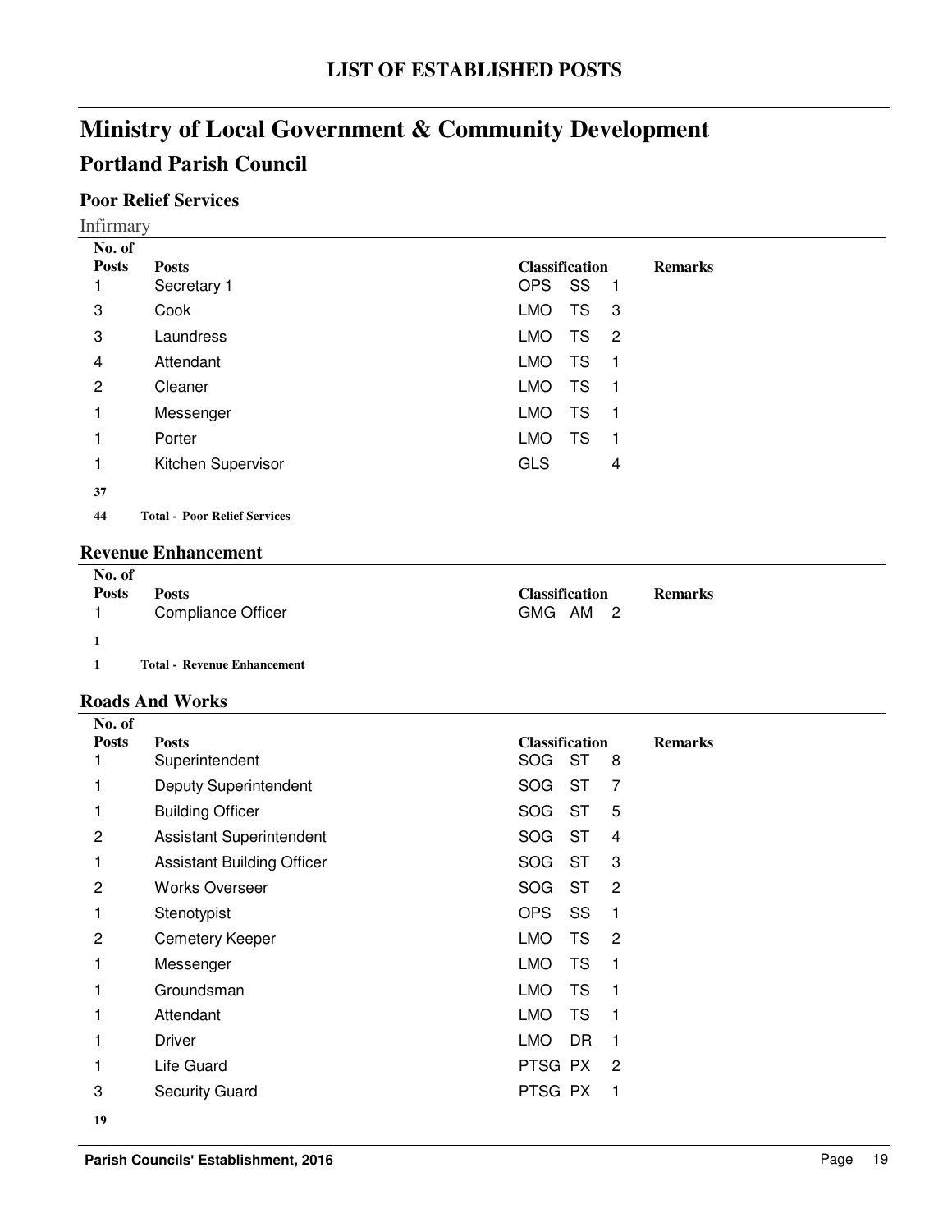# LIST OF ESTABLISHED POSTS

# Ministry of Local Government & Community Development

## Portland Parish Council

### Poor Relief Services

Infirmary

| No. of Posts | Posts | Classification | | | Remarks |
|---|---|---|---|---|---|
| 1 | Secretary 1 | OPS | SS | 1 | |
| 3 | Cook | LMO | TS | 3 | |
| 3 | Laundress | LMO | TS | 2 | |
| 4 | Attendant | LMO | TS | 1 | |
| 2 | Cleaner | LMO | TS | 1 | |
| 1 | Messenger | LMO | TS | 1 | |
| 1 | Porter | LMO | TS | 1 | |
| 1 | Kitchen Supervisor | GLS | | 4 | |
| **37** | | | | | |
| **44** | **Total - Poor Relief Services** | | | | |

### Revenue Enhancement

| No. of Posts | Posts | Classification | | | Remarks |
|---|---|---|---|---|---|
| 1 | Compliance Officer | GMG | AM | 2 | |
| **1** | | | | | |
| **1** | **Total - Revenue Enhancement** | | | | |

### Roads And Works

| No. of Posts | Posts | Classification | | | Remarks |
|---|---|---|---|---|---|
| 1 | Superintendent | SOG | ST | 8 | |
| 1 | Deputy Superintendent | SOG | ST | 7 | |
| 1 | Building Officer | SOG | ST | 5 | |
| 2 | Assistant Superintendent | SOG | ST | 4 | |
| 1 | Assistant Building Officer | SOG | ST | 3 | |
| 2 | Works Overseer | SOG | ST | 2 | |
| 1 | Stenotypist | OPS | SS | 1 | |
| 2 | Cemetery Keeper | LMO | TS | 2 | |
| 1 | Messenger | LMO | TS | 1 | |
| 1 | Groundsman | LMO | TS | 1 | |
| 1 | Attendant | LMO | TS | 1 | |
| 1 | Driver | LMO | DR | 1 | |
| 1 | Life Guard | PTSG | PX | 2 | |
| 3 | Security Guard | PTSG | PX | 1 | |
| **19** | | | | | |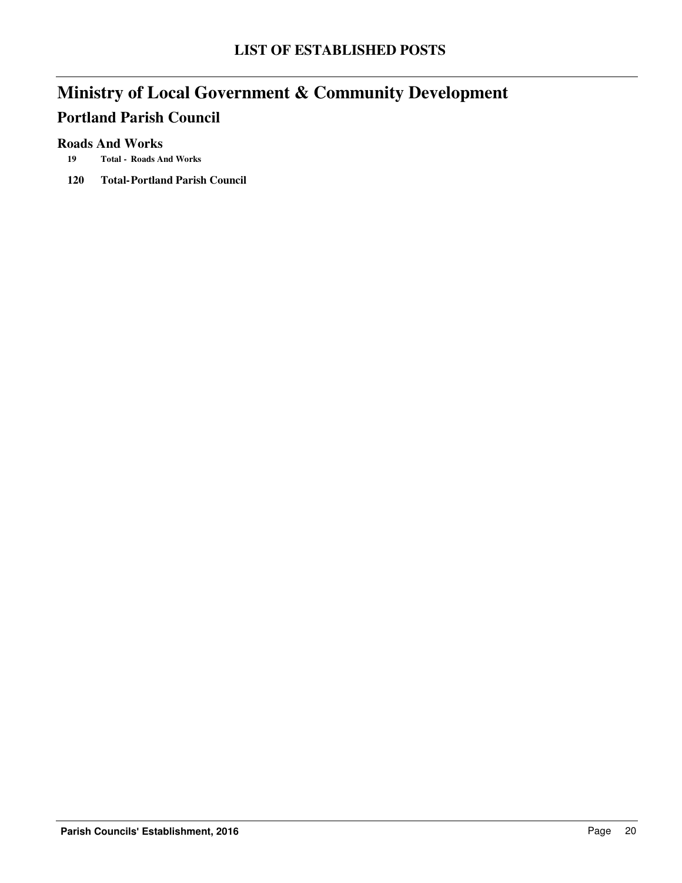# LIST OF ESTABLISHED POSTS

## Ministry of Local Government & Community Development

### Portland Parish Council

#### Roads And Works

**19 Total - Roads And Works**

**120 Total-Portland Parish Council**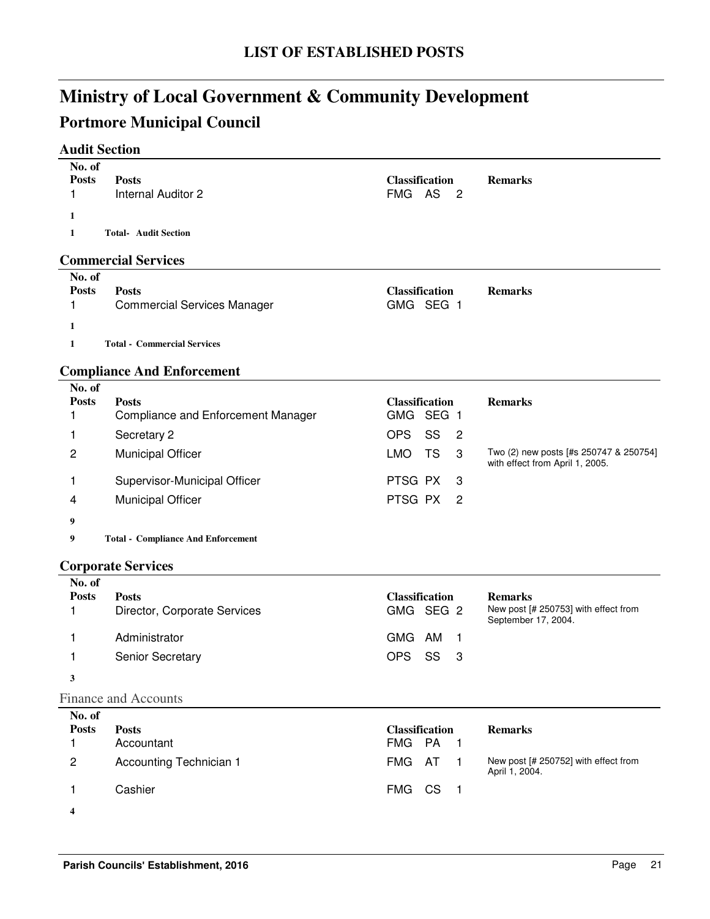## LIST OF ESTABLISHED POSTS

# Ministry of Local Government & Community Development

## Portmore Municipal Council

### Audit Section

| No. of Posts | Posts | Classification | Remarks |
|---|---|---|---|
| 1 | Internal Auditor 2 | FMG AS 2 | |
| **1** | | | |
| **1** | **Total- Audit Section** | | |

### Commercial Services

| No. of Posts | Posts | Classification | Remarks |
|---|---|---|---|
| 1 | Commercial Services Manager | GMG SEG 1 | |
| **1** | | | |
| **1** | **Total - Commercial Services** | | |

### Compliance And Enforcement

| No. of Posts | Posts | Classification | Remarks |
|---|---|---|---|
| 1 | Compliance and Enforcement Manager | GMG SEG 1 | |
| 1 | Secretary 2 | OPS SS 2 | |
| 2 | Municipal Officer | LMO TS 3 | Two (2) new posts [#s 250747 & 250754] with effect from April 1, 2005. |
| 1 | Supervisor-Municipal Officer | PTSG PX 3 | |
| 4 | Municipal Officer | PTSG PX 2 | |
| **9** | | | |
| **9** | **Total - Compliance And Enforcement** | | |

### Corporate Services

| No. of Posts | Posts | Classification | Remarks |
|---|---|---|---|
| 1 | Director, Corporate Services | GMG SEG 2 | New post [# 250753] with effect from September 17, 2004. |
| 1 | Administrator | GMG AM 1 | |
| 1 | Senior Secretary | OPS SS 3 | |
| **3** | | | |

Finance and Accounts

| No. of Posts | Posts | Classification | Remarks |
|---|---|---|---|
| 1 | Accountant | FMG PA 1 | |
| 2 | Accounting Technician 1 | FMG AT 1 | New post [# 250752] with effect from April 1, 2004. |
| 1 | Cashier | FMG CS 1 | |
| **4** | | | |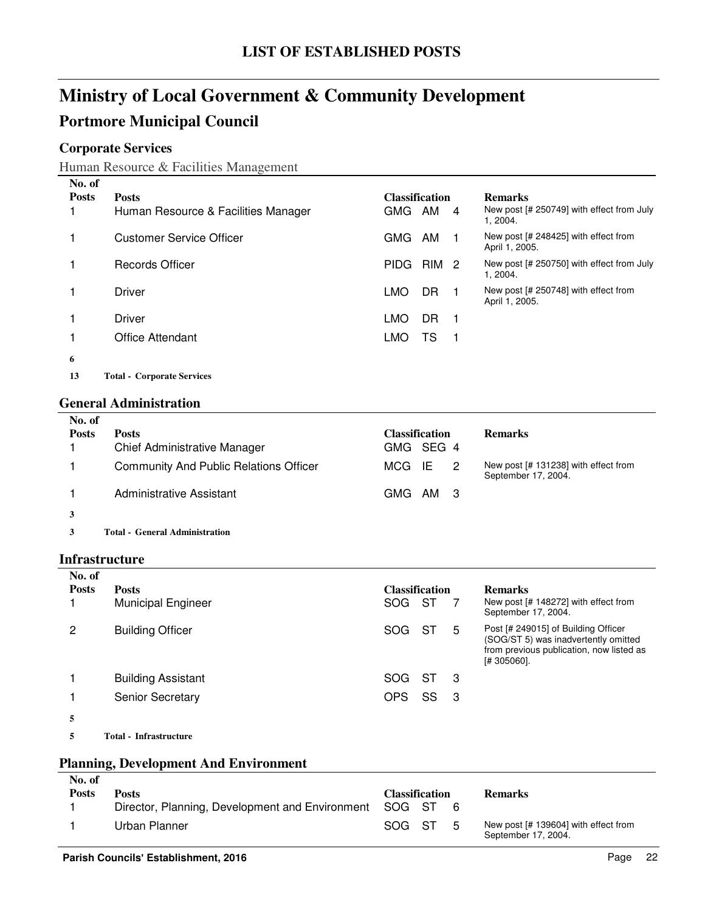# LIST OF ESTABLISHED POSTS

# Ministry of Local Government & Community Development

## Portmore Municipal Council

### Corporate Services

Human Resource & Facilities Management

| No. of Posts | Posts | Classification | | | Remarks |
|---|---|---|---|---|---|
| 1 | Human Resource & Facilities Manager | GMG | AM | 4 | New post [# 250749] with effect from July 1, 2004. |
| 1 | Customer Service Officer | GMG | AM | 1 | New post [# 248425] with effect from April 1, 2005. |
| 1 | Records Officer | PIDG | RIM | 2 | New post [# 250750] with effect from July 1, 2004. |
| 1 | Driver | LMO | DR | 1 | New post [# 250748] with effect from April 1, 2005. |
| 1 | Driver | LMO | DR | 1 | |
| 1 | Office Attendant | LMO | TS | 1 | |
| **6** | | | | | |
| **13** | **Total - Corporate Services** | | | | |

### General Administration

| No. of Posts | Posts | Classification | | | Remarks |
|---|---|---|---|---|---|
| 1 | Chief Administrative Manager | GMG | SEG | 4 | |
| 1 | Community And Public Relations Officer | MCG | IE | 2 | New post [# 131238] with effect from September 17, 2004. |
| 1 | Administrative Assistant | GMG | AM | 3 | |
| **3** | | | | | |
| **3** | **Total - General Administration** | | | | |

### Infrastructure

| No. of Posts | Posts | Classification | | | Remarks |
|---|---|---|---|---|---|
| 1 | Municipal Engineer | SOG | ST | 7 | New post [# 148272] with effect from September 17, 2004. |
| 2 | Building Officer | SOG | ST | 5 | Post [# 249015] of Building Officer (SOG/ST 5) was inadvertently omitted from previous publication, now listed as [# 305060]. |
| 1 | Building Assistant | SOG | ST | 3 | |
| 1 | Senior Secretary | OPS | SS | 3 | |
| **5** | | | | | |
| **5** | **Total - Infrastructure** | | | | |

### Planning, Development And Environment

| No. of Posts | Posts | Classification | | | Remarks |
|---|---|---|---|---|---|
| 1 | Director, Planning, Development and Environment | SOG | ST | 6 | |
| 1 | Urban Planner | SOG | ST | 5 | New post [# 139604] with effect from September 17, 2004. |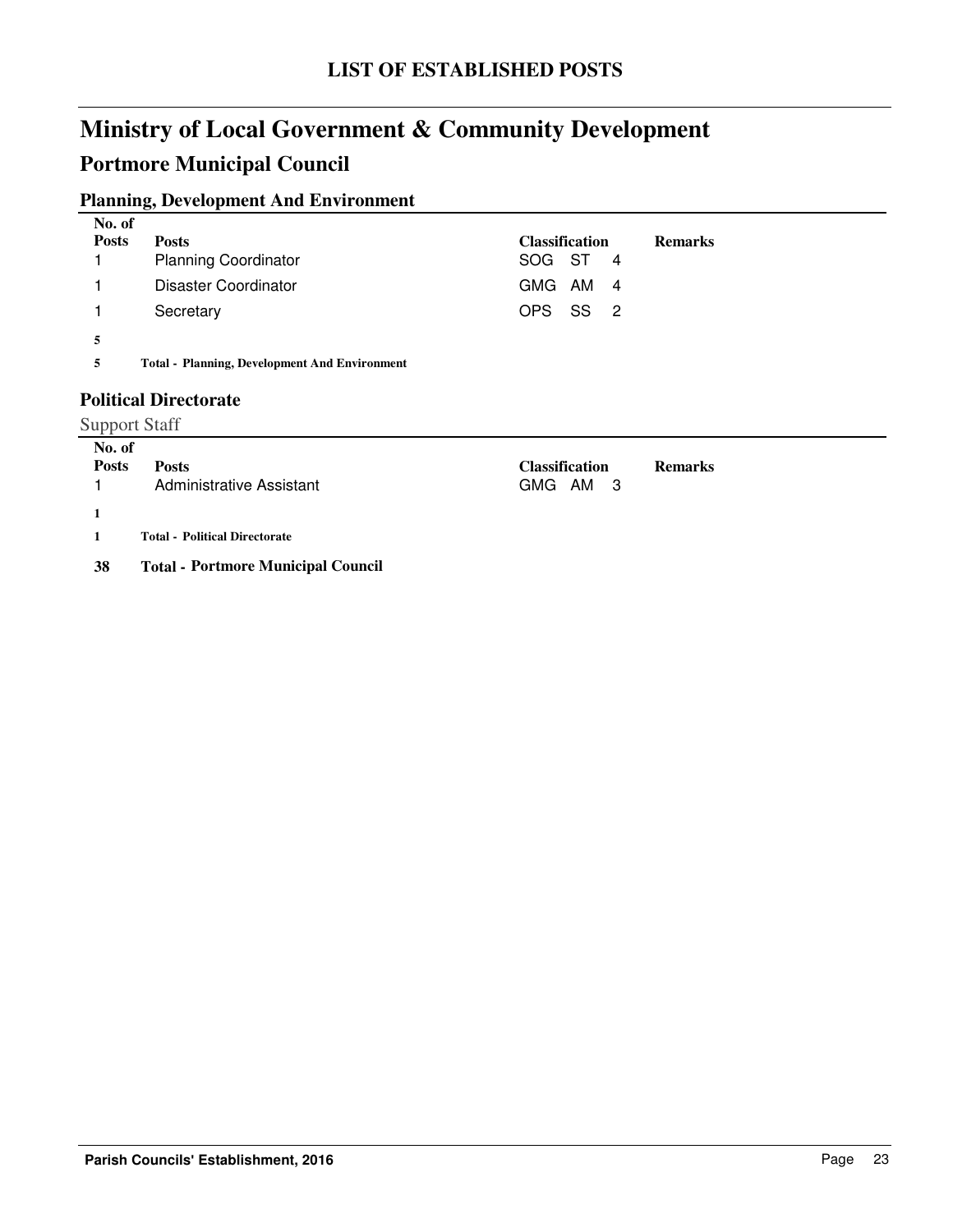# LIST OF ESTABLISHED POSTS

# Ministry of Local Government & Community Development

## Portmore Municipal Council

### Planning, Development And Environment

| No. of Posts | Posts | Classification | Remarks |
|---|---|---|---|
| 1 | Planning Coordinator | SOG ST 4 | |
| 1 | Disaster Coordinator | GMG AM 4 | |
| 1 | Secretary | OPS SS 2 | |
| **5** | | | |
| **5** | **Total - Planning, Development And Environment** | | |

### Political Directorate

Support Staff

| No. of Posts | Posts | Classification | Remarks |
|---|---|---|---|
| 1 | Administrative Assistant | GMG AM 3 | |
| **1** | | | |
| **1** | **Total - Political Directorate** | | |

**38 Total - Portmore Municipal Council**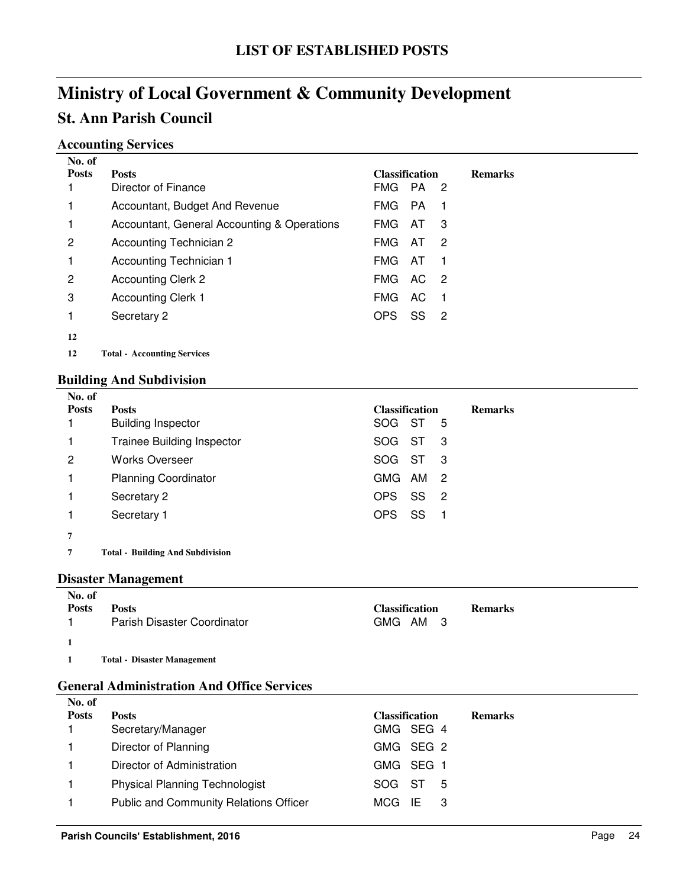# LIST OF ESTABLISHED POSTS

# Ministry of Local Government & Community Development

## St. Ann Parish Council

### Accounting Services

| No. of Posts | Posts | Classification | Remarks |
|---|---|---|---|
| 1 | Director of Finance | FMG PA 2 | |
| 1 | Accountant, Budget And Revenue | FMG PA 1 | |
| 1 | Accountant, General Accounting & Operations | FMG AT 3 | |
| 2 | Accounting Technician 2 | FMG AT 2 | |
| 1 | Accounting Technician 1 | FMG AT 1 | |
| 2 | Accounting Clerk 2 | FMG AC 2 | |
| 3 | Accounting Clerk 1 | FMG AC 1 | |
| 1 | Secretary 2 | OPS SS 2 | |
| **12** | | | |
| **12** | **Total - Accounting Services** | | |

### Building And Subdivision

| No. of Posts | Posts | Classification | Remarks |
|---|---|---|---|
| 1 | Building Inspector | SOG ST 5 | |
| 1 | Trainee Building Inspector | SOG ST 3 | |
| 2 | Works Overseer | SOG ST 3 | |
| 1 | Planning Coordinator | GMG AM 2 | |
| 1 | Secretary 2 | OPS SS 2 | |
| 1 | Secretary 1 | OPS SS 1 | |
| **7** | | | |
| **7** | **Total - Building And Subdivision** | | |

### Disaster Management

| No. of Posts | Posts | Classification | Remarks |
|---|---|---|---|
| 1 | Parish Disaster Coordinator | GMG AM 3 | |
| **1** | | | |
| **1** | **Total - Disaster Management** | | |

### General Administration And Office Services

| No. of Posts | Posts | Classification | Remarks |
|---|---|---|---|
| 1 | Secretary/Manager | GMG SEG 4 | |
| 1 | Director of Planning | GMG SEG 2 | |
| 1 | Director of Administration | GMG SEG 1 | |
| 1 | Physical Planning Technologist | SOG ST 5 | |
| 1 | Public and Community Relations Officer | MCG IE 3 | |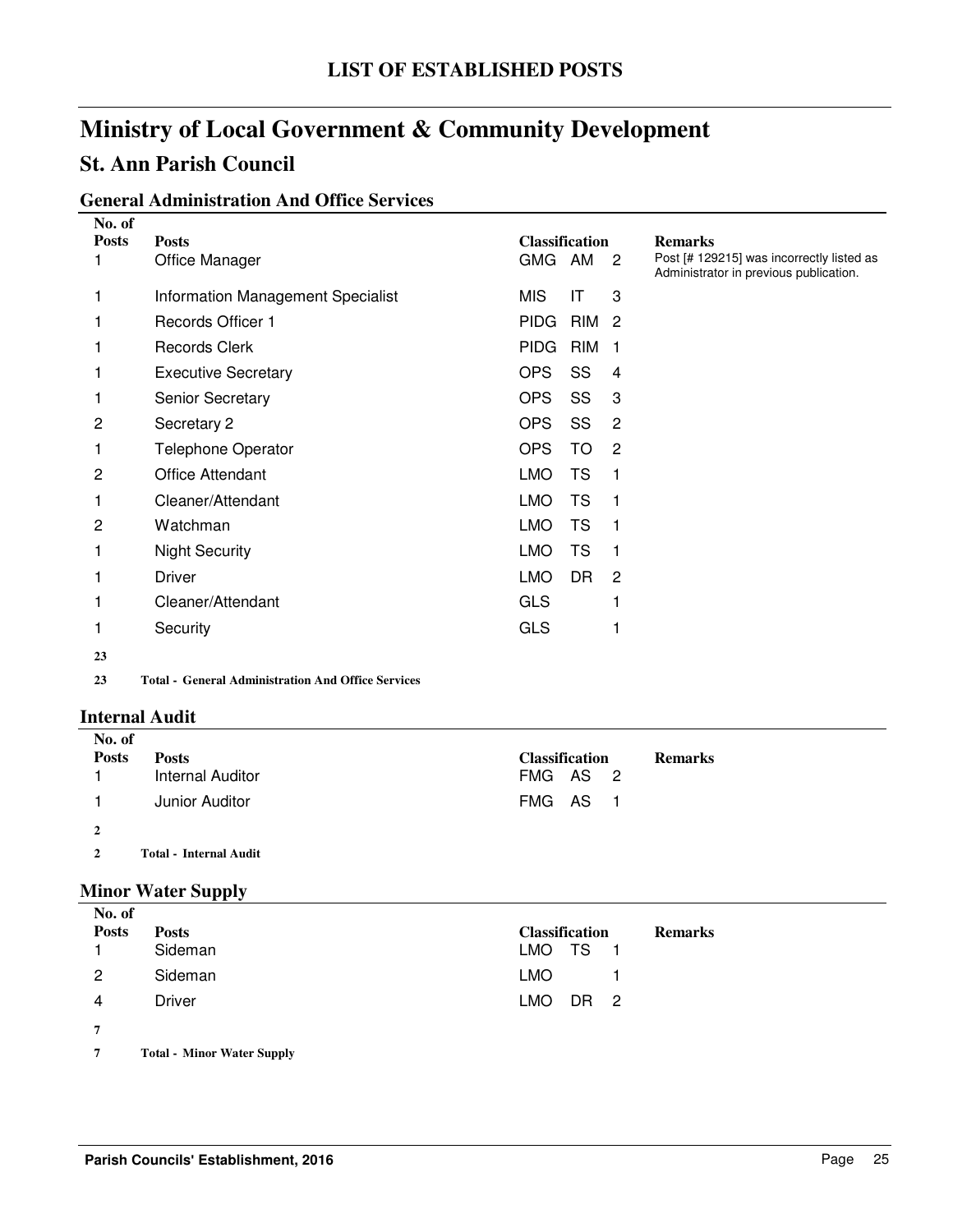# LIST OF ESTABLISHED POSTS

# Ministry of Local Government & Community Development

## St. Ann Parish Council

### General Administration And Office Services

| No. of Posts | Posts | Classification | | | Remarks |
|---|---|---|---|---|---|
| 1 | Office Manager | GMG | AM | 2 | Post [# 129215] was incorrectly listed as Administrator in previous publication. |
| 1 | Information Management Specialist | MIS | IT | 3 | |
| 1 | Records Officer 1 | PIDG | RIM | 2 | |
| 1 | Records Clerk | PIDG | RIM | 1 | |
| 1 | Executive Secretary | OPS | SS | 4 | |
| 1 | Senior Secretary | OPS | SS | 3 | |
| 2 | Secretary 2 | OPS | SS | 2 | |
| 1 | Telephone Operator | OPS | TO | 2 | |
| 2 | Office Attendant | LMO | TS | 1 | |
| 1 | Cleaner/Attendant | LMO | TS | 1 | |
| 2 | Watchman | LMO | TS | 1 | |
| 1 | Night Security | LMO | TS | 1 | |
| 1 | Driver | LMO | DR | 2 | |
| 1 | Cleaner/Attendant | GLS | | 1 | |
| 1 | Security | GLS | | 1 | |
| **23** | | | | | |
| **23** | **Total - General Administration And Office Services** | | | | |

### Internal Audit

| No. of Posts | Posts | Classification | | | Remarks |
|---|---|---|---|---|---|
| 1 | Internal Auditor | FMG | AS | 2 | |
| 1 | Junior Auditor | FMG | AS | 1 | |
| **2** | | | | | |
| **2** | **Total - Internal Audit** | | | | |

### Minor Water Supply

| No. of Posts | Posts | Classification | | | Remarks |
|---|---|---|---|---|---|
| 1 | Sideman | LMO | TS | 1 | |
| 2 | Sideman | LMO | | 1 | |
| 4 | Driver | LMO | DR | 2 | |
| **7** | | | | | |
| **7** | **Total - Minor Water Supply** | | | | |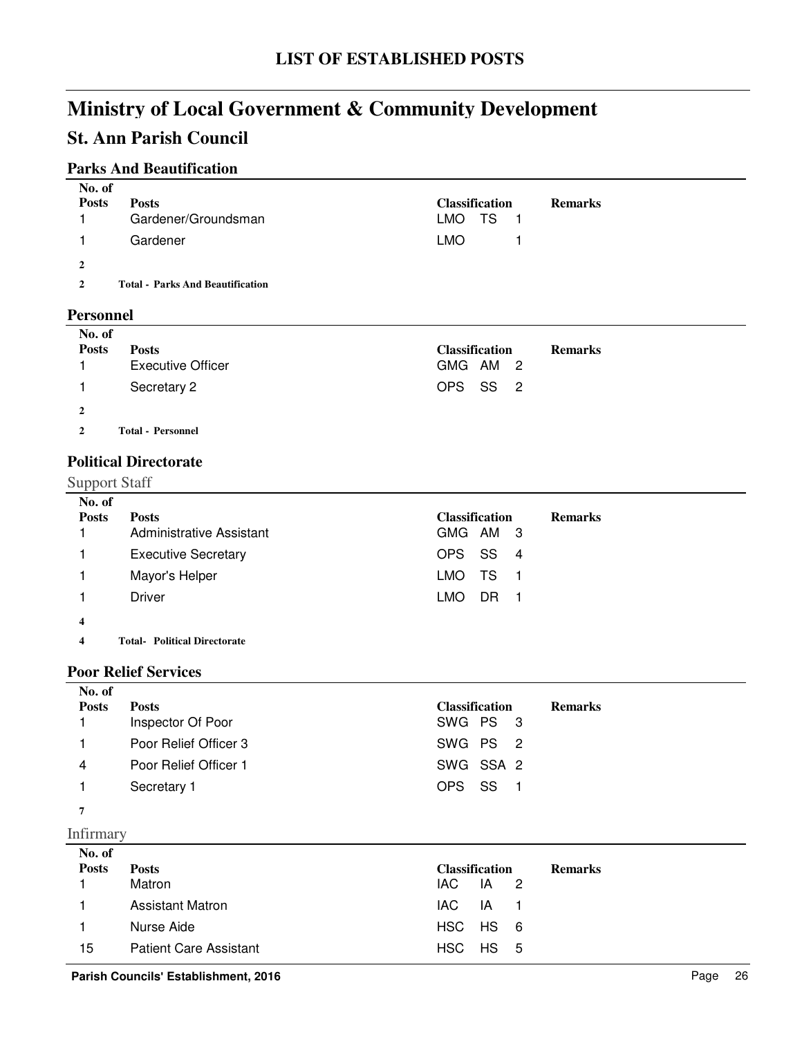# LIST OF ESTABLISHED POSTS

# Ministry of Local Government & Community Development

## St. Ann Parish Council

### Parks And Beautification

| No. of Posts | Posts | Classification | Remarks |
|---|---|---|---|
| 1 | Gardener/Groundsman | LMO TS 1 | |
| 1 | Gardener | LMO 1 | |
| **2** | | | |
| **2** | **Total - Parks And Beautification** | | |

### Personnel

| No. of Posts | Posts | Classification | Remarks |
|---|---|---|---|
| 1 | Executive Officer | GMG AM 2 | |
| 1 | Secretary 2 | OPS SS 2 | |
| **2** | | | |
| **2** | **Total - Personnel** | | |

### Political Directorate

Support Staff

| No. of Posts | Posts | Classification | Remarks |
|---|---|---|---|
| 1 | Administrative Assistant | GMG AM 3 | |
| 1 | Executive Secretary | OPS SS 4 | |
| 1 | Mayor's Helper | LMO TS 1 | |
| 1 | Driver | LMO DR 1 | |
| **4** | | | |
| **4** | **Total- Political Directorate** | | |

### Poor Relief Services

| No. of Posts | Posts | Classification | Remarks |
|---|---|---|---|
| 1 | Inspector Of Poor | SWG PS 3 | |
| 1 | Poor Relief Officer 3 | SWG PS 2 | |
| 4 | Poor Relief Officer 1 | SWG SSA 2 | |
| 1 | Secretary 1 | OPS SS 1 | |
| **7** | | | |

Infirmary

| No. of Posts | Posts | Classification | Remarks |
|---|---|---|---|
| 1 | Matron | IAC IA 2 | |
| 1 | Assistant Matron | IAC IA 1 | |
| 1 | Nurse Aide | HSC HS 6 | |
| 15 | Patient Care Assistant | HSC HS 5 | |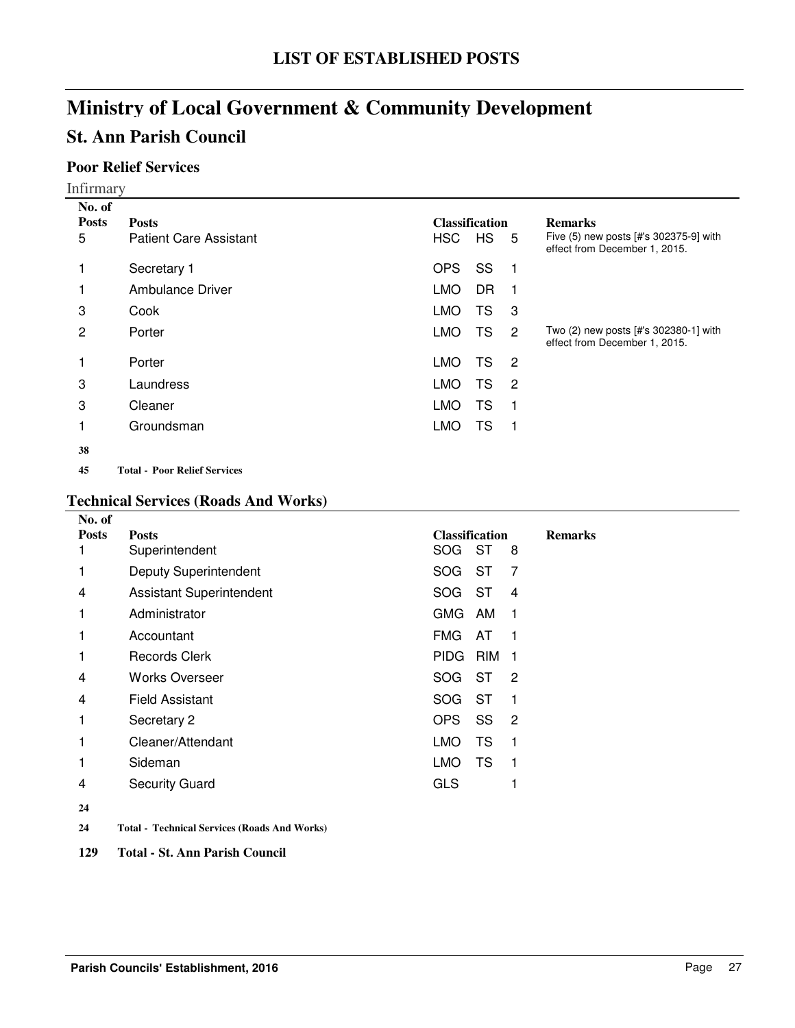# LIST OF ESTABLISHED POSTS

# Ministry of Local Government & Community Development

## St. Ann Parish Council

### Poor Relief Services

Infirmary

| No. of Posts | Posts | Classification | | | Remarks |
|---|---|---|---|---|---|
| 5 | Patient Care Assistant | HSC | HS | 5 | Five (5) new posts [#'s 302375-9] with effect from December 1, 2015. |
| 1 | Secretary 1 | OPS | SS | 1 | |
| 1 | Ambulance Driver | LMO | DR | 1 | |
| 3 | Cook | LMO | TS | 3 | |
| 2 | Porter | LMO | TS | 2 | Two (2) new posts [#'s 302380-1] with effect from December 1, 2015. |
| 1 | Porter | LMO | TS | 2 | |
| 3 | Laundress | LMO | TS | 2 | |
| 3 | Cleaner | LMO | TS | 1 | |
| 1 | Groundsman | LMO | TS | 1 | |
| **38** | | | | | |
| **45** | **Total - Poor Relief Services** | | | | |

### Technical Services (Roads And Works)

| No. of Posts | Posts | Classification | | | Remarks |
|---|---|---|---|---|---|
| 1 | Superintendent | SOG | ST | 8 | |
| 1 | Deputy Superintendent | SOG | ST | 7 | |
| 4 | Assistant Superintendent | SOG | ST | 4 | |
| 1 | Administrator | GMG | AM | 1 | |
| 1 | Accountant | FMG | AT | 1 | |
| 1 | Records Clerk | PIDG | RIM | 1 | |
| 4 | Works Overseer | SOG | ST | 2 | |
| 4 | Field Assistant | SOG | ST | 1 | |
| 1 | Secretary 2 | OPS | SS | 2 | |
| 1 | Cleaner/Attendant | LMO | TS | 1 | |
| 1 | Sideman | LMO | TS | 1 | |
| 4 | Security Guard | GLS | | 1 | |
| **24** | | | | | |
| **24** | **Total - Technical Services (Roads And Works)** | | | | |

**129 Total - St. Ann Parish Council**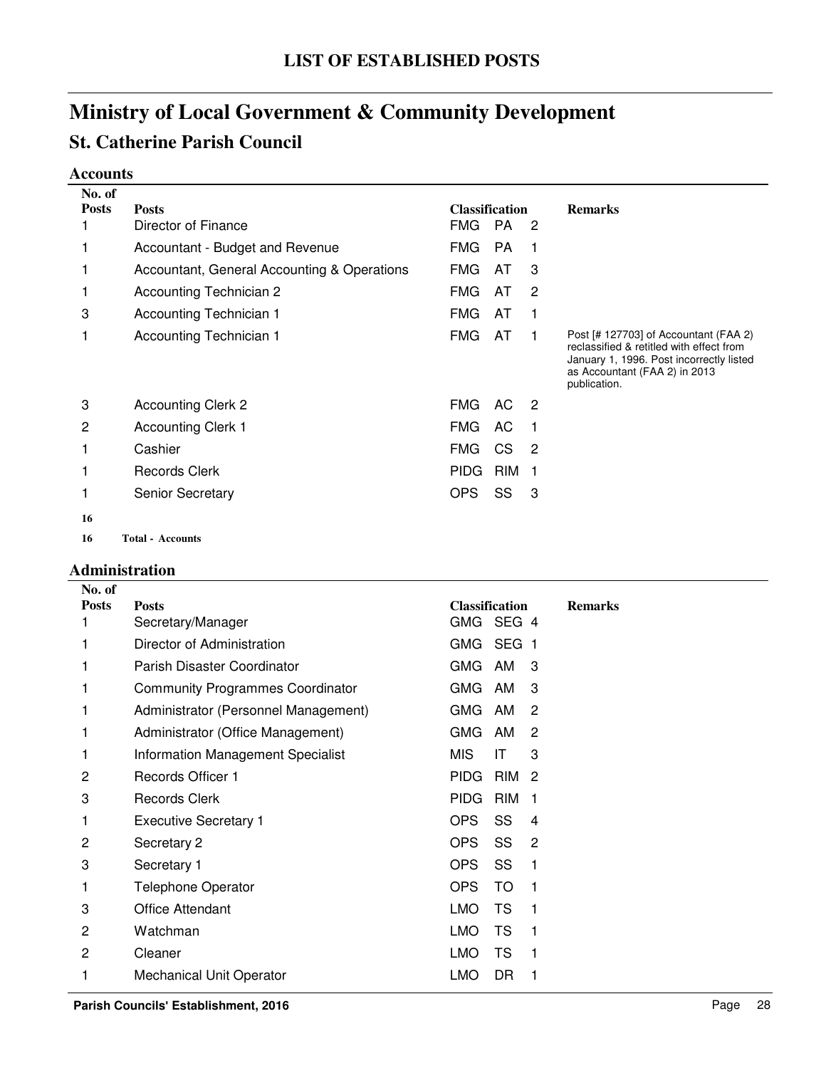# LIST OF ESTABLISHED POSTS

# Ministry of Local Government & Community Development

## St. Catherine Parish Council

### Accounts

| No. of Posts | Posts | Classification | | | Remarks |
|---|---|---|---|---|---|
| 1 | Director of Finance | FMG | PA | 2 | |
| 1 | Accountant - Budget and Revenue | FMG | PA | 1 | |
| 1 | Accountant, General Accounting & Operations | FMG | AT | 3 | |
| 1 | Accounting Technician 2 | FMG | AT | 2 | |
| 3 | Accounting Technician 1 | FMG | AT | 1 | |
| 1 | Accounting Technician 1 | FMG | AT | 1 | Post [# 127703] of Accountant (FAA 2) reclassified & retitled with effect from January 1, 1996. Post incorrectly listed as Accountant (FAA 2) in 2013 publication. |
| 3 | Accounting Clerk 2 | FMG | AC | 2 | |
| 2 | Accounting Clerk 1 | FMG | AC | 1 | |
| 1 | Cashier | FMG | CS | 2 | |
| 1 | Records Clerk | PIDG | RIM | 1 | |
| 1 | Senior Secretary | OPS | SS | 3 | |
| **16** | | | | | |
| **16** | **Total - Accounts** | | | | |

### Administration

| No. of Posts | Posts | Classification | | | Remarks |
|---|---|---|---|---|---|
| 1 | Secretary/Manager | GMG | SEG | 4 | |
| 1 | Director of Administration | GMG | SEG | 1 | |
| 1 | Parish Disaster Coordinator | GMG | AM | 3 | |
| 1 | Community Programmes Coordinator | GMG | AM | 3 | |
| 1 | Administrator (Personnel Management) | GMG | AM | 2 | |
| 1 | Administrator (Office Management) | GMG | AM | 2 | |
| 1 | Information Management Specialist | MIS | IT | 3 | |
| 2 | Records Officer 1 | PIDG | RIM | 2 | |
| 3 | Records Clerk | PIDG | RIM | 1 | |
| 1 | Executive Secretary 1 | OPS | SS | 4 | |
| 2 | Secretary 2 | OPS | SS | 2 | |
| 3 | Secretary 1 | OPS | SS | 1 | |
| 1 | Telephone Operator | OPS | TO | 1 | |
| 3 | Office Attendant | LMO | TS | 1 | |
| 2 | Watchman | LMO | TS | 1 | |
| 2 | Cleaner | LMO | TS | 1 | |
| 1 | Mechanical Unit Operator | LMO | DR | 1 | |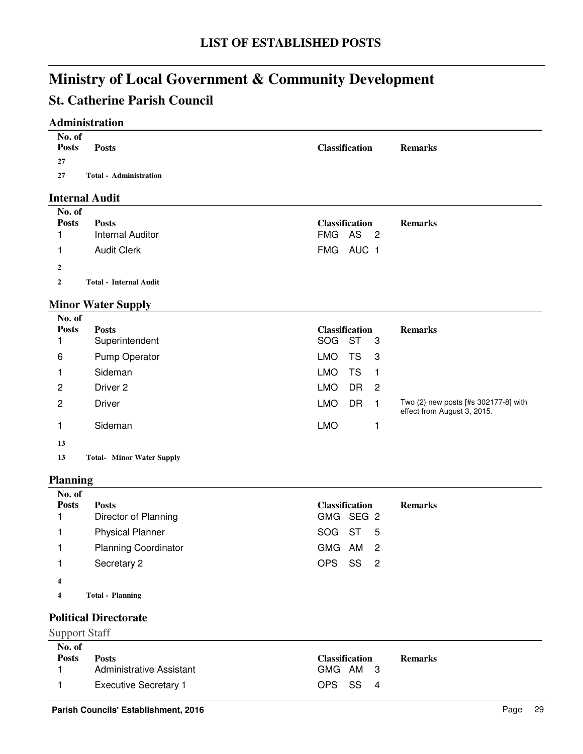# LIST OF ESTABLISHED POSTS

# Ministry of Local Government & Community Development

## St. Catherine Parish Council

### Administration

| No. of Posts | Posts | Classification | Remarks |
|---|---|---|---|
| 27 | | | |
| 27 | **Total - Administration** | | |

### Internal Audit

| No. of Posts | Posts | Classification | Remarks |
|---|---|---|---|
| 1 | Internal Auditor | FMG AS 2 | |
| 1 | Audit Clerk | FMG AUC 1 | |
| 2 | | | |
| 2 | **Total - Internal Audit** | | |

### Minor Water Supply

| No. of Posts | Posts | Classification | Remarks |
|---|---|---|---|
| 1 | Superintendent | SOG ST 3 | |
| 6 | Pump Operator | LMO TS 3 | |
| 1 | Sideman | LMO TS 1 | |
| 2 | Driver 2 | LMO DR 2 | |
| 2 | Driver | LMO DR 1 | Two (2) new posts [#s 302177-8] with effect from August 3, 2015. |
| 1 | Sideman | LMO 1 | |
| 13 | | | |
| 13 | **Total- Minor Water Supply** | | |

### Planning

| No. of Posts | Posts | Classification | Remarks |
|---|---|---|---|
| 1 | Director of Planning | GMG SEG 2 | |
| 1 | Physical Planner | SOG ST 5 | |
| 1 | Planning Coordinator | GMG AM 2 | |
| 1 | Secretary 2 | OPS SS 2 | |
| 4 | | | |
| 4 | **Total - Planning** | | |

### Political Directorate

Support Staff

| No. of Posts | Posts | Classification | Remarks |
|---|---|---|---|
| 1 | Administrative Assistant | GMG AM 3 | |
| 1 | Executive Secretary 1 | OPS SS 4 | |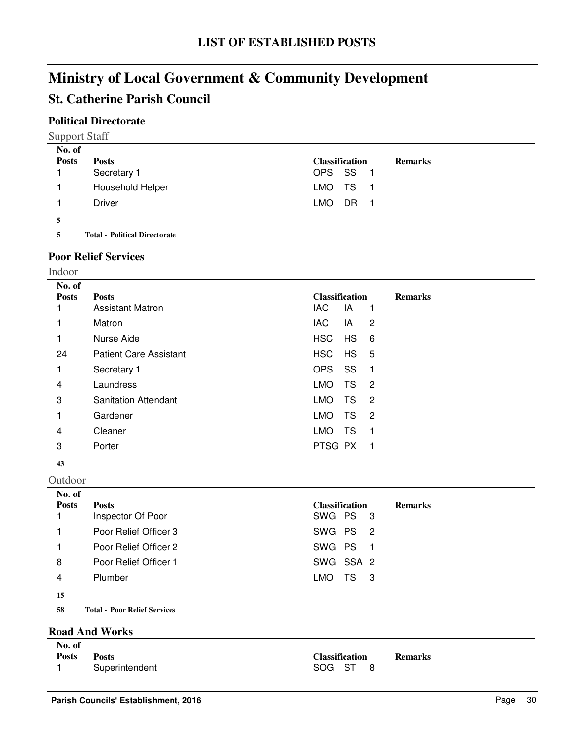# LIST OF ESTABLISHED POSTS

# Ministry of Local Government & Community Development

## St. Catherine Parish Council

### Political Directorate

Support Staff

| No. of Posts | Posts | Classification | | | Remarks |
|---|---|---|---|---|---|
| 1 | Secretary 1 | OPS | SS | 1 | |
| 1 | Household Helper | LMO | TS | 1 | |
| 1 | Driver | LMO | DR | 1 | |
| **5** | | | | | |
| **5** | **Total - Political Directorate** | | | | |

### Poor Relief Services

Indoor

| No. of Posts | Posts | Classification | | | Remarks |
|---|---|---|---|---|---|
| 1 | Assistant Matron | IAC | IA | 1 | |
| 1 | Matron | IAC | IA | 2 | |
| 1 | Nurse Aide | HSC | HS | 6 | |
| 24 | Patient Care Assistant | HSC | HS | 5 | |
| 1 | Secretary 1 | OPS | SS | 1 | |
| 4 | Laundress | LMO | TS | 2 | |
| 3 | Sanitation Attendant | LMO | TS | 2 | |
| 1 | Gardener | LMO | TS | 2 | |
| 4 | Cleaner | LMO | TS | 1 | |
| 3 | Porter | PTSG | PX | 1 | |
| **43** | | | | | |

Outdoor

| No. of Posts | Posts | Classification | | | Remarks |
|---|---|---|---|---|---|
| 1 | Inspector Of Poor | SWG | PS | 3 | |
| 1 | Poor Relief Officer 3 | SWG | PS | 2 | |
| 1 | Poor Relief Officer 2 | SWG | PS | 1 | |
| 8 | Poor Relief Officer 1 | SWG | SSA | 2 | |
| 4 | Plumber | LMO | TS | 3 | |
| **15** | | | | | |
| **58** | **Total - Poor Relief Services** | | | | |

### Road And Works

| No. of Posts | Posts | Classification | | | Remarks |
|---|---|---|---|---|---|
| 1 | Superintendent | SOG | ST | 8 | |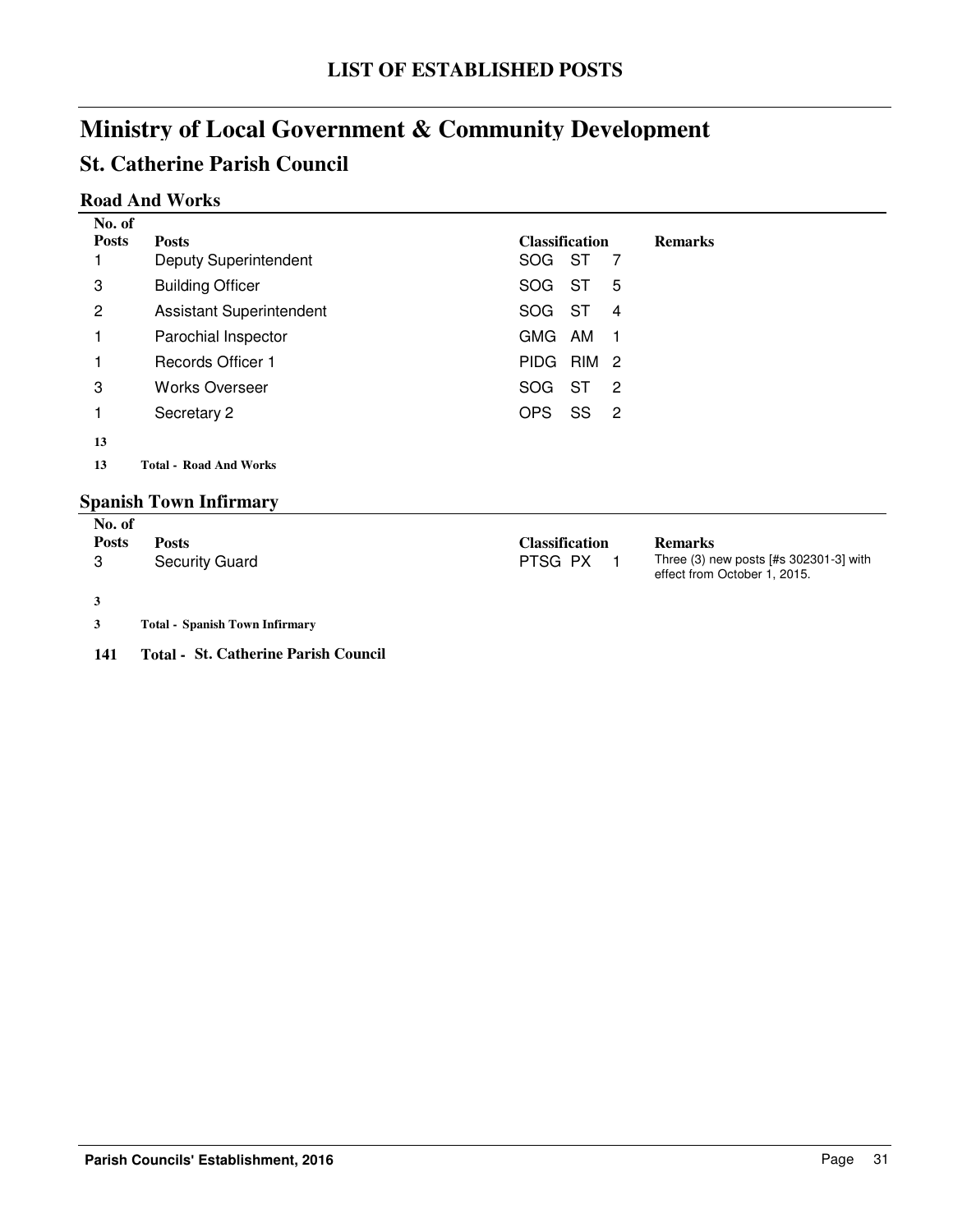# LIST OF ESTABLISHED POSTS

# Ministry of Local Government & Community Development

## St. Catherine Parish Council

### Road And Works

| No. of Posts | Posts | Classification | Remarks |
|---|---|---|---|
| 1 | Deputy Superintendent | SOG ST 7 | |
| 3 | Building Officer | SOG ST 5 | |
| 2 | Assistant Superintendent | SOG ST 4 | |
| 1 | Parochial Inspector | GMG AM 1 | |
| 1 | Records Officer 1 | PIDG RIM 2 | |
| 3 | Works Overseer | SOG ST 2 | |
| 1 | Secretary 2 | OPS SS 2 | |
| **13** | | | |
| **13** | **Total - Road And Works** | | |

### Spanish Town Infirmary

| No. of Posts | Posts | Classification | Remarks |
|---|---|---|---|
| 3 | Security Guard | PTSG PX 1 | Three (3) new posts [#s 302301-3] with effect from October 1, 2015. |
| **3** | | | |
| **3** | **Total - Spanish Town Infirmary** | | |

**141 Total - St. Catherine Parish Council**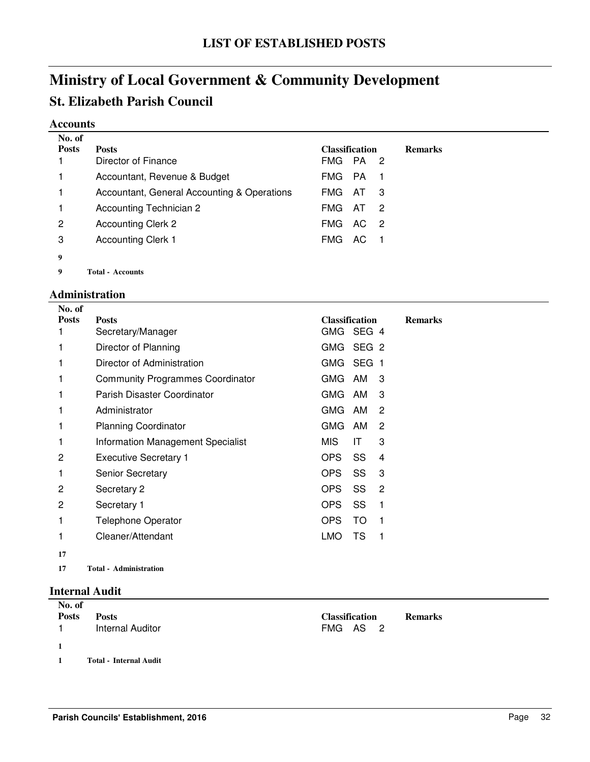# LIST OF ESTABLISHED POSTS

# Ministry of Local Government & Community Development

## St. Elizabeth Parish Council

### Accounts

| No. of Posts | Posts | Classification | | | Remarks |
|---|---|---|---|---|---|
| 1 | Director of Finance | FMG | PA | 2 | |
| 1 | Accountant, Revenue & Budget | FMG | PA | 1 | |
| 1 | Accountant, General Accounting & Operations | FMG | AT | 3 | |
| 1 | Accounting Technician 2 | FMG | AT | 2 | |
| 2 | Accounting Clerk 2 | FMG | AC | 2 | |
| 3 | Accounting Clerk 1 | FMG | AC | 1 | |
| **9** | | | | | |
| **9** | **Total - Accounts** | | | | |

### Administration

| No. of Posts | Posts | Classification | | | Remarks |
|---|---|---|---|---|---|
| 1 | Secretary/Manager | GMG | SEG | 4 | |
| 1 | Director of Planning | GMG | SEG | 2 | |
| 1 | Director of Administration | GMG | SEG | 1 | |
| 1 | Community Programmes Coordinator | GMG | AM | 3 | |
| 1 | Parish Disaster Coordinator | GMG | AM | 3 | |
| 1 | Administrator | GMG | AM | 2 | |
| 1 | Planning Coordinator | GMG | AM | 2 | |
| 1 | Information Management Specialist | MIS | IT | 3 | |
| 2 | Executive Secretary 1 | OPS | SS | 4 | |
| 1 | Senior Secretary | OPS | SS | 3 | |
| 2 | Secretary 2 | OPS | SS | 2 | |
| 2 | Secretary 1 | OPS | SS | 1 | |
| 1 | Telephone Operator | OPS | TO | 1 | |
| 1 | Cleaner/Attendant | LMO | TS | 1 | |
| **17** | | | | | |
| **17** | **Total - Administration** | | | | |

### Internal Audit

| No. of Posts | Posts | Classification | | | Remarks |
|---|---|---|---|---|---|
| 1 | Internal Auditor | FMG | AS | 2 | |
| **1** | | | | | |
| **1** | **Total - Internal Audit** | | | | |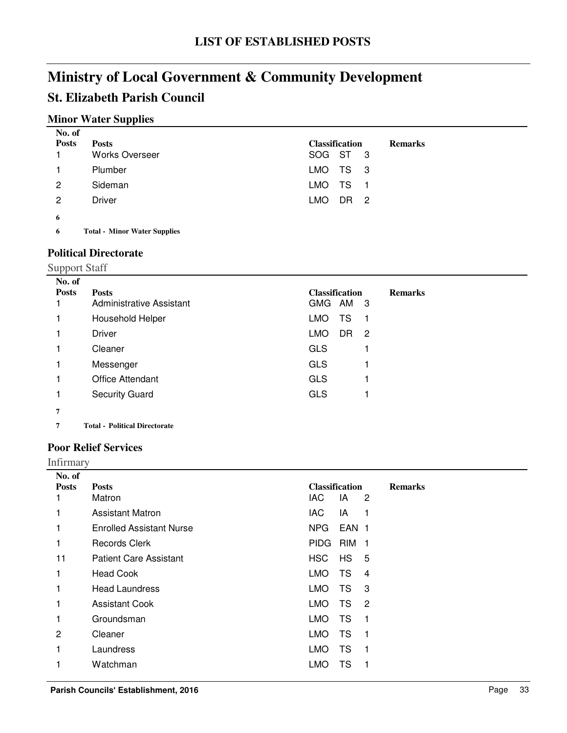# LIST OF ESTABLISHED POSTS

# Ministry of Local Government & Community Development

## St. Elizabeth Parish Council

### Minor Water Supplies

| No. of Posts | Posts | Classification | | | Remarks |
|---|---|---|---|---|---|
| 1 | Works Overseer | SOG | ST | 3 | |
| 1 | Plumber | LMO | TS | 3 | |
| 2 | Sideman | LMO | TS | 1 | |
| 2 | Driver | LMO | DR | 2 | |
| **6** | | | | | |
| **6** | **Total - Minor Water Supplies** | | | | |

### Political Directorate

Support Staff

| No. of Posts | Posts | Classification | | | Remarks |
|---|---|---|---|---|---|
| 1 | Administrative Assistant | GMG | AM | 3 | |
| 1 | Household Helper | LMO | TS | 1 | |
| 1 | Driver | LMO | DR | 2 | |
| 1 | Cleaner | GLS | | 1 | |
| 1 | Messenger | GLS | | 1 | |
| 1 | Office Attendant | GLS | | 1 | |
| 1 | Security Guard | GLS | | 1 | |
| **7** | | | | | |
| **7** | **Total - Political Directorate** | | | | |

### Poor Relief Services

Infirmary

| No. of Posts | Posts | Classification | | | Remarks |
|---|---|---|---|---|---|
| 1 | Matron | IAC | IA | 2 | |
| 1 | Assistant Matron | IAC | IA | 1 | |
| 1 | Enrolled Assistant Nurse | NPG | EAN | 1 | |
| 1 | Records Clerk | PIDG | RIM | 1 | |
| 11 | Patient Care Assistant | HSC | HS | 5 | |
| 1 | Head Cook | LMO | TS | 4 | |
| 1 | Head Laundress | LMO | TS | 3 | |
| 1 | Assistant Cook | LMO | TS | 2 | |
| 1 | Groundsman | LMO | TS | 1 | |
| 2 | Cleaner | LMO | TS | 1 | |
| 1 | Laundress | LMO | TS | 1 | |
| 1 | Watchman | LMO | TS | 1 | |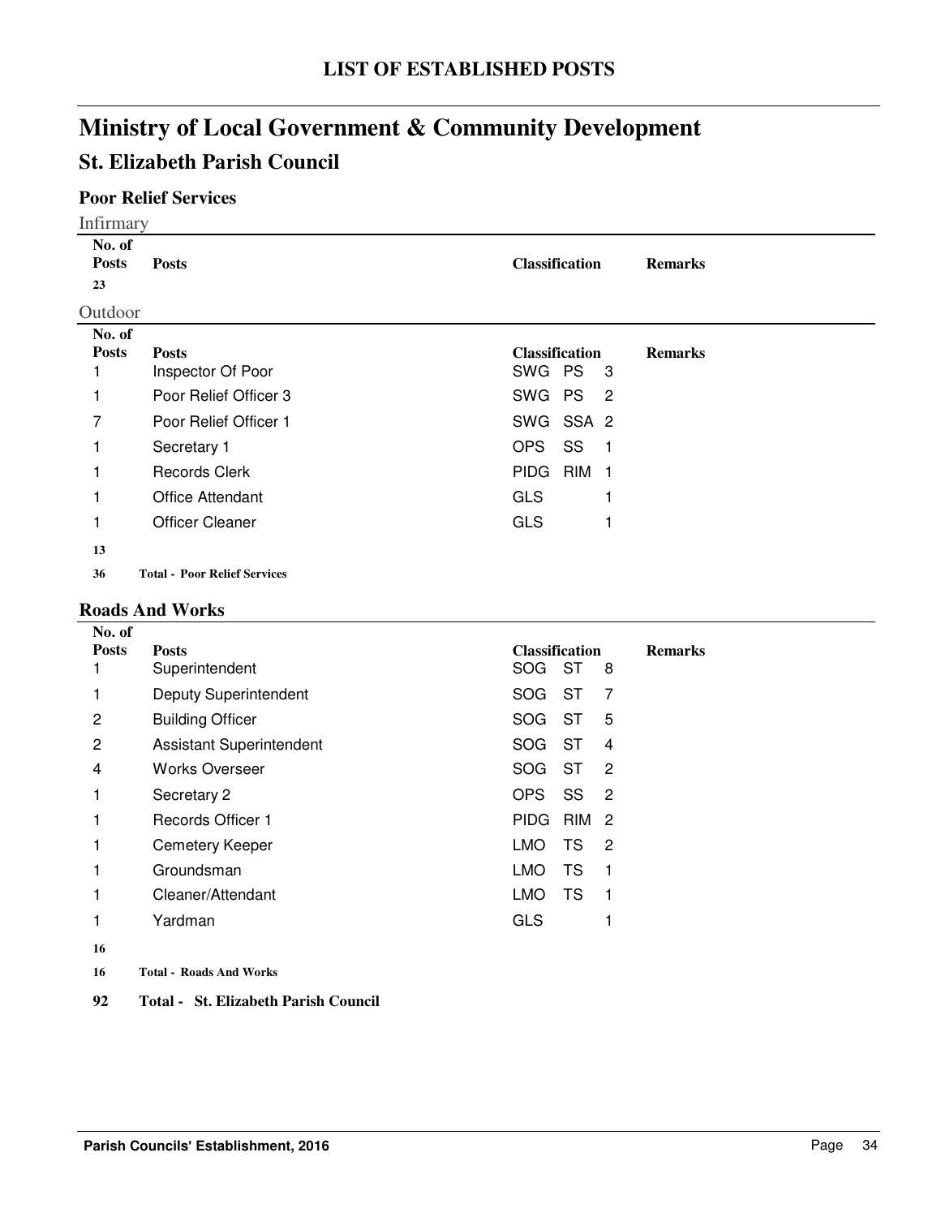# LIST OF ESTABLISHED POSTS

# Ministry of Local Government & Community Development

## St. Elizabeth Parish Council

### Poor Relief Services

Infirmary

| No. of Posts | Posts | Classification | Remarks |
|---|---|---|---|
| **23** | | | |

Outdoor

| No. of Posts | Posts | Classification | Remarks |
|---|---|---|---|
| 1 | Inspector Of Poor | SWG PS 3 | |
| 1 | Poor Relief Officer 3 | SWG PS 2 | |
| 7 | Poor Relief Officer 1 | SWG SSA 2 | |
| 1 | Secretary 1 | OPS SS 1 | |
| 1 | Records Clerk | PIDG RIM 1 | |
| 1 | Office Attendant | GLS 1 | |
| 1 | Officer Cleaner | GLS 1 | |
| **13** | | | |
| **36** | **Total - Poor Relief Services** | | |

### Roads And Works

| No. of Posts | Posts | Classification | Remarks |
|---|---|---|---|
| 1 | Superintendent | SOG ST 8 | |
| 1 | Deputy Superintendent | SOG ST 7 | |
| 2 | Building Officer | SOG ST 5 | |
| 2 | Assistant Superintendent | SOG ST 4 | |
| 4 | Works Overseer | SOG ST 2 | |
| 1 | Secretary 2 | OPS SS 2 | |
| 1 | Records Officer 1 | PIDG RIM 2 | |
| 1 | Cemetery Keeper | LMO TS 2 | |
| 1 | Groundsman | LMO TS 1 | |
| 1 | Cleaner/Attendant | LMO TS 1 | |
| 1 | Yardman | GLS 1 | |
| **16** | | | |
| **16** | **Total - Roads And Works** | | |

**92 Total - St. Elizabeth Parish Council**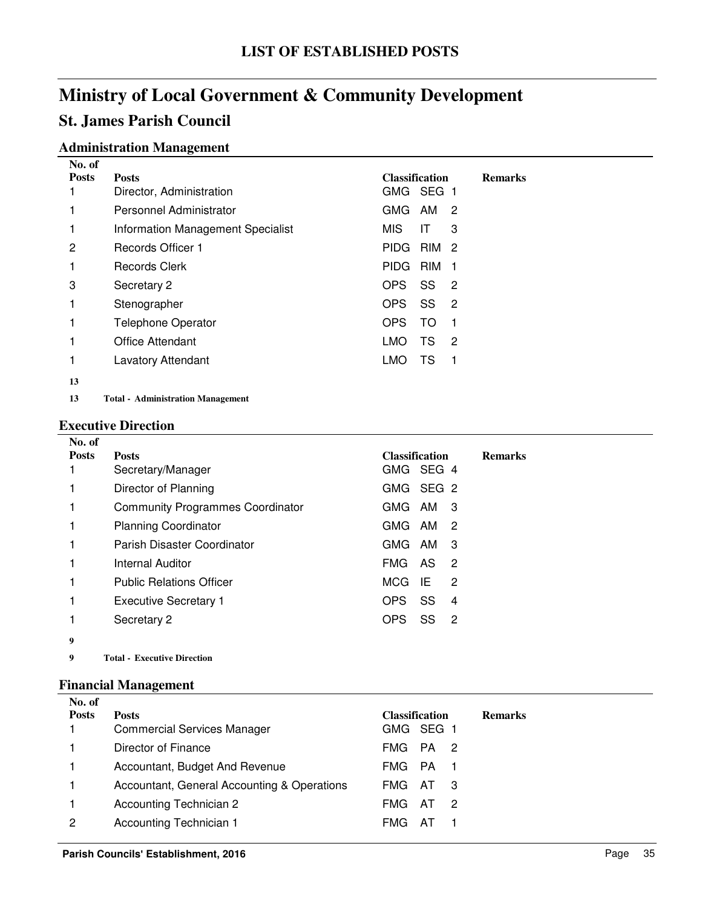# LIST OF ESTABLISHED POSTS

# Ministry of Local Government & Community Development

## St. James Parish Council

### Administration Management

| No. of Posts | Posts | Classification | | | Remarks |
|---|---|---|---|---|---|
| 1 | Director, Administration | GMG | SEG | 1 | |
| 1 | Personnel Administrator | GMG | AM | 2 | |
| 1 | Information Management Specialist | MIS | IT | 3 | |
| 2 | Records Officer 1 | PIDG | RIM | 2 | |
| 1 | Records Clerk | PIDG | RIM | 1 | |
| 3 | Secretary 2 | OPS | SS | 2 | |
| 1 | Stenographer | OPS | SS | 2 | |
| 1 | Telephone Operator | OPS | TO | 1 | |
| 1 | Office Attendant | LMO | TS | 2 | |
| 1 | Lavatory Attendant | LMO | TS | 1 | |
| **13** | | | | | |
| **13** | **Total - Administration Management** | | | | |

### Executive Direction

| No. of Posts | Posts | Classification | | | Remarks |
|---|---|---|---|---|---|
| 1 | Secretary/Manager | GMG | SEG | 4 | |
| 1 | Director of Planning | GMG | SEG | 2 | |
| 1 | Community Programmes Coordinator | GMG | AM | 3 | |
| 1 | Planning Coordinator | GMG | AM | 2 | |
| 1 | Parish Disaster Coordinator | GMG | AM | 3 | |
| 1 | Internal Auditor | FMG | AS | 2 | |
| 1 | Public Relations Officer | MCG | IE | 2 | |
| 1 | Executive Secretary 1 | OPS | SS | 4 | |
| 1 | Secretary 2 | OPS | SS | 2 | |
| **9** | | | | | |
| **9** | **Total - Executive Direction** | | | | |

### Financial Management

| No. of Posts | Posts | Classification | | | Remarks |
|---|---|---|---|---|---|
| 1 | Commercial Services Manager | GMG | SEG | 1 | |
| 1 | Director of Finance | FMG | PA | 2 | |
| 1 | Accountant, Budget And Revenue | FMG | PA | 1 | |
| 1 | Accountant, General Accounting & Operations | FMG | AT | 3 | |
| 1 | Accounting Technician 2 | FMG | AT | 2 | |
| 2 | Accounting Technician 1 | FMG | AT | 1 | |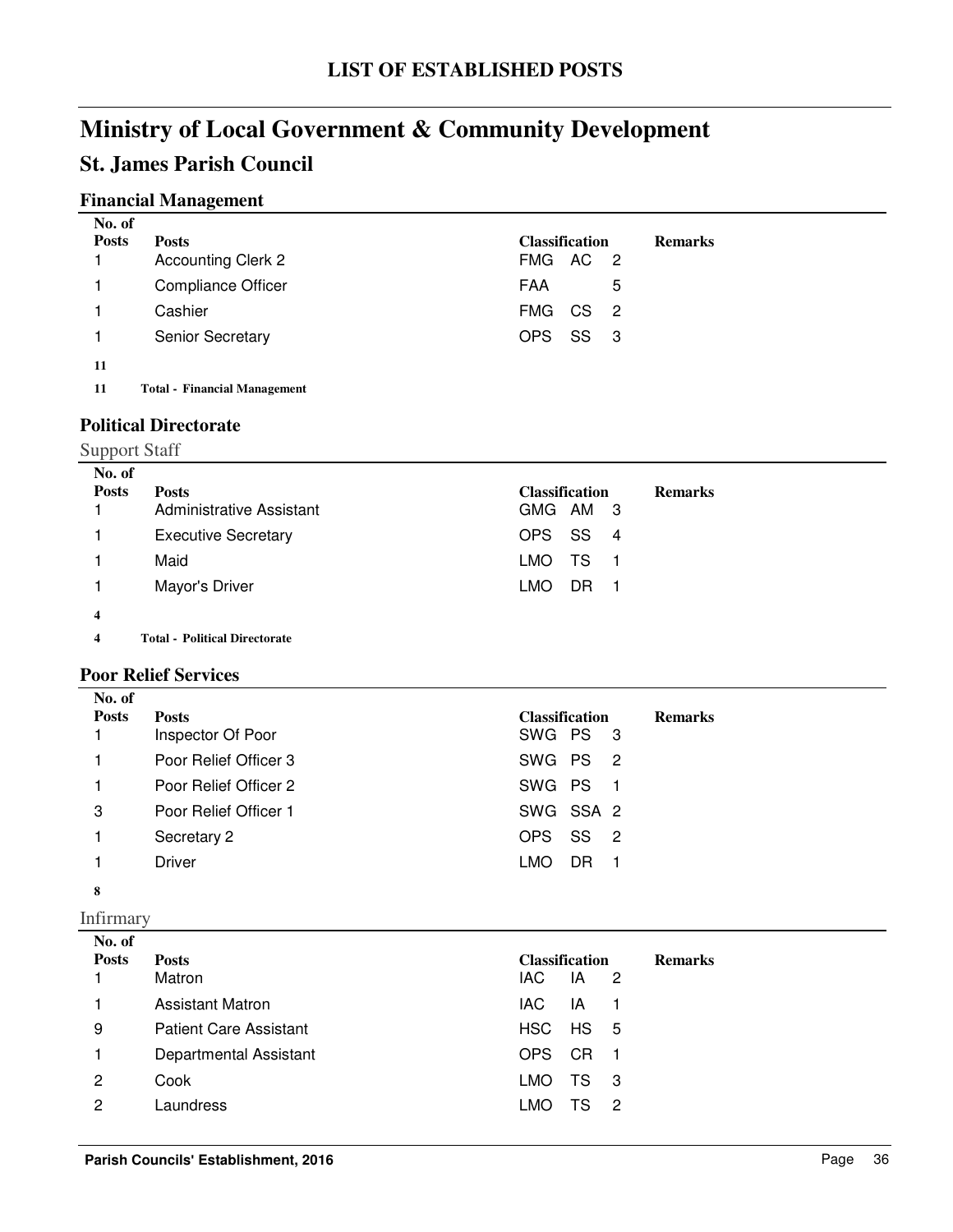# LIST OF ESTABLISHED POSTS

# Ministry of Local Government & Community Development

## St. James Parish Council

### Financial Management

| No. of Posts | Posts | Classification | | | Remarks |
|---|---|---|---|---|---|
| 1 | Accounting Clerk 2 | FMG | AC | 2 | |
| 1 | Compliance Officer | FAA | | 5 | |
| 1 | Cashier | FMG | CS | 2 | |
| 1 | Senior Secretary | OPS | SS | 3 | |
| **11** | | | | | |

**11 Total - Financial Management**

### Political Directorate

Support Staff

| No. of Posts | Posts | Classification | | | Remarks |
|---|---|---|---|---|---|
| 1 | Administrative Assistant | GMG | AM | 3 | |
| 1 | Executive Secretary | OPS | SS | 4 | |
| 1 | Maid | LMO | TS | 1 | |
| 1 | Mayor's Driver | LMO | DR | 1 | |
| **4** | | | | | |

**4 Total - Political Directorate**

### Poor Relief Services

| No. of Posts | Posts | Classification | | | Remarks |
|---|---|---|---|---|---|
| 1 | Inspector Of Poor | SWG | PS | 3 | |
| 1 | Poor Relief Officer 3 | SWG | PS | 2 | |
| 1 | Poor Relief Officer 2 | SWG | PS | 1 | |
| 3 | Poor Relief Officer 1 | SWG | SSA | 2 | |
| 1 | Secretary 2 | OPS | SS | 2 | |
| 1 | Driver | LMO | DR | 1 | |
| **8** | | | | | |

Infirmary

| No. of Posts | Posts | Classification | | | Remarks |
|---|---|---|---|---|---|
| 1 | Matron | IAC | IA | 2 | |
| 1 | Assistant Matron | IAC | IA | 1 | |
| 9 | Patient Care Assistant | HSC | HS | 5 | |
| 1 | Departmental Assistant | OPS | CR | 1 | |
| 2 | Cook | LMO | TS | 3 | |
| 2 | Laundress | LMO | TS | 2 | |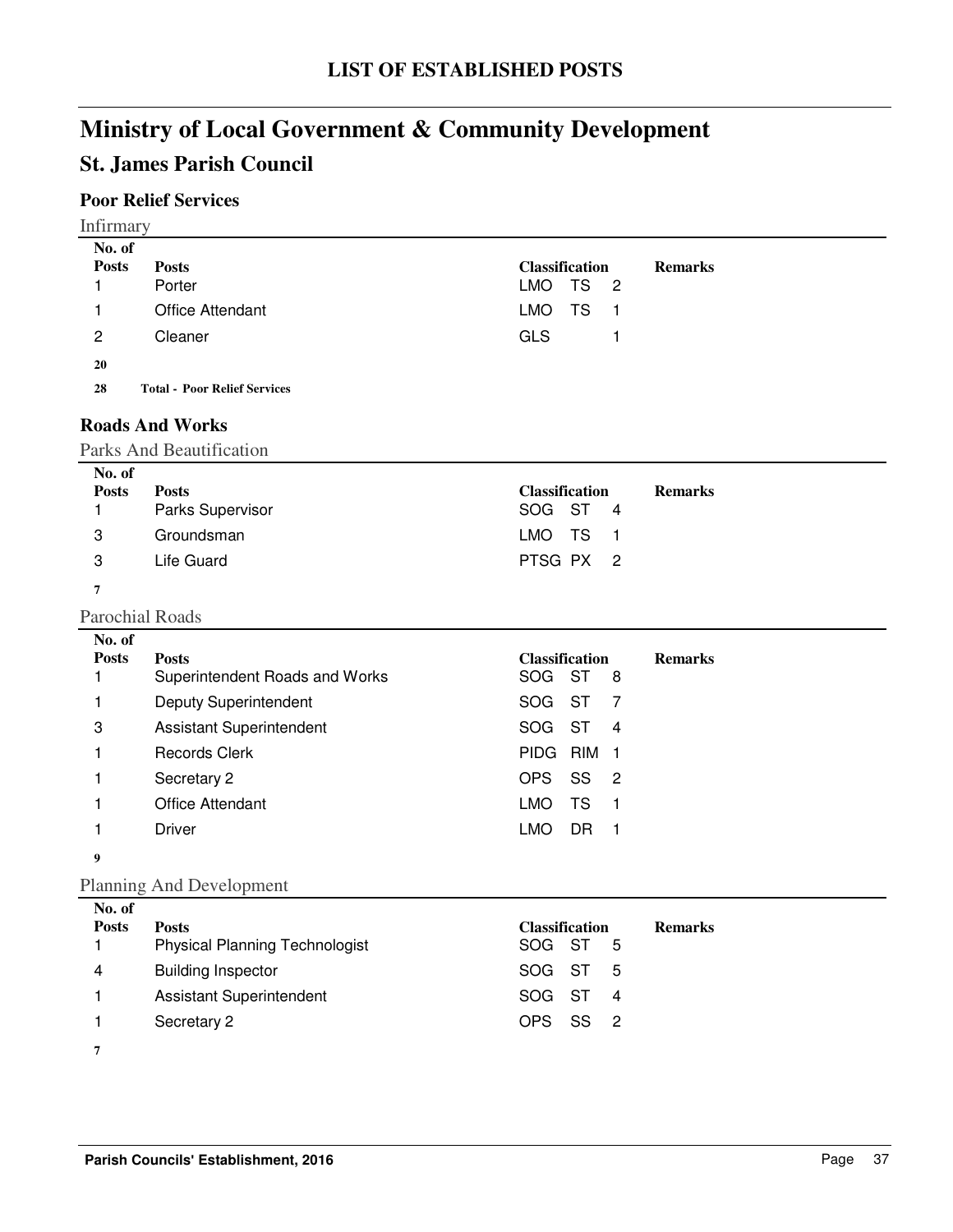# LIST OF ESTABLISHED POSTS

# Ministry of Local Government & Community Development

## St. James Parish Council

### Poor Relief Services

Infirmary

| No. of Posts | Posts | Classification | | | Remarks |
|---|---|---|---|---|---|
| 1 | Porter | LMO | TS | 2 | |
| 1 | Office Attendant | LMO | TS | 1 | |
| 2 | Cleaner | GLS | | 1 | |
| **20** | | | | | |
| **28** | **Total - Poor Relief Services** | | | | |

### Roads And Works

Parks And Beautification

| No. of Posts | Posts | Classification | | | Remarks |
|---|---|---|---|---|---|
| 1 | Parks Supervisor | SOG | ST | 4 | |
| 3 | Groundsman | LMO | TS | 1 | |
| 3 | Life Guard | PTSG | PX | 2 | |
| **7** | | | | | |

Parochial Roads

| No. of Posts | Posts | Classification | | | Remarks |
|---|---|---|---|---|---|
| 1 | Superintendent Roads and Works | SOG | ST | 8 | |
| 1 | Deputy Superintendent | SOG | ST | 7 | |
| 3 | Assistant Superintendent | SOG | ST | 4 | |
| 1 | Records Clerk | PIDG | RIM | 1 | |
| 1 | Secretary 2 | OPS | SS | 2 | |
| 1 | Office Attendant | LMO | TS | 1 | |
| 1 | Driver | LMO | DR | 1 | |
| **9** | | | | | |

Planning And Development

| No. of Posts | Posts | Classification | | | Remarks |
|---|---|---|---|---|---|
| 1 | Physical Planning Technologist | SOG | ST | 5 | |
| 4 | Building Inspector | SOG | ST | 5 | |
| 1 | Assistant Superintendent | SOG | ST | 4 | |
| 1 | Secretary 2 | OPS | SS | 2 | |
| **7** | | | | | |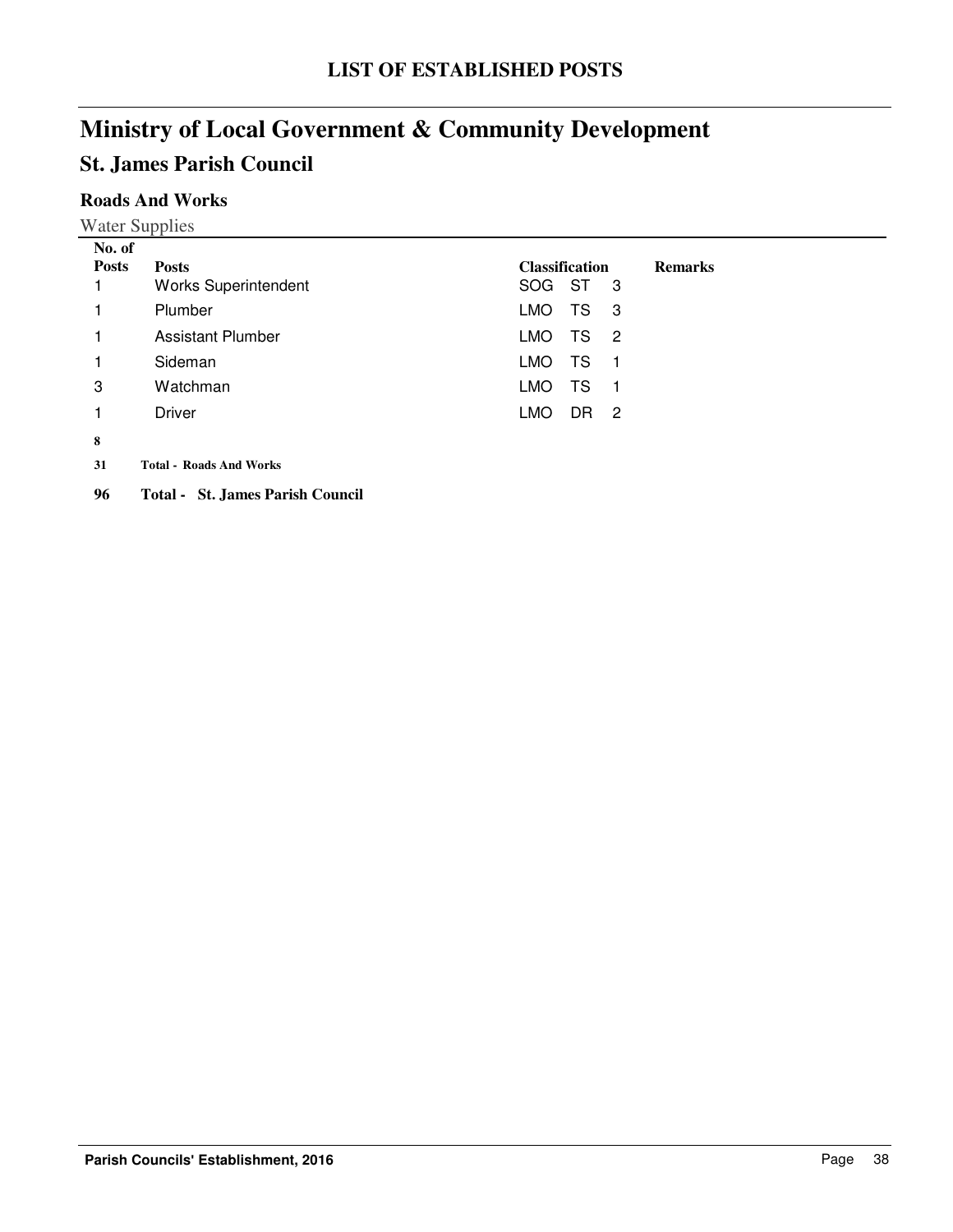## LIST OF ESTABLISHED POSTS

# Ministry of Local Government & Community Development

## St. James Parish Council

### Roads And Works

Water Supplies

| No. of Posts | Posts | Classification | | | Remarks |
|---|---|---|---|---|---|
| 1 | Works Superintendent | SOG | ST | 3 | |
| 1 | Plumber | LMO | TS | 3 | |
| 1 | Assistant Plumber | LMO | TS | 2 | |
| 1 | Sideman | LMO | TS | 1 | |
| 3 | Watchman | LMO | TS | 1 | |
| 1 | Driver | LMO | DR | 2 | |
| **8** | | | | | |
| **31** | **Total - Roads And Works** | | | | |
| **96** | **Total - St. James Parish Council** | | | | |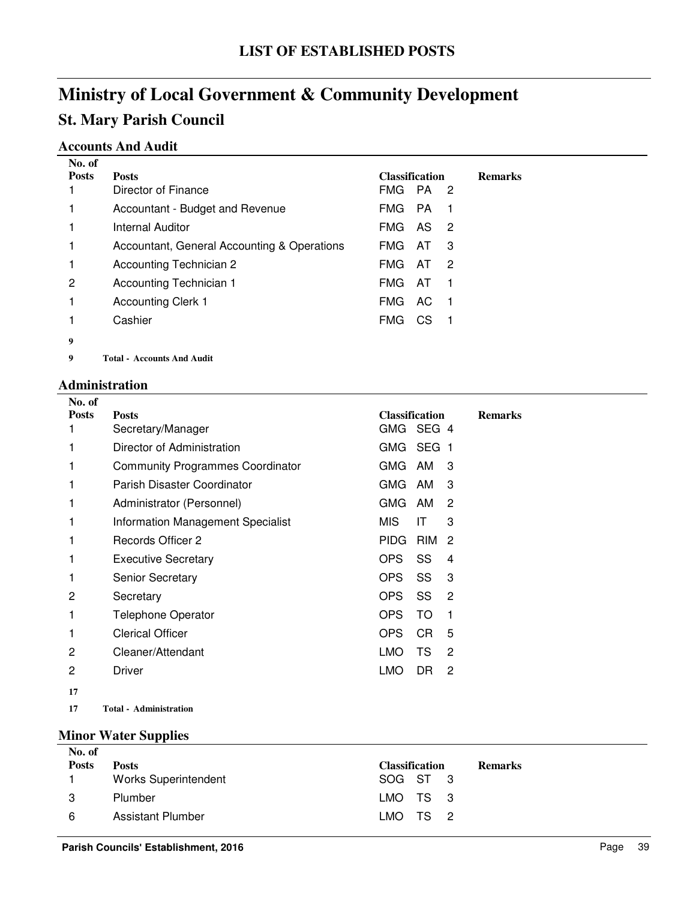# LIST OF ESTABLISHED POSTS

# Ministry of Local Government & Community Development

## St. Mary Parish Council

### Accounts And Audit

| No. of Posts | Posts | Classification | | | Remarks |
|---|---|---|---|---|---|
| 1 | Director of Finance | FMG | PA | 2 | |
| 1 | Accountant - Budget and Revenue | FMG | PA | 1 | |
| 1 | Internal Auditor | FMG | AS | 2 | |
| 1 | Accountant, General Accounting & Operations | FMG | AT | 3 | |
| 1 | Accounting Technician 2 | FMG | AT | 2 | |
| 2 | Accounting Technician 1 | FMG | AT | 1 | |
| 1 | Accounting Clerk 1 | FMG | AC | 1 | |
| 1 | Cashier | FMG | CS | 1 | |
| **9** | | | | | |
| **9** | **Total - Accounts And Audit** | | | | |

### Administration

| No. of Posts | Posts | Classification | | | Remarks |
|---|---|---|---|---|---|
| 1 | Secretary/Manager | GMG | SEG | 4 | |
| 1 | Director of Administration | GMG | SEG | 1 | |
| 1 | Community Programmes Coordinator | GMG | AM | 3 | |
| 1 | Parish Disaster Coordinator | GMG | AM | 3 | |
| 1 | Administrator (Personnel) | GMG | AM | 2 | |
| 1 | Information Management Specialist | MIS | IT | 3 | |
| 1 | Records Officer 2 | PIDG | RIM | 2 | |
| 1 | Executive Secretary | OPS | SS | 4 | |
| 1 | Senior Secretary | OPS | SS | 3 | |
| 2 | Secretary | OPS | SS | 2 | |
| 1 | Telephone Operator | OPS | TO | 1 | |
| 1 | Clerical Officer | OPS | CR | 5 | |
| 2 | Cleaner/Attendant | LMO | TS | 2 | |
| 2 | Driver | LMO | DR | 2 | |
| **17** | | | | | |
| **17** | **Total - Administration** | | | | |

### Minor Water Supplies

| No. of Posts | Posts | Classification | | | Remarks |
|---|---|---|---|---|---|
| 1 | Works Superintendent | SOG | ST | 3 | |
| 3 | Plumber | LMO | TS | 3 | |
| 6 | Assistant Plumber | LMO | TS | 2 | |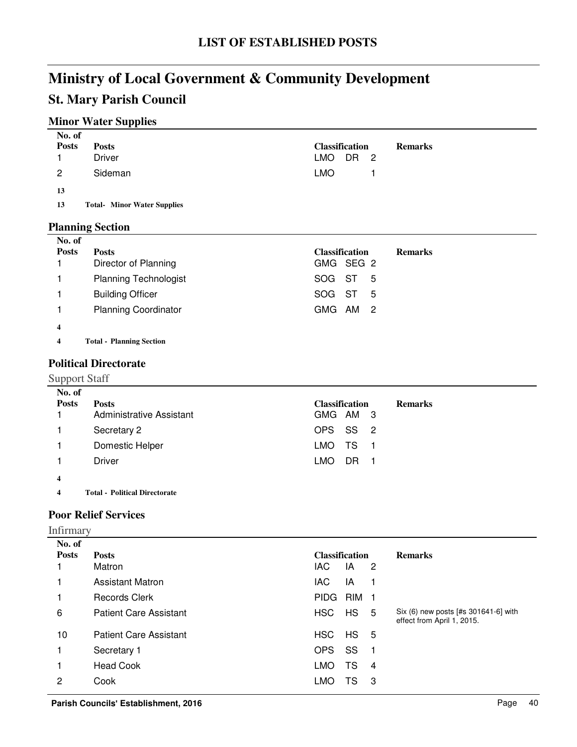# LIST OF ESTABLISHED POSTS

# Ministry of Local Government & Community Development

## St. Mary Parish Council

### Minor Water Supplies

| No. of Posts | Posts | Classification | | | Remarks |
|---|---|---|---|---|---|
| 1 | Driver | LMO | DR | 2 | |
| 2 | Sideman | LMO | | 1 | |
| **13** | | | | | |
| **13** | **Total- Minor Water Supplies** | | | | |

### Planning Section

| No. of Posts | Posts | Classification | | | Remarks |
|---|---|---|---|---|---|
| 1 | Director of Planning | GMG | SEG | 2 | |
| 1 | Planning Technologist | SOG | ST | 5 | |
| 1 | Building Officer | SOG | ST | 5 | |
| 1 | Planning Coordinator | GMG | AM | 2 | |
| **4** | | | | | |
| **4** | **Total - Planning Section** | | | | |

### Political Directorate

Support Staff

| No. of Posts | Posts | Classification | | | Remarks |
|---|---|---|---|---|---|
| 1 | Administrative Assistant | GMG | AM | 3 | |
| 1 | Secretary 2 | OPS | SS | 2 | |
| 1 | Domestic Helper | LMO | TS | 1 | |
| 1 | Driver | LMO | DR | 1 | |
| **4** | | | | | |
| **4** | **Total - Political Directorate** | | | | |

### Poor Relief Services

Infirmary

| No. of Posts | Posts | Classification | | | Remarks |
|---|---|---|---|---|---|
| 1 | Matron | IAC | IA | 2 | |
| 1 | Assistant Matron | IAC | IA | 1 | |
| 1 | Records Clerk | PIDG | RIM | 1 | |
| 6 | Patient Care Assistant | HSC | HS | 5 | Six (6) new posts [#s 301641-6] with effect from April 1, 2015. |
| 10 | Patient Care Assistant | HSC | HS | 5 | |
| 1 | Secretary 1 | OPS | SS | 1 | |
| 1 | Head Cook | LMO | TS | 4 | |
| 2 | Cook | LMO | TS | 3 | |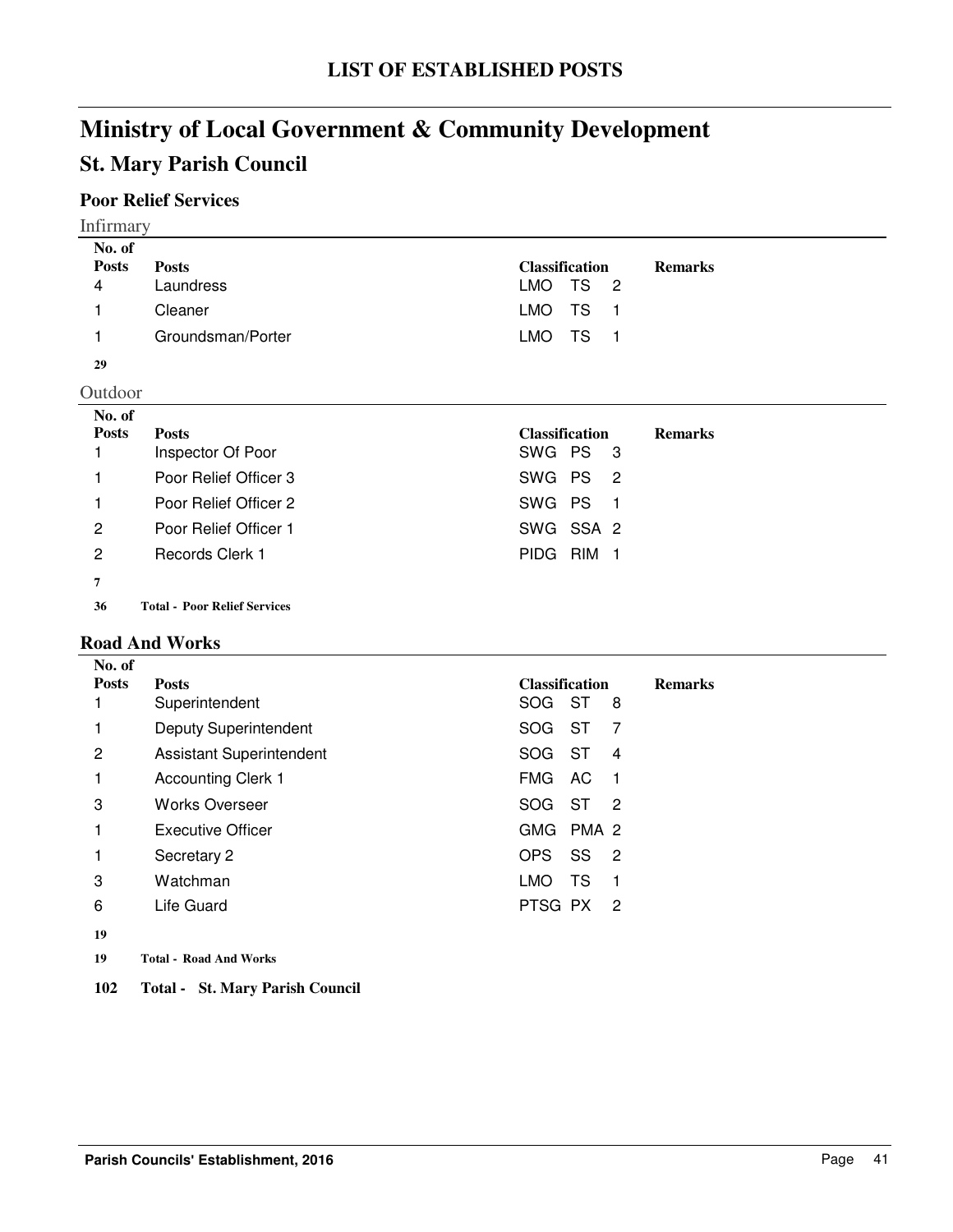# LIST OF ESTABLISHED POSTS

# Ministry of Local Government & Community Development

## St. Mary Parish Council

### Poor Relief Services

Infirmary

| No. of Posts | Posts | Classification | Remarks |
|---|---|---|---|
| 4 | Laundress | LMO TS 2 | |
| 1 | Cleaner | LMO TS 1 | |
| 1 | Groundsman/Porter | LMO TS 1 | |
| **29** | | | |

Outdoor

| No. of Posts | Posts | Classification | Remarks |
|---|---|---|---|
| 1 | Inspector Of Poor | SWG PS 3 | |
| 1 | Poor Relief Officer 3 | SWG PS 2 | |
| 1 | Poor Relief Officer 2 | SWG PS 1 | |
| 2 | Poor Relief Officer 1 | SWG SSA 2 | |
| 2 | Records Clerk 1 | PIDG RIM 1 | |
| **7** | | | |
| **36** | **Total - Poor Relief Services** | | |

### Road And Works

| No. of Posts | Posts | Classification | Remarks |
|---|---|---|---|
| 1 | Superintendent | SOG ST 8 | |
| 1 | Deputy Superintendent | SOG ST 7 | |
| 2 | Assistant Superintendent | SOG ST 4 | |
| 1 | Accounting Clerk 1 | FMG AC 1 | |
| 3 | Works Overseer | SOG ST 2 | |
| 1 | Executive Officer | GMG PMA 2 | |
| 1 | Secretary 2 | OPS SS 2 | |
| 3 | Watchman | LMO TS 1 | |
| 6 | Life Guard | PTSG PX 2 | |
| **19** | | | |
| **19** | **Total - Road And Works** | | |

**102 Total - St. Mary Parish Council**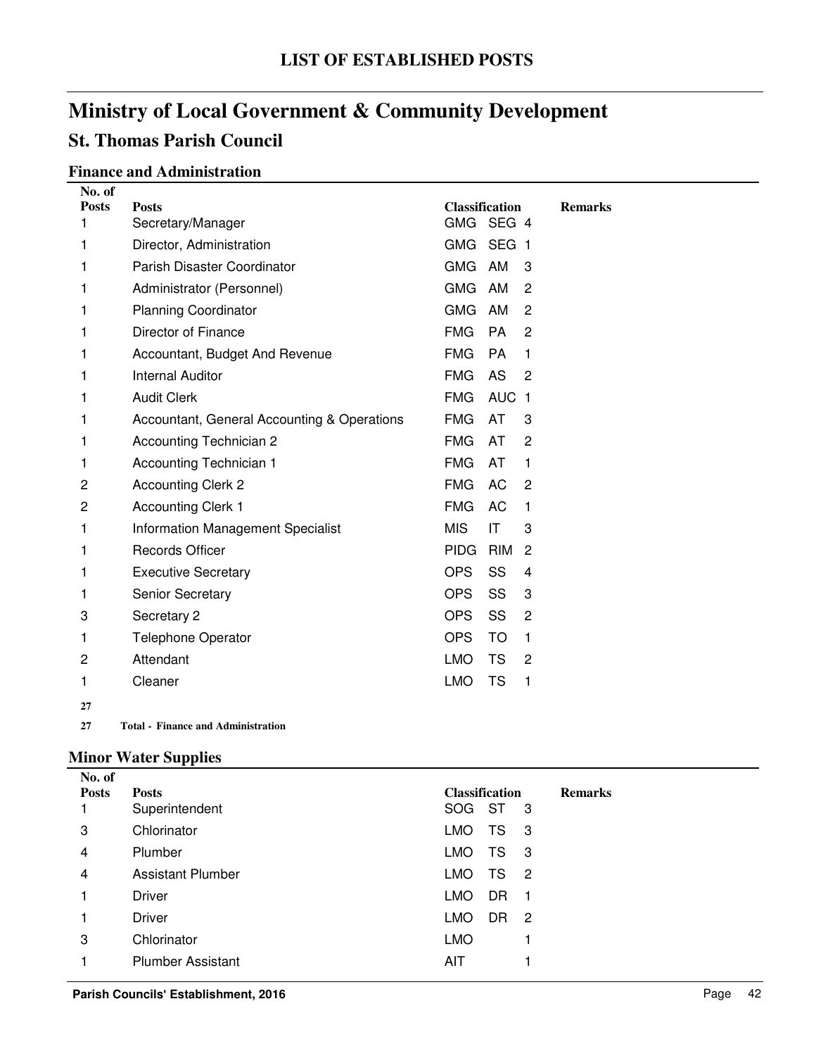# LIST OF ESTABLISHED POSTS

# Ministry of Local Government & Community Development

## St. Thomas Parish Council

### Finance and Administration

| No. of Posts | Posts | Classification | | | Remarks |
|---|---|---|---|---|---|
| 1 | Secretary/Manager | GMG | SEG | 4 | |
| 1 | Director, Administration | GMG | SEG | 1 | |
| 1 | Parish Disaster Coordinator | GMG | AM | 3 | |
| 1 | Administrator (Personnel) | GMG | AM | 2 | |
| 1 | Planning Coordinator | GMG | AM | 2 | |
| 1 | Director of Finance | FMG | PA | 2 | |
| 1 | Accountant, Budget And Revenue | FMG | PA | 1 | |
| 1 | Internal Auditor | FMG | AS | 2 | |
| 1 | Audit Clerk | FMG | AUC | 1 | |
| 1 | Accountant, General Accounting & Operations | FMG | AT | 3 | |
| 1 | Accounting Technician 2 | FMG | AT | 2 | |
| 1 | Accounting Technician 1 | FMG | AT | 1 | |
| 2 | Accounting Clerk 2 | FMG | AC | 2 | |
| 2 | Accounting Clerk 1 | FMG | AC | 1 | |
| 1 | Information Management Specialist | MIS | IT | 3 | |
| 1 | Records Officer | PIDG | RIM | 2 | |
| 1 | Executive Secretary | OPS | SS | 4 | |
| 1 | Senior Secretary | OPS | SS | 3 | |
| 3 | Secretary 2 | OPS | SS | 2 | |
| 1 | Telephone Operator | OPS | TO | 1 | |
| 2 | Attendant | LMO | TS | 2 | |
| 1 | Cleaner | LMO | TS | 1 | |
| **27** | | | | | |
| **27** | **Total - Finance and Administration** | | | | |

### Minor Water Supplies

| No. of Posts | Posts | Classification | | | Remarks |
|---|---|---|---|---|---|
| 1 | Superintendent | SOG | ST | 3 | |
| 3 | Chlorinator | LMO | TS | 3 | |
| 4 | Plumber | LMO | TS | 3 | |
| 4 | Assistant Plumber | LMO | TS | 2 | |
| 1 | Driver | LMO | DR | 1 | |
| 1 | Driver | LMO | DR | 2 | |
| 3 | Chlorinator | LMO | | 1 | |
| 1 | Plumber Assistant | AIT | | 1 | |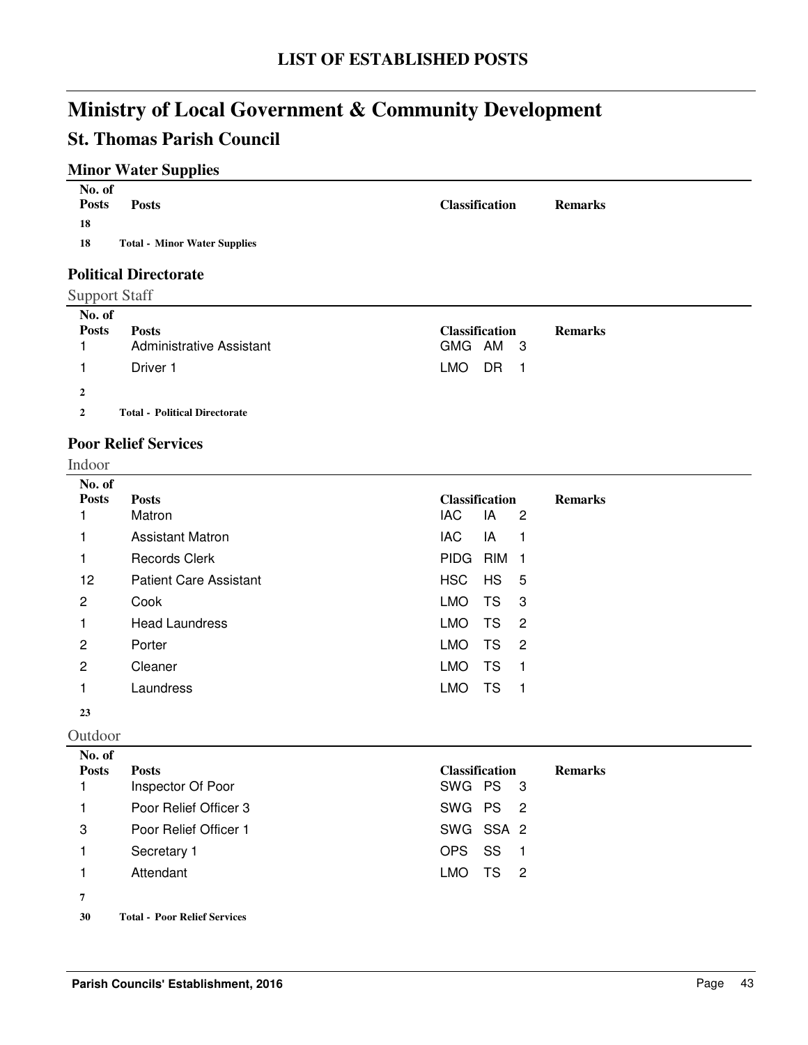# LIST OF ESTABLISHED POSTS

# Ministry of Local Government & Community Development

## St. Thomas Parish Council

### Minor Water Supplies

| No. of Posts | Posts | Classification | Remarks |
|---|---|---|---|
| **18** | | | |
| **18** | **Total - Minor Water Supplies** | | |

### Political Directorate

Support Staff

| No. of Posts | Posts | Classification | Remarks |
|---|---|---|---|
| 1 | Administrative Assistant | GMG AM 3 | |
| 1 | Driver 1 | LMO DR 1 | |
| **2** | | | |
| **2** | **Total - Political Directorate** | | |

### Poor Relief Services

Indoor

| No. of Posts | Posts | Classification | Remarks |
|---|---|---|---|
| 1 | Matron | IAC IA 2 | |
| 1 | Assistant Matron | IAC IA 1 | |
| 1 | Records Clerk | PIDG RIM 1 | |
| 12 | Patient Care Assistant | HSC HS 5 | |
| 2 | Cook | LMO TS 3 | |
| 1 | Head Laundress | LMO TS 2 | |
| 2 | Porter | LMO TS 2 | |
| 2 | Cleaner | LMO TS 1 | |
| 1 | Laundress | LMO TS 1 | |
| **23** | | | |

Outdoor

| No. of Posts | Posts | Classification | Remarks |
|---|---|---|---|
| 1 | Inspector Of Poor | SWG PS 3 | |
| 1 | Poor Relief Officer 3 | SWG PS 2 | |
| 3 | Poor Relief Officer 1 | SWG SSA 2 | |
| 1 | Secretary 1 | OPS SS 1 | |
| 1 | Attendant | LMO TS 2 | |
| **7** | | | |
| **30** | **Total - Poor Relief Services** | | |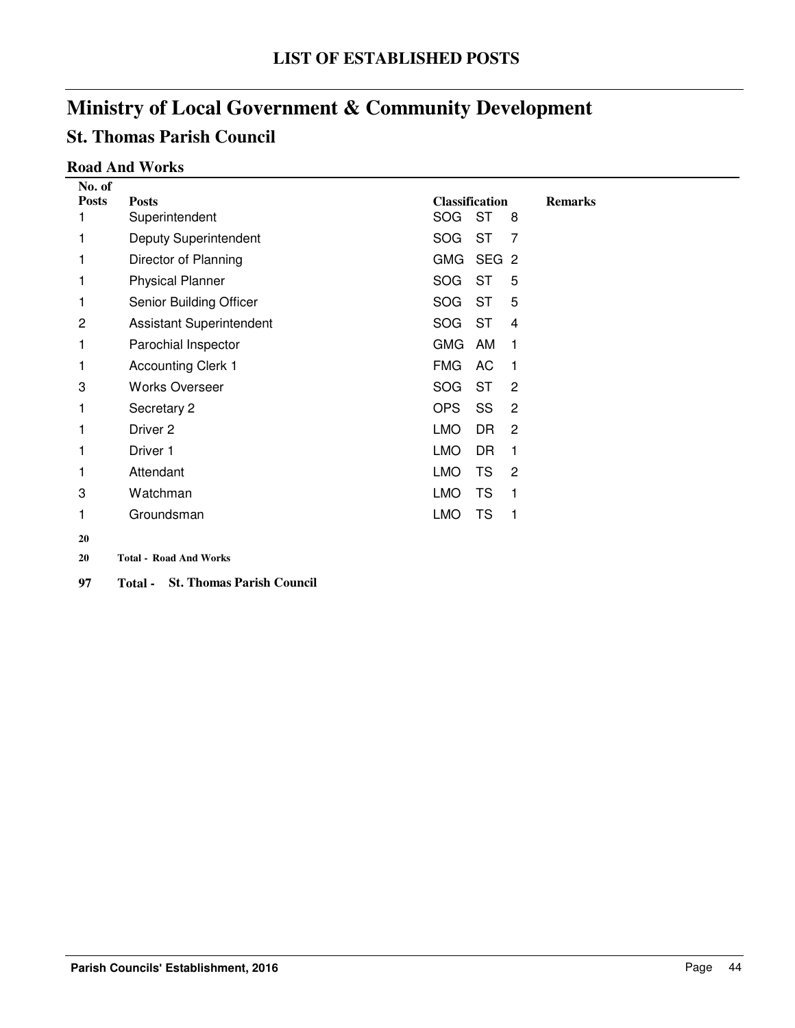# LIST OF ESTABLISHED POSTS

## Ministry of Local Government & Community Development

### St. Thomas Parish Council

#### Road And Works

| No. of Posts | Posts | Classification | | | Remarks |
|---|---|---|---|---|---|
| 1 | Superintendent | SOG | ST | 8 | |
| 1 | Deputy Superintendent | SOG | ST | 7 | |
| 1 | Director of Planning | GMG | SEG | 2 | |
| 1 | Physical Planner | SOG | ST | 5 | |
| 1 | Senior Building Officer | SOG | ST | 5 | |
| 2 | Assistant Superintendent | SOG | ST | 4 | |
| 1 | Parochial Inspector | GMG | AM | 1 | |
| 1 | Accounting Clerk 1 | FMG | AC | 1 | |
| 3 | Works Overseer | SOG | ST | 2 | |
| 1 | Secretary 2 | OPS | SS | 2 | |
| 1 | Driver 2 | LMO | DR | 2 | |
| 1 | Driver 1 | LMO | DR | 1 | |
| 1 | Attendant | LMO | TS | 2 | |
| 3 | Watchman | LMO | TS | 1 | |
| 1 | Groundsman | LMO | TS | 1 | |
| **20** | | | | | |
| **20** | **Total - Road And Works** | | | | |
| **97** | **Total - St. Thomas Parish Council** | | | | |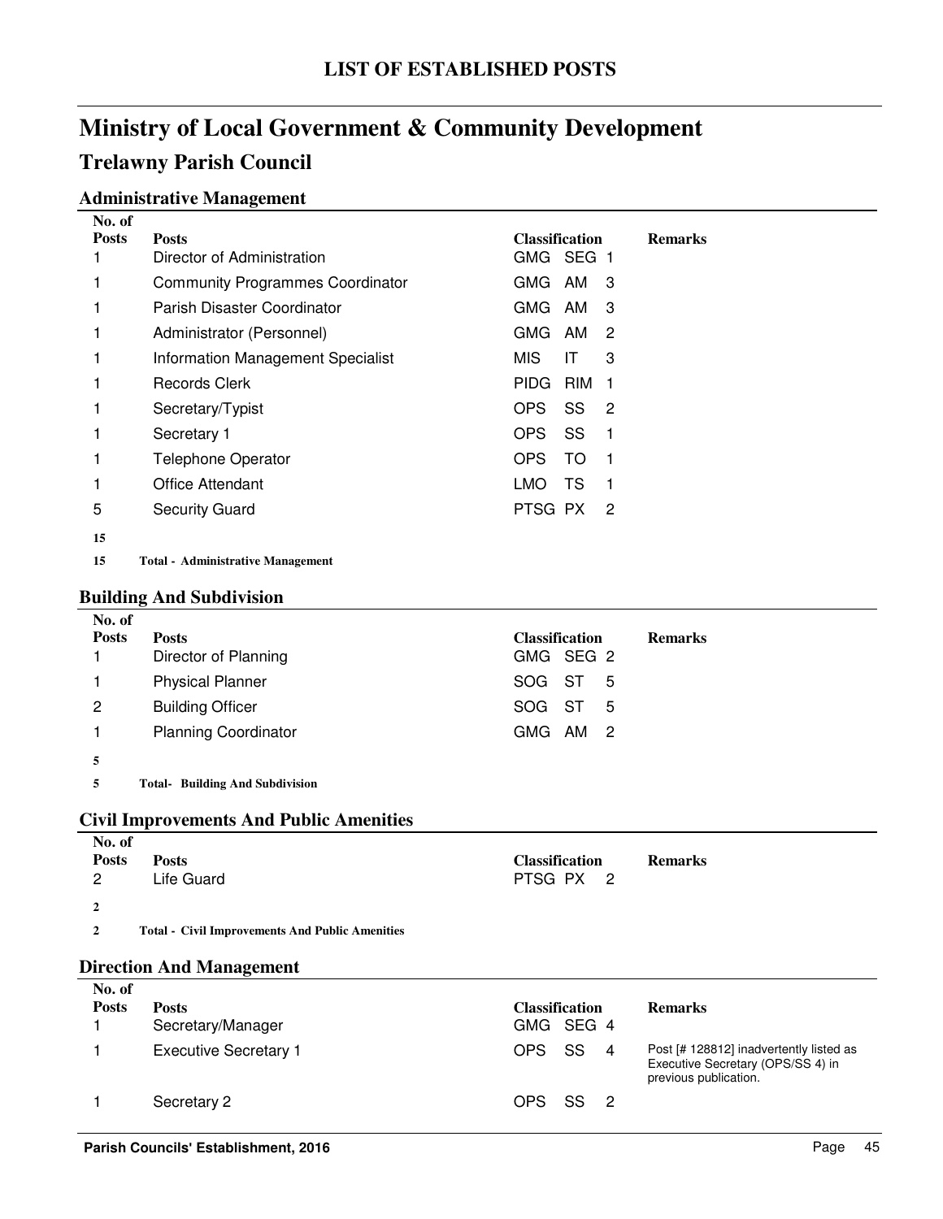# LIST OF ESTABLISHED POSTS

# Ministry of Local Government & Community Development

## Trelawny Parish Council

### Administrative Management

| No. of Posts | Posts | Classification | Remarks |
|---|---|---|---|
| 1 | Director of Administration | GMG SEG 1 | |
| 1 | Community Programmes Coordinator | GMG AM 3 | |
| 1 | Parish Disaster Coordinator | GMG AM 3 | |
| 1 | Administrator (Personnel) | GMG AM 2 | |
| 1 | Information Management Specialist | MIS IT 3 | |
| 1 | Records Clerk | PIDG RIM 1 | |
| 1 | Secretary/Typist | OPS SS 2 | |
| 1 | Secretary 1 | OPS SS 1 | |
| 1 | Telephone Operator | OPS TO 1 | |
| 1 | Office Attendant | LMO TS 1 | |
| 5 | Security Guard | PTSG PX 2 | |
| **15** | | | |
| **15** | **Total - Administrative Management** | | |

### Building And Subdivision

| No. of Posts | Posts | Classification | Remarks |
|---|---|---|---|
| 1 | Director of Planning | GMG SEG 2 | |
| 1 | Physical Planner | SOG ST 5 | |
| 2 | Building Officer | SOG ST 5 | |
| 1 | Planning Coordinator | GMG AM 2 | |
| **5** | | | |
| **5** | **Total- Building And Subdivision** | | |

### Civil Improvements And Public Amenities

| No. of Posts | Posts | Classification | Remarks |
|---|---|---|---|
| 2 | Life Guard | PTSG PX 2 | |
| **2** | | | |
| **2** | **Total - Civil Improvements And Public Amenities** | | |

### Direction And Management

| No. of Posts | Posts | Classification | Remarks |
|---|---|---|---|
| 1 | Secretary/Manager | GMG SEG 4 | |
| 1 | Executive Secretary 1 | OPS SS 4 | Post [# 128812] inadvertently listed as Executive Secretary (OPS/SS 4) in previous publication. |
| 1 | Secretary 2 | OPS SS 2 | |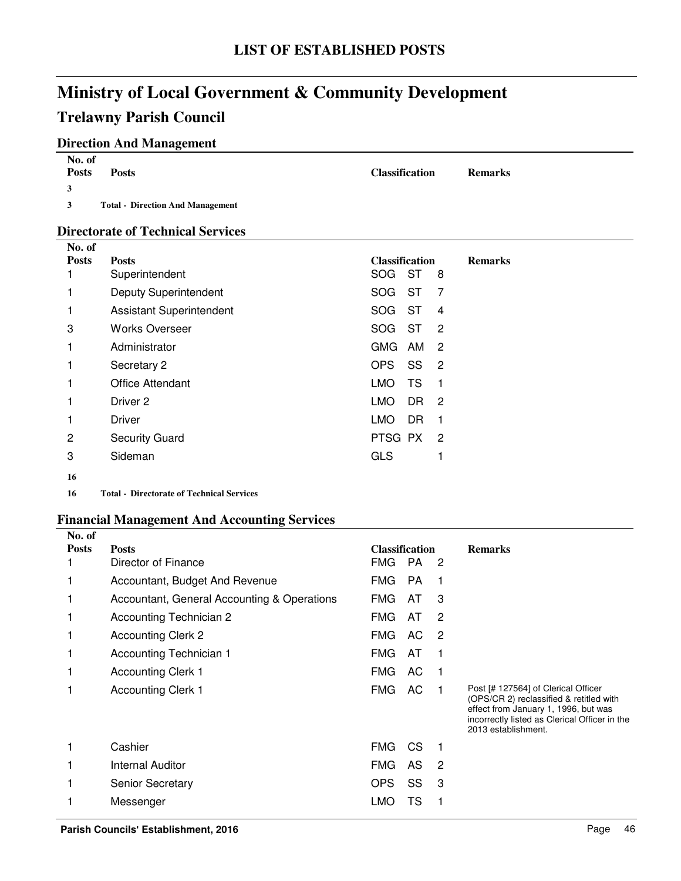# LIST OF ESTABLISHED POSTS

# Ministry of Local Government & Community Development

## Trelawny Parish Council

### Direction And Management

| No. of Posts | Posts | Classification | | | Remarks |
|---|---|---|---|---|---|
| 3 | | | | | |
| 3 | **Total - Direction And Management** | | | | |

### Directorate of Technical Services

| No. of Posts | Posts | Classification | | | Remarks |
|---|---|---|---|---|---|
| 1 | Superintendent | SOG | ST | 8 | |
| 1 | Deputy Superintendent | SOG | ST | 7 | |
| 1 | Assistant Superintendent | SOG | ST | 4 | |
| 3 | Works Overseer | SOG | ST | 2 | |
| 1 | Administrator | GMG | AM | 2 | |
| 1 | Secretary 2 | OPS | SS | 2 | |
| 1 | Office Attendant | LMO | TS | 1 | |
| 1 | Driver 2 | LMO | DR | 2 | |
| 1 | Driver | LMO | DR | 1 | |
| 2 | Security Guard | PTSG | PX | 2 | |
| 3 | Sideman | GLS | | 1 | |
| 16 | | | | | |
| 16 | **Total - Directorate of Technical Services** | | | | |

### Financial Management And Accounting Services

| No. of Posts | Posts | Classification | | | Remarks |
|---|---|---|---|---|---|
| 1 | Director of Finance | FMG | PA | 2 | |
| 1 | Accountant, Budget And Revenue | FMG | PA | 1 | |
| 1 | Accountant, General Accounting & Operations | FMG | AT | 3 | |
| 1 | Accounting Technician 2 | FMG | AT | 2 | |
| 1 | Accounting Clerk 2 | FMG | AC | 2 | |
| 1 | Accounting Technician 1 | FMG | AT | 1 | |
| 1 | Accounting Clerk 1 | FMG | AC | 1 | |
| 1 | Accounting Clerk 1 | FMG | AC | 1 | Post [# 127564] of Clerical Officer (OPS/CR 2) reclassified & retitled with effect from January 1, 1996, but was incorrectly listed as Clerical Officer in the 2013 establishment. |
| 1 | Cashier | FMG | CS | 1 | |
| 1 | Internal Auditor | FMG | AS | 2 | |
| 1 | Senior Secretary | OPS | SS | 3 | |
| 1 | Messenger | LMO | TS | 1 | |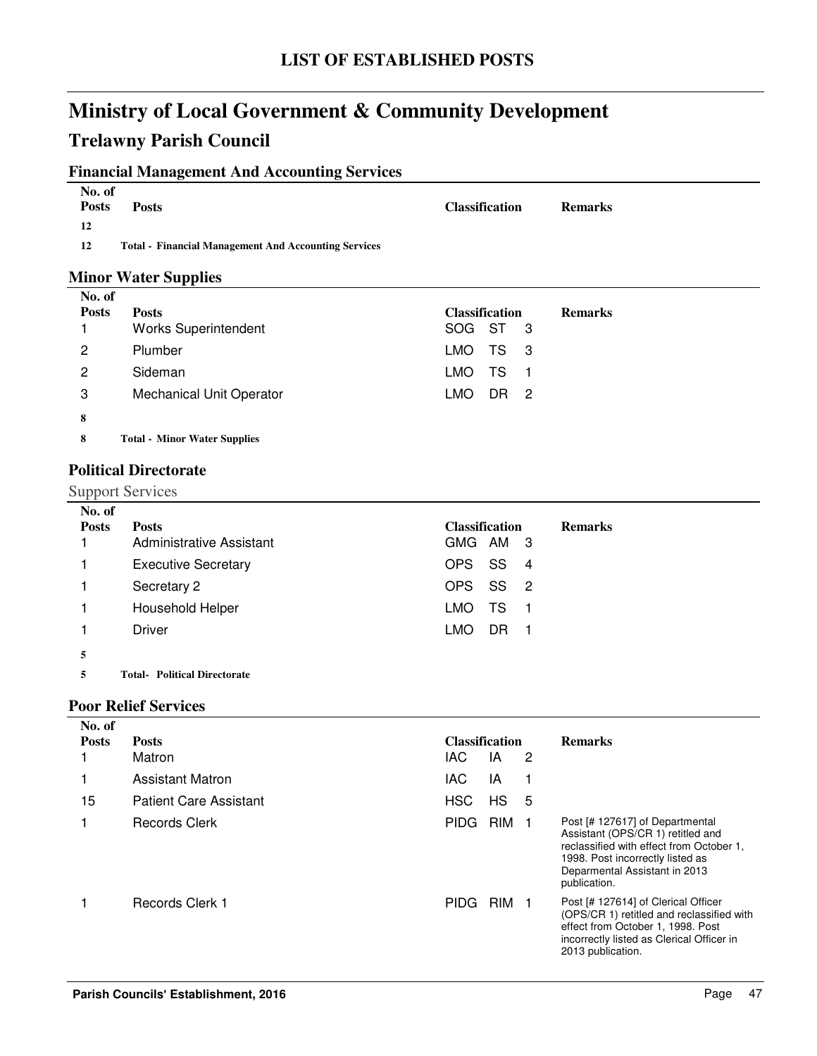# LIST OF ESTABLISHED POSTS

# Ministry of Local Government & Community Development

## Trelawny Parish Council

### Financial Management And Accounting Services

| No. of Posts | Posts | Classification | Remarks |
|---|---|---|---|
| 12 | | | |
| 12 | **Total - Financial Management And Accounting Services** | | |

### Minor Water Supplies

| No. of Posts | Posts | Classification | Remarks |
|---|---|---|---|
| 1 | Works Superintendent | SOG ST 3 | |
| 2 | Plumber | LMO TS 3 | |
| 2 | Sideman | LMO TS 1 | |
| 3 | Mechanical Unit Operator | LMO DR 2 | |
| 8 | | | |
| 8 | **Total - Minor Water Supplies** | | |

### Political Directorate

Support Services

| No. of Posts | Posts | Classification | Remarks |
|---|---|---|---|
| 1 | Administrative Assistant | GMG AM 3 | |
| 1 | Executive Secretary | OPS SS 4 | |
| 1 | Secretary 2 | OPS SS 2 | |
| 1 | Household Helper | LMO TS 1 | |
| 1 | Driver | LMO DR 1 | |
| 5 | | | |
| 5 | **Total- Political Directorate** | | |

### Poor Relief Services

| No. of Posts | Posts | Classification | Remarks |
|---|---|---|---|
| 1 | Matron | IAC IA 2 | |
| 1 | Assistant Matron | IAC IA 1 | |
| 15 | Patient Care Assistant | HSC HS 5 | |
| 1 | Records Clerk | PIDG RIM 1 | Post [# 127617] of Departmental Assistant (OPS/CR 1) retitled and reclassified with effect from October 1, 1998. Post incorrectly listed as Deparmental Assistant in 2013 publication. |
| 1 | Records Clerk 1 | PIDG RIM 1 | Post [# 127614] of Clerical Officer (OPS/CR 1) retitled and reclassified with effect from October 1, 1998. Post incorrectly listed as Clerical Officer in 2013 publication. |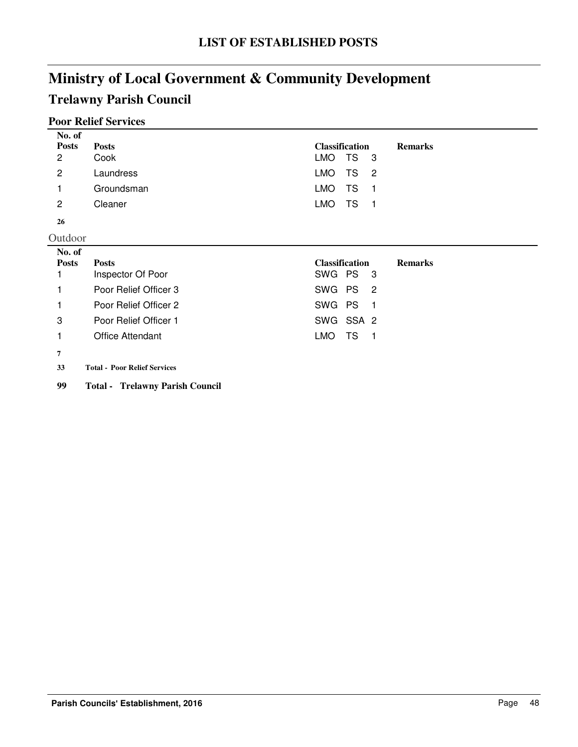# LIST OF ESTABLISHED POSTS

# Ministry of Local Government & Community Development

## Trelawny Parish Council

### Poor Relief Services

| No. of Posts | Posts | Classification | Remarks |
|---|---|---|---|
| 2 | Cook | LMO TS 3 | |
| 2 | Laundress | LMO TS 2 | |
| 1 | Groundsman | LMO TS 1 | |
| 2 | Cleaner | LMO TS 1 | |
| **26** | | | |

Outdoor

| No. of Posts | Posts | Classification | Remarks |
|---|---|---|---|
| 1 | Inspector Of Poor | SWG PS 3 | |
| 1 | Poor Relief Officer 3 | SWG PS 2 | |
| 1 | Poor Relief Officer 2 | SWG PS 1 | |
| 3 | Poor Relief Officer 1 | SWG SSA 2 | |
| 1 | Office Attendant | LMO TS 1 | |
| **7** | | | |

**33 Total - Poor Relief Services**

**99 Total - Trelawny Parish Council**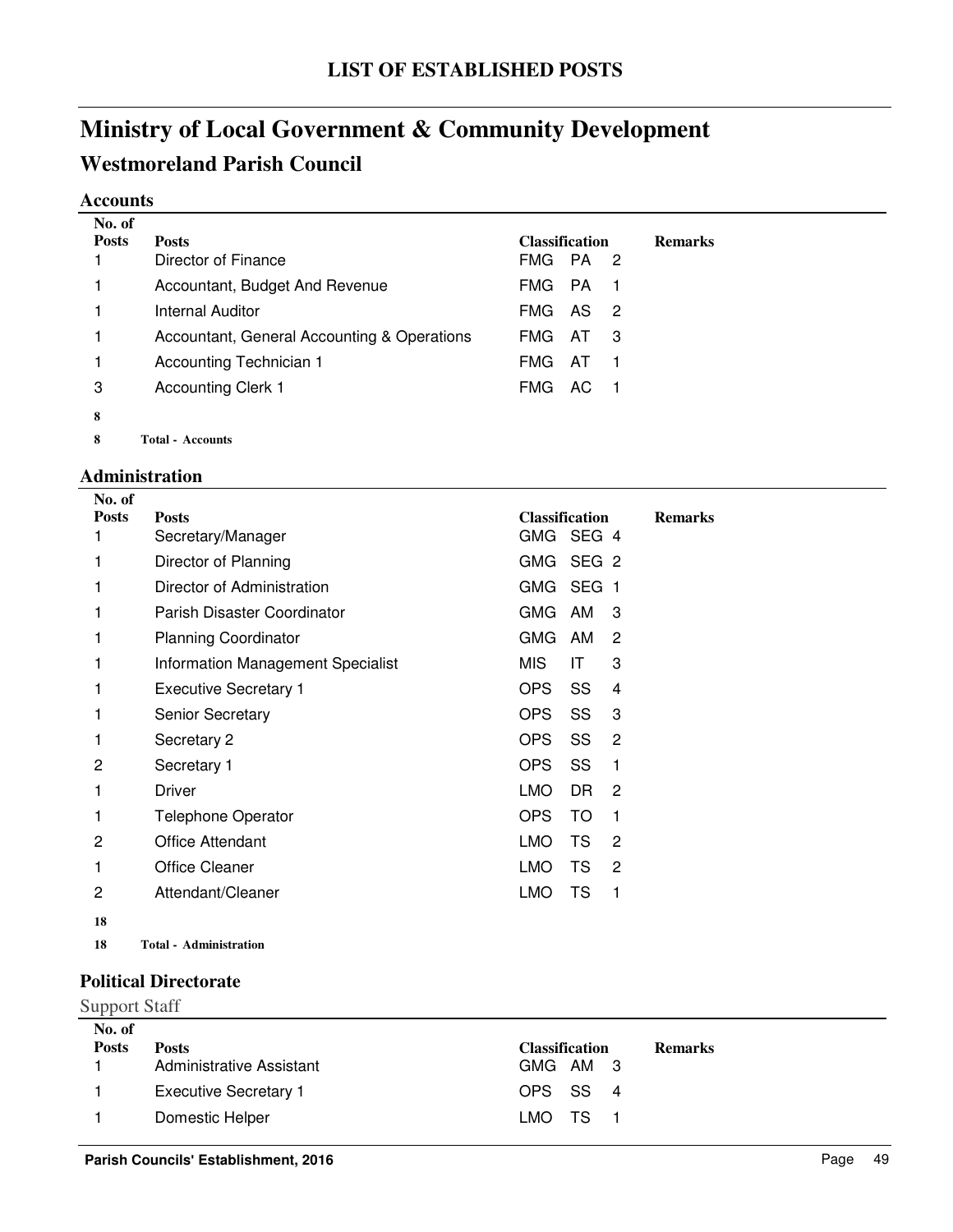# LIST OF ESTABLISHED POSTS

# Ministry of Local Government & Community Development

## Westmoreland Parish Council

### Accounts

| No. of Posts | Posts | Classification | | | Remarks |
|---|---|---|---|---|---|
| 1 | Director of Finance | FMG | PA | 2 | |
| 1 | Accountant, Budget And Revenue | FMG | PA | 1 | |
| 1 | Internal Auditor | FMG | AS | 2 | |
| 1 | Accountant, General Accounting & Operations | FMG | AT | 3 | |
| 1 | Accounting Technician 1 | FMG | AT | 1 | |
| 3 | Accounting Clerk 1 | FMG | AC | 1 | |
| **8** | | | | | |
| **8** | **Total - Accounts** | | | | |

### Administration

| No. of Posts | Posts | Classification | | | Remarks |
|---|---|---|---|---|---|
| 1 | Secretary/Manager | GMG | SEG | 4 | |
| 1 | Director of Planning | GMG | SEG | 2 | |
| 1 | Director of Administration | GMG | SEG | 1 | |
| 1 | Parish Disaster Coordinator | GMG | AM | 3 | |
| 1 | Planning Coordinator | GMG | AM | 2 | |
| 1 | Information Management Specialist | MIS | IT | 3 | |
| 1 | Executive Secretary 1 | OPS | SS | 4 | |
| 1 | Senior Secretary | OPS | SS | 3 | |
| 1 | Secretary 2 | OPS | SS | 2 | |
| 2 | Secretary 1 | OPS | SS | 1 | |
| 1 | Driver | LMO | DR | 2 | |
| 1 | Telephone Operator | OPS | TO | 1 | |
| 2 | Office Attendant | LMO | TS | 2 | |
| 1 | Office Cleaner | LMO | TS | 2 | |
| 2 | Attendant/Cleaner | LMO | TS | 1 | |
| **18** | | | | | |
| **18** | **Total - Administration** | | | | |

### Political Directorate

Support Staff

| No. of Posts | Posts | Classification | | | Remarks |
|---|---|---|---|---|---|
| 1 | Administrative Assistant | GMG | AM | 3 | |
| 1 | Executive Secretary 1 | OPS | SS | 4 | |
| 1 | Domestic Helper | LMO | TS | 1 | |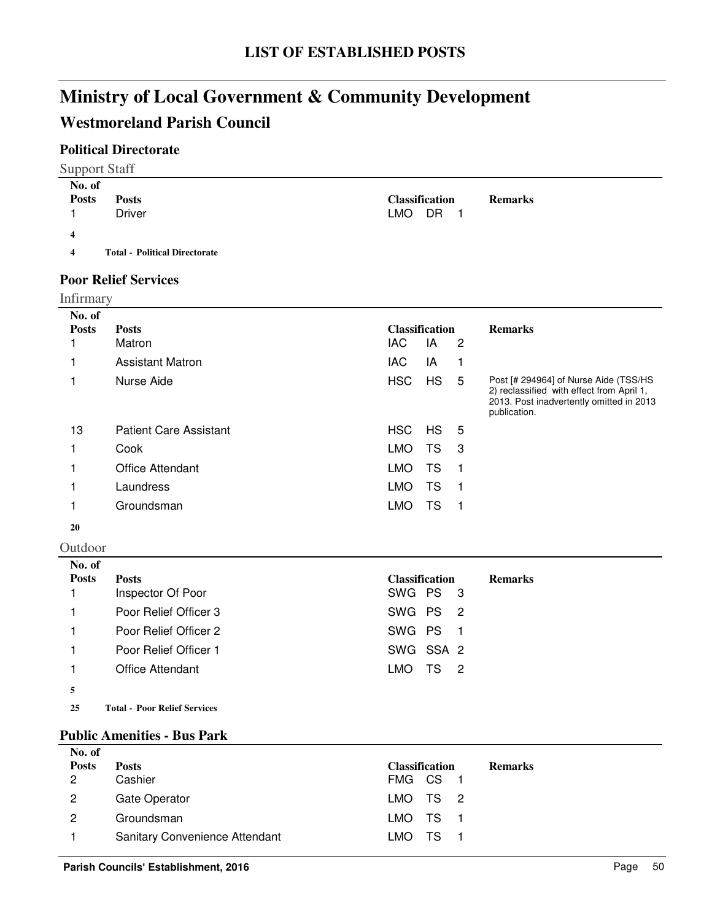# LIST OF ESTABLISHED POSTS

# Ministry of Local Government & Community Development

## Westmoreland Parish Council

### Political Directorate

Support Staff

| No. of Posts | Posts | Classification | | | Remarks |
|---|---|---|---|---|---|
| 1 | Driver | LMO | DR | 1 | |
| **4** | | | | | |
| **4** | **Total - Political Directorate** | | | | |

### Poor Relief Services

Infirmary

| No. of Posts | Posts | Classification | | | Remarks |
|---|---|---|---|---|---|
| 1 | Matron | IAC | IA | 2 | |
| 1 | Assistant Matron | IAC | IA | 1 | |
| 1 | Nurse Aide | HSC | HS | 5 | Post [# 294964] of Nurse Aide (TSS/HS 2) reclassified with effect from April 1, 2013. Post inadvertently omitted in 2013 publication. |
| 13 | Patient Care Assistant | HSC | HS | 5 | |
| 1 | Cook | LMO | TS | 3 | |
| 1 | Office Attendant | LMO | TS | 1 | |
| 1 | Laundress | LMO | TS | 1 | |
| 1 | Groundsman | LMO | TS | 1 | |
| **20** | | | | | |

Outdoor

| No. of Posts | Posts | Classification | | | Remarks |
|---|---|---|---|---|---|
| 1 | Inspector Of Poor | SWG | PS | 3 | |
| 1 | Poor Relief Officer 3 | SWG | PS | 2 | |
| 1 | Poor Relief Officer 2 | SWG | PS | 1 | |
| 1 | Poor Relief Officer 1 | SWG | SSA | 2 | |
| 1 | Office Attendant | LMO | TS | 2 | |
| **5** | | | | | |
| **25** | **Total - Poor Relief Services** | | | | |

### Public Amenities - Bus Park

| No. of Posts | Posts | Classification | | | Remarks |
|---|---|---|---|---|---|
| 2 | Cashier | FMG | CS | 1 | |
| 2 | Gate Operator | LMO | TS | 2 | |
| 2 | Groundsman | LMO | TS | 1 | |
| 1 | Sanitary Convenience Attendant | LMO | TS | 1 | |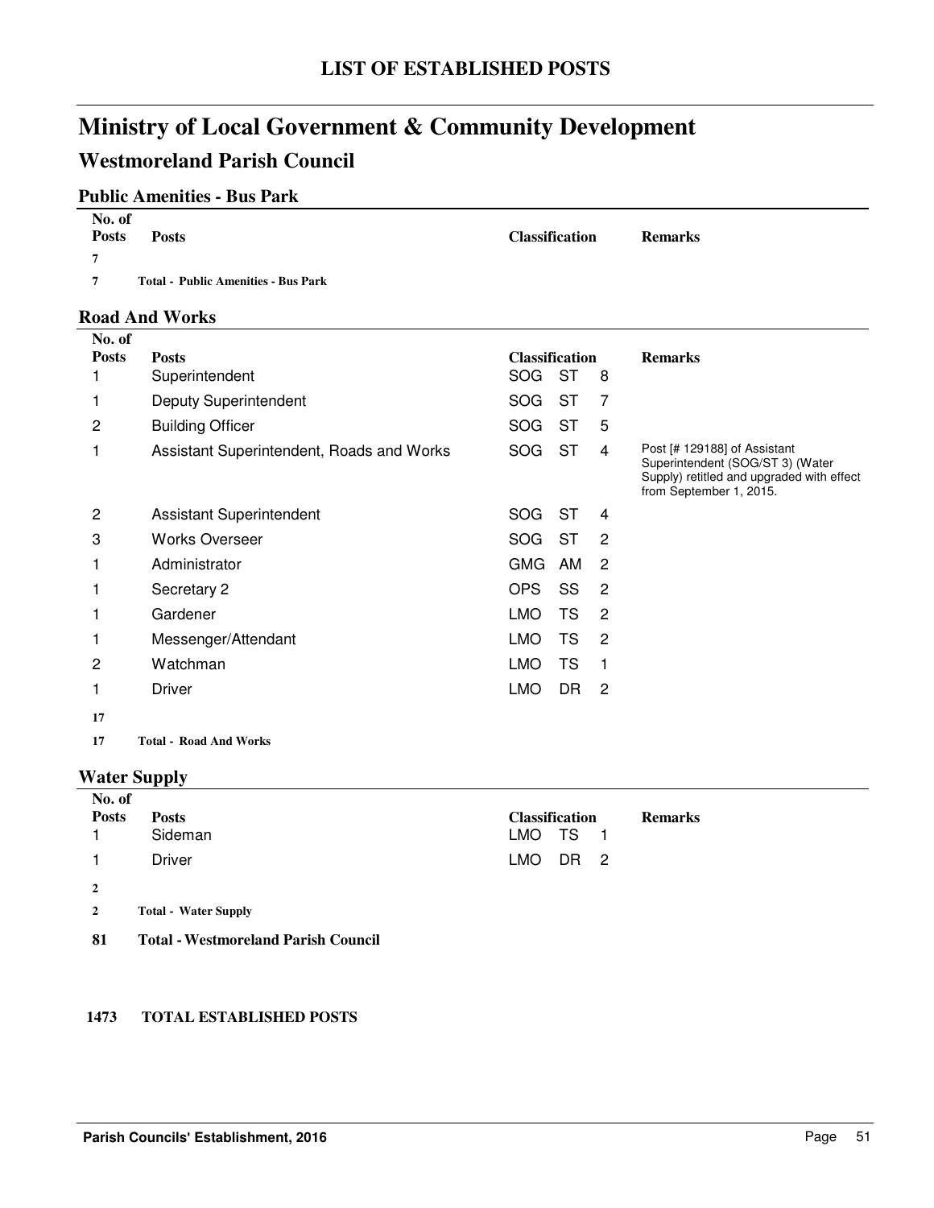# LIST OF ESTABLISHED POSTS

# Ministry of Local Government & Community Development

## Westmoreland Parish Council

### Public Amenities - Bus Park

| No. of Posts | Posts | Classification | | | Remarks |
|---|---|---|---|---|---|
| **7** | | | | | |
| **7** | **Total - Public Amenities - Bus Park** | | | | |

### Road And Works

| No. of Posts | Posts | Classification | | | Remarks |
|---|---|---|---|---|---|
| 1 | Superintendent | SOG | ST | 8 | |
| 1 | Deputy Superintendent | SOG | ST | 7 | |
| 2 | Building Officer | SOG | ST | 5 | |
| 1 | Assistant Superintendent, Roads and Works | SOG | ST | 4 | Post [# 129188] of Assistant Superintendent (SOG/ST 3) (Water Supply) retitled and upgraded with effect from September 1, 2015. |
| 2 | Assistant Superintendent | SOG | ST | 4 | |
| 3 | Works Overseer | SOG | ST | 2 | |
| 1 | Administrator | GMG | AM | 2 | |
| 1 | Secretary 2 | OPS | SS | 2 | |
| 1 | Gardener | LMO | TS | 2 | |
| 1 | Messenger/Attendant | LMO | TS | 2 | |
| 2 | Watchman | LMO | TS | 1 | |
| 1 | Driver | LMO | DR | 2 | |
| **17** | | | | | |
| **17** | **Total - Road And Works** | | | | |

### Water Supply

| No. of Posts | Posts | Classification | | | Remarks |
|---|---|---|---|---|---|
| 1 | Sideman | LMO | TS | 1 | |
| 1 | Driver | LMO | DR | 2 | |
| **2** | | | | | |
| **2** | **Total - Water Supply** | | | | |

**81 Total - Westmoreland Parish Council**

**1473 TOTAL ESTABLISHED POSTS**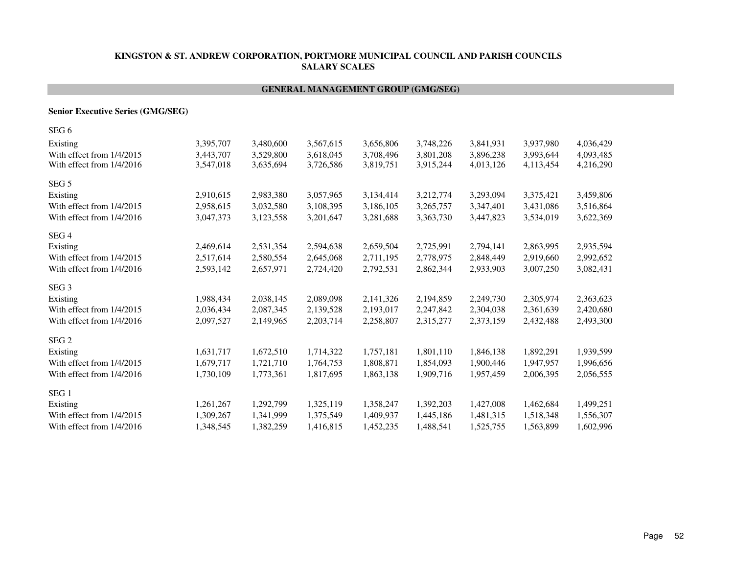**KINGSTON & ST. ANDREW CORPORATION, PORTMORE MUNICIPAL COUNCIL AND PARISH COUNCILS**
**SALARY SCALES**

## GENERAL MANAGEMENT GROUP (GMG/SEG)

### Senior Executive Series (GMG/SEG)

| | | | | | | | | |
|---|---|---|---|---|---|---|---|---|
| **SEG 6** | | | | | | | | |
| Existing | 3,395,707 | 3,480,600 | 3,567,615 | 3,656,806 | 3,748,226 | 3,841,931 | 3,937,980 | 4,036,429 |
| With effect from 1/4/2015 | 3,443,707 | 3,529,800 | 3,618,045 | 3,708,496 | 3,801,208 | 3,896,238 | 3,993,644 | 4,093,485 |
| With effect from 1/4/2016 | 3,547,018 | 3,635,694 | 3,726,586 | 3,819,751 | 3,915,244 | 4,013,126 | 4,113,454 | 4,216,290 |
| **SEG 5** | | | | | | | | |
| Existing | 2,910,615 | 2,983,380 | 3,057,965 | 3,134,414 | 3,212,774 | 3,293,094 | 3,375,421 | 3,459,806 |
| With effect from 1/4/2015 | 2,958,615 | 3,032,580 | 3,108,395 | 3,186,105 | 3,265,757 | 3,347,401 | 3,431,086 | 3,516,864 |
| With effect from 1/4/2016 | 3,047,373 | 3,123,558 | 3,201,647 | 3,281,688 | 3,363,730 | 3,447,823 | 3,534,019 | 3,622,369 |
| **SEG 4** | | | | | | | | |
| Existing | 2,469,614 | 2,531,354 | 2,594,638 | 2,659,504 | 2,725,991 | 2,794,141 | 2,863,995 | 2,935,594 |
| With effect from 1/4/2015 | 2,517,614 | 2,580,554 | 2,645,068 | 2,711,195 | 2,778,975 | 2,848,449 | 2,919,660 | 2,992,652 |
| With effect from 1/4/2016 | 2,593,142 | 2,657,971 | 2,724,420 | 2,792,531 | 2,862,344 | 2,933,903 | 3,007,250 | 3,082,431 |
| **SEG 3** | | | | | | | | |
| Existing | 1,988,434 | 2,038,145 | 2,089,098 | 2,141,326 | 2,194,859 | 2,249,730 | 2,305,974 | 2,363,623 |
| With effect from 1/4/2015 | 2,036,434 | 2,087,345 | 2,139,528 | 2,193,017 | 2,247,842 | 2,304,038 | 2,361,639 | 2,420,680 |
| With effect from 1/4/2016 | 2,097,527 | 2,149,965 | 2,203,714 | 2,258,807 | 2,315,277 | 2,373,159 | 2,432,488 | 2,493,300 |
| **SEG 2** | | | | | | | | |
| Existing | 1,631,717 | 1,672,510 | 1,714,322 | 1,757,181 | 1,801,110 | 1,846,138 | 1,892,291 | 1,939,599 |
| With effect from 1/4/2015 | 1,679,717 | 1,721,710 | 1,764,753 | 1,808,871 | 1,854,093 | 1,900,446 | 1,947,957 | 1,996,656 |
| With effect from 1/4/2016 | 1,730,109 | 1,773,361 | 1,817,695 | 1,863,138 | 1,909,716 | 1,957,459 | 2,006,395 | 2,056,555 |
| **SEG 1** | | | | | | | | |
| Existing | 1,261,267 | 1,292,799 | 1,325,119 | 1,358,247 | 1,392,203 | 1,427,008 | 1,462,684 | 1,499,251 |
| With effect from 1/4/2015 | 1,309,267 | 1,341,999 | 1,375,549 | 1,409,937 | 1,445,186 | 1,481,315 | 1,518,348 | 1,556,307 |
| With effect from 1/4/2016 | 1,348,545 | 1,382,259 | 1,416,815 | 1,452,235 | 1,488,541 | 1,525,755 | 1,563,899 | 1,602,996 |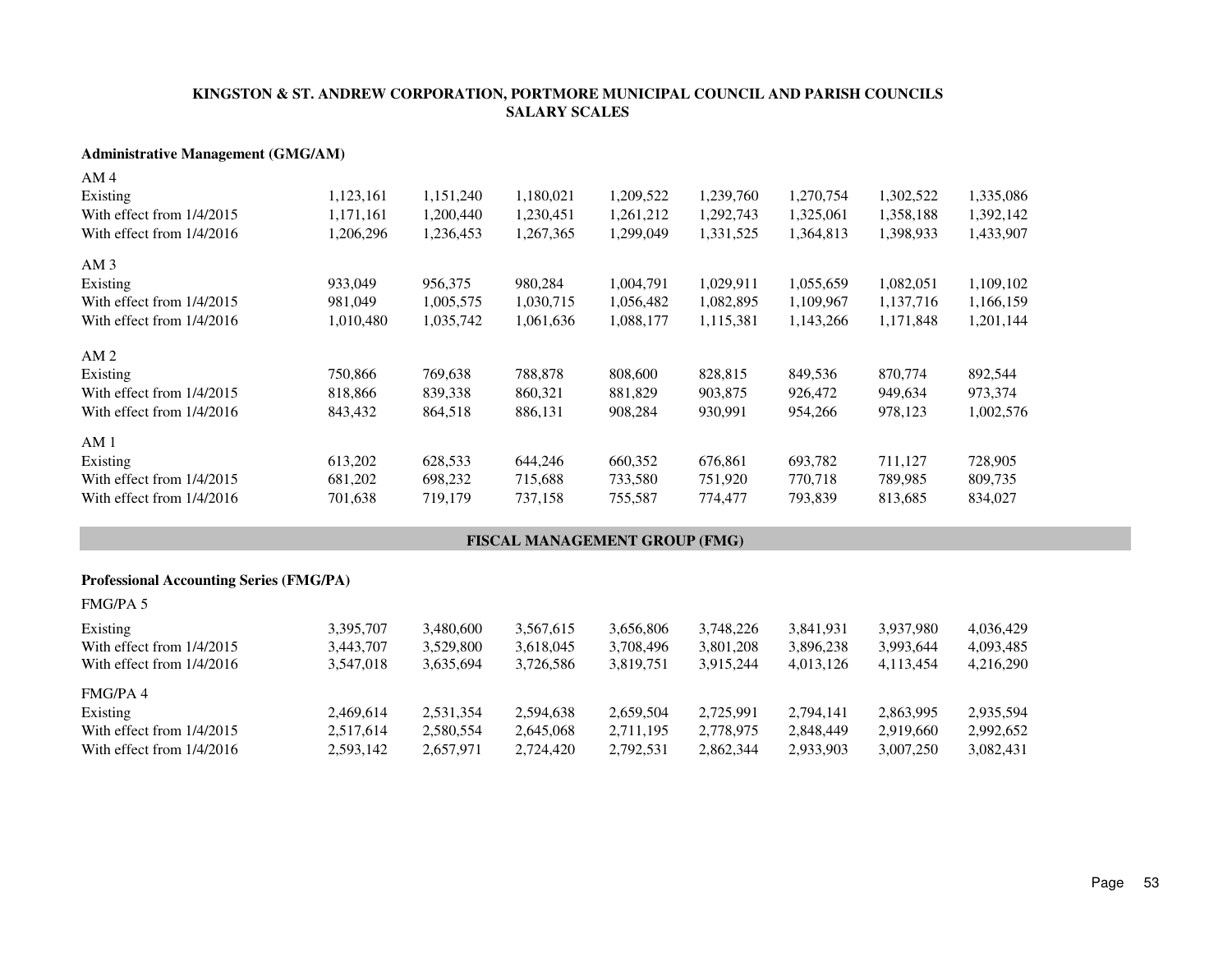# KINGSTON & ST. ANDREW CORPORATION, PORTMORE MUNICIPAL COUNCIL AND PARISH COUNCILS
## SALARY SCALES

### Administrative Management (GMG/AM)

| | | | | | | | | |
|---|---|---|---|---|---|---|---|---|
| **AM 4** | | | | | | | | |
| Existing | 1,123,161 | 1,151,240 | 1,180,021 | 1,209,522 | 1,239,760 | 1,270,754 | 1,302,522 | 1,335,086 |
| With effect from 1/4/2015 | 1,171,161 | 1,200,440 | 1,230,451 | 1,261,212 | 1,292,743 | 1,325,061 | 1,358,188 | 1,392,142 |
| With effect from 1/4/2016 | 1,206,296 | 1,236,453 | 1,267,365 | 1,299,049 | 1,331,525 | 1,364,813 | 1,398,933 | 1,433,907 |
| **AM 3** | | | | | | | | |
| Existing | 933,049 | 956,375 | 980,284 | 1,004,791 | 1,029,911 | 1,055,659 | 1,082,051 | 1,109,102 |
| With effect from 1/4/2015 | 981,049 | 1,005,575 | 1,030,715 | 1,056,482 | 1,082,895 | 1,109,967 | 1,137,716 | 1,166,159 |
| With effect from 1/4/2016 | 1,010,480 | 1,035,742 | 1,061,636 | 1,088,177 | 1,115,381 | 1,143,266 | 1,171,848 | 1,201,144 |
| **AM 2** | | | | | | | | |
| Existing | 750,866 | 769,638 | 788,878 | 808,600 | 828,815 | 849,536 | 870,774 | 892,544 |
| With effect from 1/4/2015 | 818,866 | 839,338 | 860,321 | 881,829 | 903,875 | 926,472 | 949,634 | 973,374 |
| With effect from 1/4/2016 | 843,432 | 864,518 | 886,131 | 908,284 | 930,991 | 954,266 | 978,123 | 1,002,576 |
| **AM 1** | | | | | | | | |
| Existing | 613,202 | 628,533 | 644,246 | 660,352 | 676,861 | 693,782 | 711,127 | 728,905 |
| With effect from 1/4/2015 | 681,202 | 698,232 | 715,688 | 733,580 | 751,920 | 770,718 | 789,985 | 809,735 |
| With effect from 1/4/2016 | 701,638 | 719,179 | 737,158 | 755,587 | 774,477 | 793,839 | 813,685 | 834,027 |

## FISCAL MANAGEMENT GROUP (FMG)

### Professional Accounting Series (FMG/PA)

| | | | | | | | | |
|---|---|---|---|---|---|---|---|---|
| **FMG/PA 5** | | | | | | | | |
| Existing | 3,395,707 | 3,480,600 | 3,567,615 | 3,656,806 | 3,748,226 | 3,841,931 | 3,937,980 | 4,036,429 |
| With effect from 1/4/2015 | 3,443,707 | 3,529,800 | 3,618,045 | 3,708,496 | 3,801,208 | 3,896,238 | 3,993,644 | 4,093,485 |
| With effect from 1/4/2016 | 3,547,018 | 3,635,694 | 3,726,586 | 3,819,751 | 3,915,244 | 4,013,126 | 4,113,454 | 4,216,290 |
| **FMG/PA 4** | | | | | | | | |
| Existing | 2,469,614 | 2,531,354 | 2,594,638 | 2,659,504 | 2,725,991 | 2,794,141 | 2,863,995 | 2,935,594 |
| With effect from 1/4/2015 | 2,517,614 | 2,580,554 | 2,645,068 | 2,711,195 | 2,778,975 | 2,848,449 | 2,919,660 | 2,992,652 |
| With effect from 1/4/2016 | 2,593,142 | 2,657,971 | 2,724,420 | 2,792,531 | 2,862,344 | 2,933,903 | 3,007,250 | 3,082,431 |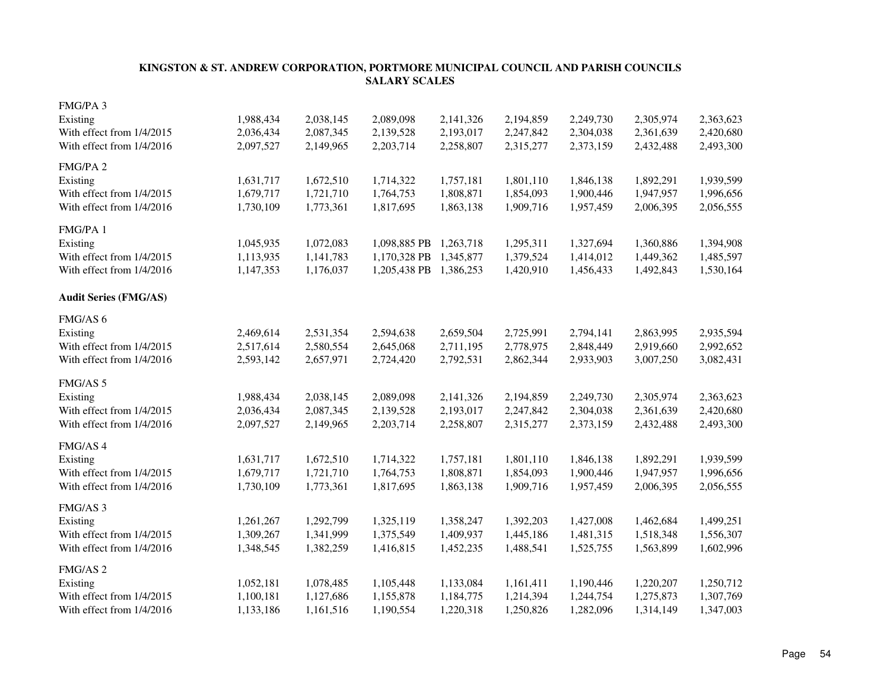**KINGSTON & ST. ANDREW CORPORATION, PORTMORE MUNICIPAL COUNCIL AND PARISH COUNCILS**
**SALARY SCALES**

| | | | | | | | | |
|---|---|---|---|---|---|---|---|---|
| FMG/PA 3 | | | | | | | | |
| Existing | 1,988,434 | 2,038,145 | 2,089,098 | 2,141,326 | 2,194,859 | 2,249,730 | 2,305,974 | 2,363,623 |
| With effect from 1/4/2015 | 2,036,434 | 2,087,345 | 2,139,528 | 2,193,017 | 2,247,842 | 2,304,038 | 2,361,639 | 2,420,680 |
| With effect from 1/4/2016 | 2,097,527 | 2,149,965 | 2,203,714 | 2,258,807 | 2,315,277 | 2,373,159 | 2,432,488 | 2,493,300 |
| FMG/PA 2 | | | | | | | | |
| Existing | 1,631,717 | 1,672,510 | 1,714,322 | 1,757,181 | 1,801,110 | 1,846,138 | 1,892,291 | 1,939,599 |
| With effect from 1/4/2015 | 1,679,717 | 1,721,710 | 1,764,753 | 1,808,871 | 1,854,093 | 1,900,446 | 1,947,957 | 1,996,656 |
| With effect from 1/4/2016 | 1,730,109 | 1,773,361 | 1,817,695 | 1,863,138 | 1,909,716 | 1,957,459 | 2,006,395 | 2,056,555 |
| FMG/PA 1 | | | | | | | | |
| Existing | 1,045,935 | 1,072,083 | 1,098,885 PB | 1,263,718 | 1,295,311 | 1,327,694 | 1,360,886 | 1,394,908 |
| With effect from 1/4/2015 | 1,113,935 | 1,141,783 | 1,170,328 PB | 1,345,877 | 1,379,524 | 1,414,012 | 1,449,362 | 1,485,597 |
| With effect from 1/4/2016 | 1,147,353 | 1,176,037 | 1,205,438 PB | 1,386,253 | 1,420,910 | 1,456,433 | 1,492,843 | 1,530,164 |
| **Audit Series (FMG/AS)** | | | | | | | | |
| FMG/AS 6 | | | | | | | | |
| Existing | 2,469,614 | 2,531,354 | 2,594,638 | 2,659,504 | 2,725,991 | 2,794,141 | 2,863,995 | 2,935,594 |
| With effect from 1/4/2015 | 2,517,614 | 2,580,554 | 2,645,068 | 2,711,195 | 2,778,975 | 2,848,449 | 2,919,660 | 2,992,652 |
| With effect from 1/4/2016 | 2,593,142 | 2,657,971 | 2,724,420 | 2,792,531 | 2,862,344 | 2,933,903 | 3,007,250 | 3,082,431 |
| FMG/AS 5 | | | | | | | | |
| Existing | 1,988,434 | 2,038,145 | 2,089,098 | 2,141,326 | 2,194,859 | 2,249,730 | 2,305,974 | 2,363,623 |
| With effect from 1/4/2015 | 2,036,434 | 2,087,345 | 2,139,528 | 2,193,017 | 2,247,842 | 2,304,038 | 2,361,639 | 2,420,680 |
| With effect from 1/4/2016 | 2,097,527 | 2,149,965 | 2,203,714 | 2,258,807 | 2,315,277 | 2,373,159 | 2,432,488 | 2,493,300 |
| FMG/AS 4 | | | | | | | | |
| Existing | 1,631,717 | 1,672,510 | 1,714,322 | 1,757,181 | 1,801,110 | 1,846,138 | 1,892,291 | 1,939,599 |
| With effect from 1/4/2015 | 1,679,717 | 1,721,710 | 1,764,753 | 1,808,871 | 1,854,093 | 1,900,446 | 1,947,957 | 1,996,656 |
| With effect from 1/4/2016 | 1,730,109 | 1,773,361 | 1,817,695 | 1,863,138 | 1,909,716 | 1,957,459 | 2,006,395 | 2,056,555 |
| FMG/AS 3 | | | | | | | | |
| Existing | 1,261,267 | 1,292,799 | 1,325,119 | 1,358,247 | 1,392,203 | 1,427,008 | 1,462,684 | 1,499,251 |
| With effect from 1/4/2015 | 1,309,267 | 1,341,999 | 1,375,549 | 1,409,937 | 1,445,186 | 1,481,315 | 1,518,348 | 1,556,307 |
| With effect from 1/4/2016 | 1,348,545 | 1,382,259 | 1,416,815 | 1,452,235 | 1,488,541 | 1,525,755 | 1,563,899 | 1,602,996 |
| FMG/AS 2 | | | | | | | | |
| Existing | 1,052,181 | 1,078,485 | 1,105,448 | 1,133,084 | 1,161,411 | 1,190,446 | 1,220,207 | 1,250,712 |
| With effect from 1/4/2015 | 1,100,181 | 1,127,686 | 1,155,878 | 1,184,775 | 1,214,394 | 1,244,754 | 1,275,873 | 1,307,769 |
| With effect from 1/4/2016 | 1,133,186 | 1,161,516 | 1,190,554 | 1,220,318 | 1,250,826 | 1,282,096 | 1,314,149 | 1,347,003 |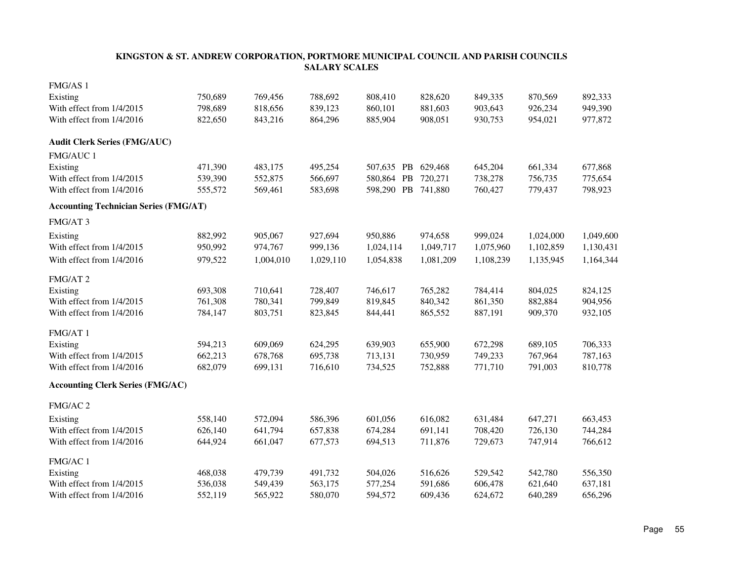**KINGSTON & ST. ANDREW CORPORATION, PORTMORE MUNICIPAL COUNCIL AND PARISH COUNCILS**
**SALARY SCALES**

FMG/AS 1

| | | | | | | | | |
|---|---|---|---|---|---|---|---|---|
| Existing | 750,689 | 769,456 | 788,692 | 808,410 | 828,620 | 849,335 | 870,569 | 892,333 |
| With effect from 1/4/2015 | 798,689 | 818,656 | 839,123 | 860,101 | 881,603 | 903,643 | 926,234 | 949,390 |
| With effect from 1/4/2016 | 822,650 | 843,216 | 864,296 | 885,904 | 908,051 | 930,753 | 954,021 | 977,872 |

**Audit Clerk Series (FMG/AUC)**

FMG/AUC 1

| | | | | | | | | |
|---|---|---|---|---|---|---|---|---|
| Existing | 471,390 | 483,175 | 495,254 | 507,635 PB | 629,468 | 645,204 | 661,334 | 677,868 |
| With effect from 1/4/2015 | 539,390 | 552,875 | 566,697 | 580,864 PB | 720,271 | 738,278 | 756,735 | 775,654 |
| With effect from 1/4/2016 | 555,572 | 569,461 | 583,698 | 598,290 PB | 741,880 | 760,427 | 779,437 | 798,923 |

**Accounting Technician Series (FMG/AT)**

FMG/AT 3

| | | | | | | | | |
|---|---|---|---|---|---|---|---|---|
| Existing | 882,992 | 905,067 | 927,694 | 950,886 | 974,658 | 999,024 | 1,024,000 | 1,049,600 |
| With effect from 1/4/2015 | 950,992 | 974,767 | 999,136 | 1,024,114 | 1,049,717 | 1,075,960 | 1,102,859 | 1,130,431 |
| With effect from 1/4/2016 | 979,522 | 1,004,010 | 1,029,110 | 1,054,838 | 1,081,209 | 1,108,239 | 1,135,945 | 1,164,344 |

FMG/AT 2

| | | | | | | | | |
|---|---|---|---|---|---|---|---|---|
| Existing | 693,308 | 710,641 | 728,407 | 746,617 | 765,282 | 784,414 | 804,025 | 824,125 |
| With effect from 1/4/2015 | 761,308 | 780,341 | 799,849 | 819,845 | 840,342 | 861,350 | 882,884 | 904,956 |
| With effect from 1/4/2016 | 784,147 | 803,751 | 823,845 | 844,441 | 865,552 | 887,191 | 909,370 | 932,105 |

FMG/AT 1

| | | | | | | | | |
|---|---|---|---|---|---|---|---|---|
| Existing | 594,213 | 609,069 | 624,295 | 639,903 | 655,900 | 672,298 | 689,105 | 706,333 |
| With effect from 1/4/2015 | 662,213 | 678,768 | 695,738 | 713,131 | 730,959 | 749,233 | 767,964 | 787,163 |
| With effect from 1/4/2016 | 682,079 | 699,131 | 716,610 | 734,525 | 752,888 | 771,710 | 791,003 | 810,778 |

**Accounting Clerk Series (FMG/AC)**

FMG/AC 2

| | | | | | | | | |
|---|---|---|---|---|---|---|---|---|
| Existing | 558,140 | 572,094 | 586,396 | 601,056 | 616,082 | 631,484 | 647,271 | 663,453 |
| With effect from 1/4/2015 | 626,140 | 641,794 | 657,838 | 674,284 | 691,141 | 708,420 | 726,130 | 744,284 |
| With effect from 1/4/2016 | 644,924 | 661,047 | 677,573 | 694,513 | 711,876 | 729,673 | 747,914 | 766,612 |

FMG/AC 1

| | | | | | | | | |
|---|---|---|---|---|---|---|---|---|
| Existing | 468,038 | 479,739 | 491,732 | 504,026 | 516,626 | 529,542 | 542,780 | 556,350 |
| With effect from 1/4/2015 | 536,038 | 549,439 | 563,175 | 577,254 | 591,686 | 606,478 | 621,640 | 637,181 |
| With effect from 1/4/2016 | 552,119 | 565,922 | 580,070 | 594,572 | 609,436 | 624,672 | 640,289 | 656,296 |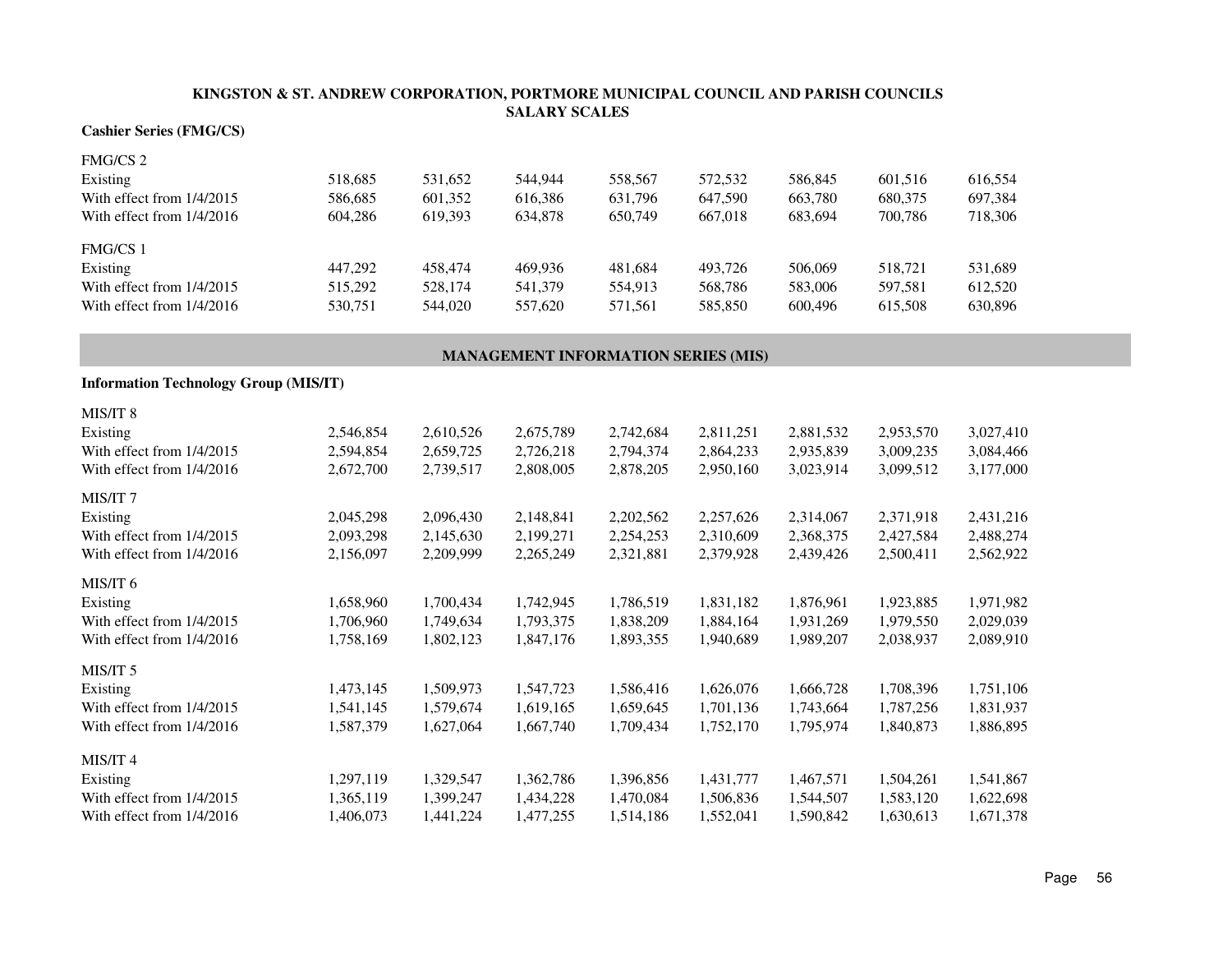**KINGSTON & ST. ANDREW CORPORATION, PORTMORE MUNICIPAL COUNCIL AND PARISH COUNCILS**
**SALARY SCALES**

**Cashier Series (FMG/CS)**

| | | | | | | | | |
|---|---|---|---|---|---|---|---|---|
| FMG/CS 2 | | | | | | | | |
| Existing | 518,685 | 531,652 | 544,944 | 558,567 | 572,532 | 586,845 | 601,516 | 616,554 |
| With effect from 1/4/2015 | 586,685 | 601,352 | 616,386 | 631,796 | 647,590 | 663,780 | 680,375 | 697,384 |
| With effect from 1/4/2016 | 604,286 | 619,393 | 634,878 | 650,749 | 667,018 | 683,694 | 700,786 | 718,306 |
| FMG/CS 1 | | | | | | | | |
| Existing | 447,292 | 458,474 | 469,936 | 481,684 | 493,726 | 506,069 | 518,721 | 531,689 |
| With effect from 1/4/2015 | 515,292 | 528,174 | 541,379 | 554,913 | 568,786 | 583,006 | 597,581 | 612,520 |
| With effect from 1/4/2016 | 530,751 | 544,020 | 557,620 | 571,561 | 585,850 | 600,496 | 615,508 | 630,896 |

## MANAGEMENT INFORMATION SERIES (MIS)

**Information Technology Group (MIS/IT)**

| | | | | | | | | |
|---|---|---|---|---|---|---|---|---|
| MIS/IT 8 | | | | | | | | |
| Existing | 2,546,854 | 2,610,526 | 2,675,789 | 2,742,684 | 2,811,251 | 2,881,532 | 2,953,570 | 3,027,410 |
| With effect from 1/4/2015 | 2,594,854 | 2,659,725 | 2,726,218 | 2,794,374 | 2,864,233 | 2,935,839 | 3,009,235 | 3,084,466 |
| With effect from 1/4/2016 | 2,672,700 | 2,739,517 | 2,808,005 | 2,878,205 | 2,950,160 | 3,023,914 | 3,099,512 | 3,177,000 |
| MIS/IT 7 | | | | | | | | |
| Existing | 2,045,298 | 2,096,430 | 2,148,841 | 2,202,562 | 2,257,626 | 2,314,067 | 2,371,918 | 2,431,216 |
| With effect from 1/4/2015 | 2,093,298 | 2,145,630 | 2,199,271 | 2,254,253 | 2,310,609 | 2,368,375 | 2,427,584 | 2,488,274 |
| With effect from 1/4/2016 | 2,156,097 | 2,209,999 | 2,265,249 | 2,321,881 | 2,379,928 | 2,439,426 | 2,500,411 | 2,562,922 |
| MIS/IT 6 | | | | | | | | |
| Existing | 1,658,960 | 1,700,434 | 1,742,945 | 1,786,519 | 1,831,182 | 1,876,961 | 1,923,885 | 1,971,982 |
| With effect from 1/4/2015 | 1,706,960 | 1,749,634 | 1,793,375 | 1,838,209 | 1,884,164 | 1,931,269 | 1,979,550 | 2,029,039 |
| With effect from 1/4/2016 | 1,758,169 | 1,802,123 | 1,847,176 | 1,893,355 | 1,940,689 | 1,989,207 | 2,038,937 | 2,089,910 |
| MIS/IT 5 | | | | | | | | |
| Existing | 1,473,145 | 1,509,973 | 1,547,723 | 1,586,416 | 1,626,076 | 1,666,728 | 1,708,396 | 1,751,106 |
| With effect from 1/4/2015 | 1,541,145 | 1,579,674 | 1,619,165 | 1,659,645 | 1,701,136 | 1,743,664 | 1,787,256 | 1,831,937 |
| With effect from 1/4/2016 | 1,587,379 | 1,627,064 | 1,667,740 | 1,709,434 | 1,752,170 | 1,795,974 | 1,840,873 | 1,886,895 |
| MIS/IT 4 | | | | | | | | |
| Existing | 1,297,119 | 1,329,547 | 1,362,786 | 1,396,856 | 1,431,777 | 1,467,571 | 1,504,261 | 1,541,867 |
| With effect from 1/4/2015 | 1,365,119 | 1,399,247 | 1,434,228 | 1,470,084 | 1,506,836 | 1,544,507 | 1,583,120 | 1,622,698 |
| With effect from 1/4/2016 | 1,406,073 | 1,441,224 | 1,477,255 | 1,514,186 | 1,552,041 | 1,590,842 | 1,630,613 | 1,671,378 |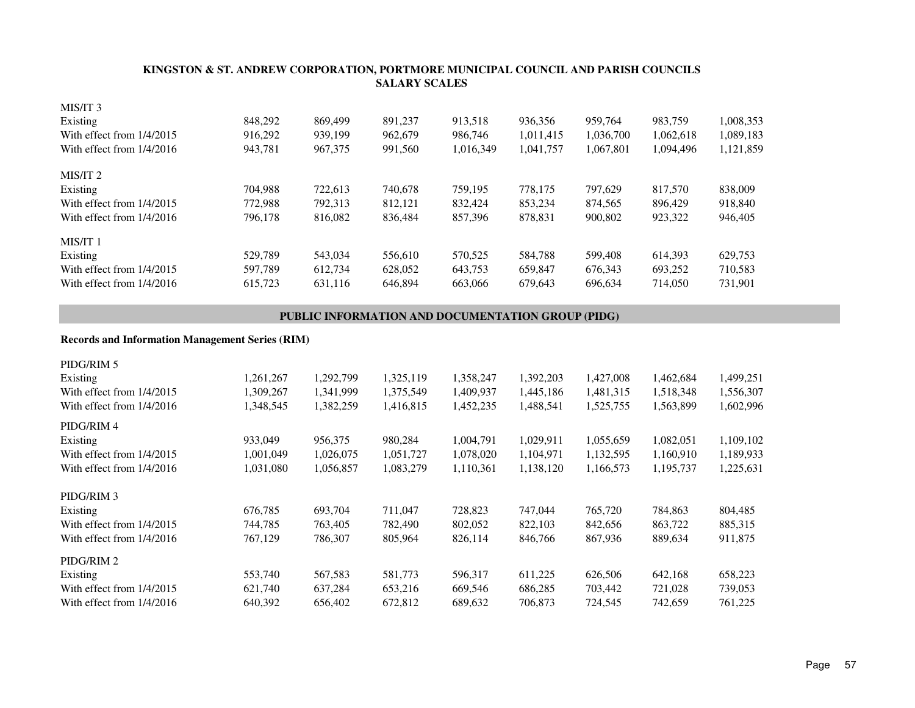**KINGSTON & ST. ANDREW CORPORATION, PORTMORE MUNICIPAL COUNCIL AND PARISH COUNCILS**
**SALARY SCALES**

| | | | | | | | | |
|---|---|---|---|---|---|---|---|---|
| MIS/IT 3 | | | | | | | | |
| Existing | 848,292 | 869,499 | 891,237 | 913,518 | 936,356 | 959,764 | 983,759 | 1,008,353 |
| With effect from 1/4/2015 | 916,292 | 939,199 | 962,679 | 986,746 | 1,011,415 | 1,036,700 | 1,062,618 | 1,089,183 |
| With effect from 1/4/2016 | 943,781 | 967,375 | 991,560 | 1,016,349 | 1,041,757 | 1,067,801 | 1,094,496 | 1,121,859 |
| MIS/IT 2 | | | | | | | | |
| Existing | 704,988 | 722,613 | 740,678 | 759,195 | 778,175 | 797,629 | 817,570 | 838,009 |
| With effect from 1/4/2015 | 772,988 | 792,313 | 812,121 | 832,424 | 853,234 | 874,565 | 896,429 | 918,840 |
| With effect from 1/4/2016 | 796,178 | 816,082 | 836,484 | 857,396 | 878,831 | 900,802 | 923,322 | 946,405 |
| MIS/IT 1 | | | | | | | | |
| Existing | 529,789 | 543,034 | 556,610 | 570,525 | 584,788 | 599,408 | 614,393 | 629,753 |
| With effect from 1/4/2015 | 597,789 | 612,734 | 628,052 | 643,753 | 659,847 | 676,343 | 693,252 | 710,583 |
| With effect from 1/4/2016 | 615,723 | 631,116 | 646,894 | 663,066 | 679,643 | 696,634 | 714,050 | 731,901 |

## PUBLIC INFORMATION AND DOCUMENTATION GROUP (PIDG)

**Records and Information Management Series (RIM)**

| | | | | | | | | |
|---|---|---|---|---|---|---|---|---|
| PIDG/RIM 5 | | | | | | | | |
| Existing | 1,261,267 | 1,292,799 | 1,325,119 | 1,358,247 | 1,392,203 | 1,427,008 | 1,462,684 | 1,499,251 |
| With effect from 1/4/2015 | 1,309,267 | 1,341,999 | 1,375,549 | 1,409,937 | 1,445,186 | 1,481,315 | 1,518,348 | 1,556,307 |
| With effect from 1/4/2016 | 1,348,545 | 1,382,259 | 1,416,815 | 1,452,235 | 1,488,541 | 1,525,755 | 1,563,899 | 1,602,996 |
| PIDG/RIM 4 | | | | | | | | |
| Existing | 933,049 | 956,375 | 980,284 | 1,004,791 | 1,029,911 | 1,055,659 | 1,082,051 | 1,109,102 |
| With effect from 1/4/2015 | 1,001,049 | 1,026,075 | 1,051,727 | 1,078,020 | 1,104,971 | 1,132,595 | 1,160,910 | 1,189,933 |
| With effect from 1/4/2016 | 1,031,080 | 1,056,857 | 1,083,279 | 1,110,361 | 1,138,120 | 1,166,573 | 1,195,737 | 1,225,631 |
| PIDG/RIM 3 | | | | | | | | |
| Existing | 676,785 | 693,704 | 711,047 | 728,823 | 747,044 | 765,720 | 784,863 | 804,485 |
| With effect from 1/4/2015 | 744,785 | 763,405 | 782,490 | 802,052 | 822,103 | 842,656 | 863,722 | 885,315 |
| With effect from 1/4/2016 | 767,129 | 786,307 | 805,964 | 826,114 | 846,766 | 867,936 | 889,634 | 911,875 |
| PIDG/RIM 2 | | | | | | | | |
| Existing | 553,740 | 567,583 | 581,773 | 596,317 | 611,225 | 626,506 | 642,168 | 658,223 |
| With effect from 1/4/2015 | 621,740 | 637,284 | 653,216 | 669,546 | 686,285 | 703,442 | 721,028 | 739,053 |
| With effect from 1/4/2016 | 640,392 | 656,402 | 672,812 | 689,632 | 706,873 | 724,545 | 742,659 | 761,225 |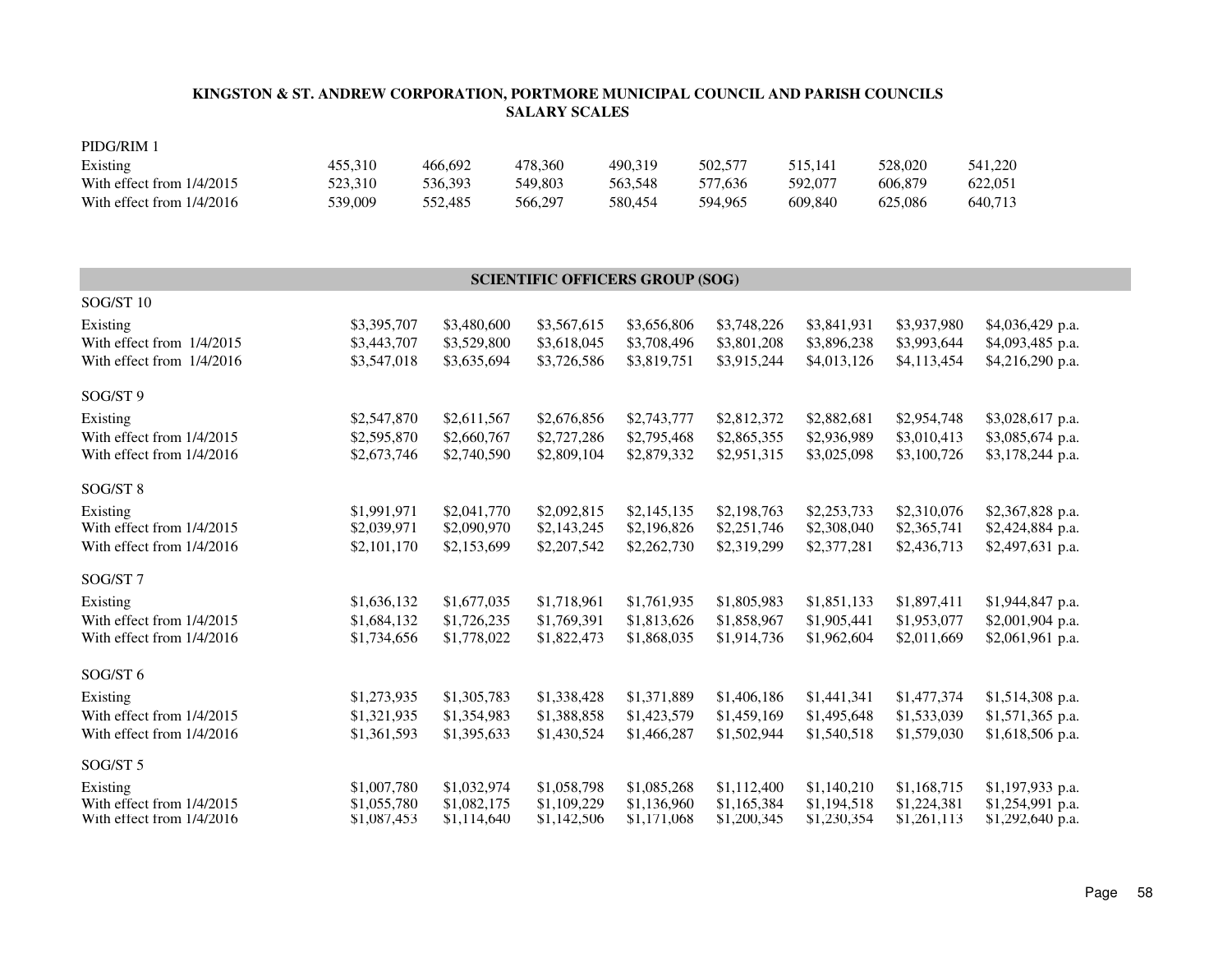**KINGSTON & ST. ANDREW CORPORATION, PORTMORE MUNICIPAL COUNCIL AND PARISH COUNCILS**
**SALARY SCALES**

| PIDG/RIM 1 | | | | | | | | |
|---|---|---|---|---|---|---|---|---|
| Existing | 455,310 | 466,692 | 478,360 | 490,319 | 502,577 | 515,141 | 528,020 | 541,220 |
| With effect from 1/4/2015 | 523,310 | 536,393 | 549,803 | 563,548 | 577,636 | 592,077 | 606,879 | 622,051 |
| With effect from 1/4/2016 | 539,009 | 552,485 | 566,297 | 580,454 | 594,965 | 609,840 | 625,086 | 640,713 |

## SCIENTIFIC OFFICERS GROUP (SOG)

| SOG/ST 10 | | | | | | | | |
|---|---|---|---|---|---|---|---|---|
| Existing | $3,395,707 | $3,480,600 | $3,567,615 | $3,656,806 | $3,748,226 | $3,841,931 | $3,937,980 | $4,036,429 p.a. |
| With effect from 1/4/2015 | $3,443,707 | $3,529,800 | $3,618,045 | $3,708,496 | $3,801,208 | $3,896,238 | $3,993,644 | $4,093,485 p.a. |
| With effect from 1/4/2016 | $3,547,018 | $3,635,694 | $3,726,586 | $3,819,751 | $3,915,244 | $4,013,126 | $4,113,454 | $4,216,290 p.a. |
| **SOG/ST 9** | | | | | | | | |
| Existing | $2,547,870 | $2,611,567 | $2,676,856 | $2,743,777 | $2,812,372 | $2,882,681 | $2,954,748 | $3,028,617 p.a. |
| With effect from 1/4/2015 | $2,595,870 | $2,660,767 | $2,727,286 | $2,795,468 | $2,865,355 | $2,936,989 | $3,010,413 | $3,085,674 p.a. |
| With effect from 1/4/2016 | $2,673,746 | $2,740,590 | $2,809,104 | $2,879,332 | $2,951,315 | $3,025,098 | $3,100,726 | $3,178,244 p.a. |
| **SOG/ST 8** | | | | | | | | |
| Existing | $1,991,971 | $2,041,770 | $2,092,815 | $2,145,135 | $2,198,763 | $2,253,733 | $2,310,076 | $2,367,828 p.a. |
| With effect from 1/4/2015 | $2,039,971 | $2,090,970 | $2,143,245 | $2,196,826 | $2,251,746 | $2,308,040 | $2,365,741 | $2,424,884 p.a. |
| With effect from 1/4/2016 | $2,101,170 | $2,153,699 | $2,207,542 | $2,262,730 | $2,319,299 | $2,377,281 | $2,436,713 | $2,497,631 p.a. |
| **SOG/ST 7** | | | | | | | | |
| Existing | $1,636,132 | $1,677,035 | $1,718,961 | $1,761,935 | $1,805,983 | $1,851,133 | $1,897,411 | $1,944,847 p.a. |
| With effect from 1/4/2015 | $1,684,132 | $1,726,235 | $1,769,391 | $1,813,626 | $1,858,967 | $1,905,441 | $1,953,077 | $2,001,904 p.a. |
| With effect from 1/4/2016 | $1,734,656 | $1,778,022 | $1,822,473 | $1,868,035 | $1,914,736 | $1,962,604 | $2,011,669 | $2,061,961 p.a. |
| **SOG/ST 6** | | | | | | | | |
| Existing | $1,273,935 | $1,305,783 | $1,338,428 | $1,371,889 | $1,406,186 | $1,441,341 | $1,477,374 | $1,514,308 p.a. |
| With effect from 1/4/2015 | $1,321,935 | $1,354,983 | $1,388,858 | $1,423,579 | $1,459,169 | $1,495,648 | $1,533,039 | $1,571,365 p.a. |
| With effect from 1/4/2016 | $1,361,593 | $1,395,633 | $1,430,524 | $1,466,287 | $1,502,944 | $1,540,518 | $1,579,030 | $1,618,506 p.a. |
| **SOG/ST 5** | | | | | | | | |
| Existing | $1,007,780 | $1,032,974 | $1,058,798 | $1,085,268 | $1,112,400 | $1,140,210 | $1,168,715 | $1,197,933 p.a. |
| With effect from 1/4/2015 | $1,055,780 | $1,082,175 | $1,109,229 | $1,136,960 | $1,165,384 | $1,194,518 | $1,224,381 | $1,254,991 p.a. |
| With effect from 1/4/2016 | $1,087,453 | $1,114,640 | $1,142,506 | $1,171,068 | $1,200,345 | $1,230,354 | $1,261,113 | $1,292,640 p.a. |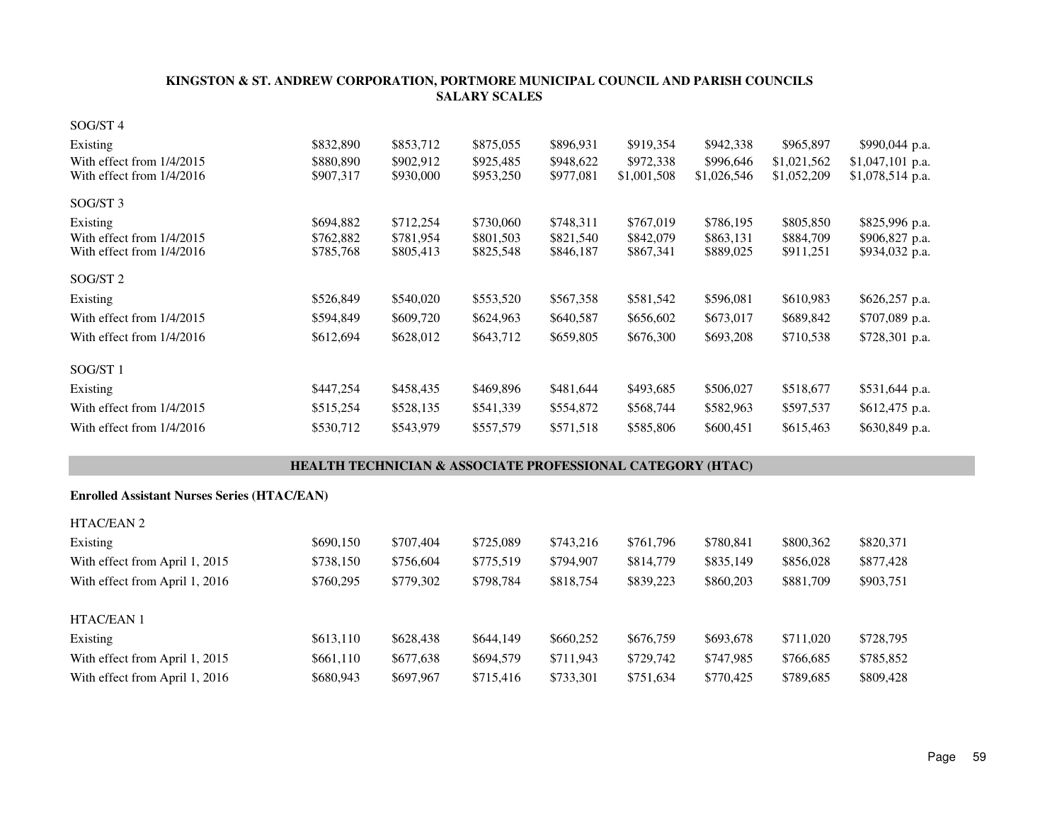**KINGSTON & ST. ANDREW CORPORATION, PORTMORE MUNICIPAL COUNCIL AND PARISH COUNCILS SALARY SCALES**

| SOG/ST 4 | | | | | | | | |
|---|---|---|---|---|---|---|---|---|
| Existing | $832,890 | $853,712 | $875,055 | $896,931 | $919,354 | $942,338 | $965,897 | $990,044 p.a. |
| With effect from 1/4/2015 | $880,890 | $902,912 | $925,485 | $948,622 | $972,338 | $996,646 | $1,021,562 | $1,047,101 p.a. |
| With effect from 1/4/2016 | $907,317 | $930,000 | $953,250 | $977,081 | $1,001,508 | $1,026,546 | $1,052,209 | $1,078,514 p.a. |

| SOG/ST 3 | | | | | | | | |
|---|---|---|---|---|---|---|---|---|
| Existing | $694,882 | $712,254 | $730,060 | $748,311 | $767,019 | $786,195 | $805,850 | $825,996 p.a. |
| With effect from 1/4/2015 | $762,882 | $781,954 | $801,503 | $821,540 | $842,079 | $863,131 | $884,709 | $906,827 p.a. |
| With effect from 1/4/2016 | $785,768 | $805,413 | $825,548 | $846,187 | $867,341 | $889,025 | $911,251 | $934,032 p.a. |

| SOG/ST 2 | | | | | | | | |
|---|---|---|---|---|---|---|---|---|
| Existing | $526,849 | $540,020 | $553,520 | $567,358 | $581,542 | $596,081 | $610,983 | $626,257 p.a. |
| With effect from 1/4/2015 | $594,849 | $609,720 | $624,963 | $640,587 | $656,602 | $673,017 | $689,842 | $707,089 p.a. |
| With effect from 1/4/2016 | $612,694 | $628,012 | $643,712 | $659,805 | $676,300 | $693,208 | $710,538 | $728,301 p.a. |

| SOG/ST 1 | | | | | | | | |
|---|---|---|---|---|---|---|---|---|
| Existing | $447,254 | $458,435 | $469,896 | $481,644 | $493,685 | $506,027 | $518,677 | $531,644 p.a. |
| With effect from 1/4/2015 | $515,254 | $528,135 | $541,339 | $554,872 | $568,744 | $582,963 | $597,537 | $612,475 p.a. |
| With effect from 1/4/2016 | $530,712 | $543,979 | $557,579 | $571,518 | $585,806 | $600,451 | $615,463 | $630,849 p.a. |

## HEALTH TECHNICIAN & ASSOCIATE PROFESSIONAL CATEGORY (HTAC)

**Enrolled Assistant Nurses Series (HTAC/EAN)**

| HTAC/EAN 2 | | | | | | | | |
|---|---|---|---|---|---|---|---|---|
| Existing | $690,150 | $707,404 | $725,089 | $743,216 | $761,796 | $780,841 | $800,362 | $820,371 |
| With effect from April 1, 2015 | $738,150 | $756,604 | $775,519 | $794,907 | $814,779 | $835,149 | $856,028 | $877,428 |
| With effect from April 1, 2016 | $760,295 | $779,302 | $798,784 | $818,754 | $839,223 | $860,203 | $881,709 | $903,751 |

| HTAC/EAN 1 | | | | | | | | |
|---|---|---|---|---|---|---|---|---|
| Existing | $613,110 | $628,438 | $644,149 | $660,252 | $676,759 | $693,678 | $711,020 | $728,795 |
| With effect from April 1, 2015 | $661,110 | $677,638 | $694,579 | $711,943 | $729,742 | $747,985 | $766,685 | $785,852 |
| With effect from April 1, 2016 | $680,943 | $697,967 | $715,416 | $733,301 | $751,634 | $770,425 | $789,685 | $809,428 |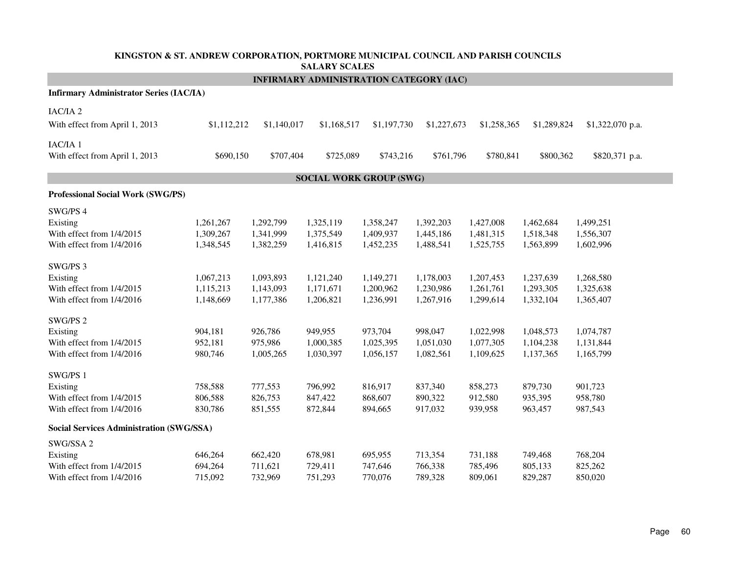**KINGSTON & ST. ANDREW CORPORATION, PORTMORE MUNICIPAL COUNCIL AND PARISH COUNCILS**
**SALARY SCALES**

## INFIRMARY ADMINISTRATION CATEGORY (IAC)

**Infirmary Administrator Series (IAC/IA)**

| | | | | | | | | |
|---|---|---|---|---|---|---|---|---|
| IAC/IA 2 | | | | | | | | |
| With effect from April 1, 2013 | $1,112,212 | $1,140,017 | $1,168,517 | $1,197,730 | $1,227,673 | $1,258,365 | $1,289,824 | $1,322,070 p.a. |
| IAC/IA 1 | | | | | | | | |
| With effect from April 1, 2013 | $690,150 | $707,404 | $725,089 | $743,216 | $761,796 | $780,841 | $800,362 | $820,371 p.a. |

## SOCIAL WORK GROUP (SWG)

**Professional Social Work (SWG/PS)**

| | | | | | | | | |
|---|---|---|---|---|---|---|---|---|
| SWG/PS 4 | | | | | | | | |
| Existing | 1,261,267 | 1,292,799 | 1,325,119 | 1,358,247 | 1,392,203 | 1,427,008 | 1,462,684 | 1,499,251 |
| With effect from 1/4/2015 | 1,309,267 | 1,341,999 | 1,375,549 | 1,409,937 | 1,445,186 | 1,481,315 | 1,518,348 | 1,556,307 |
| With effect from 1/4/2016 | 1,348,545 | 1,382,259 | 1,416,815 | 1,452,235 | 1,488,541 | 1,525,755 | 1,563,899 | 1,602,996 |
| SWG/PS 3 | | | | | | | | |
| Existing | 1,067,213 | 1,093,893 | 1,121,240 | 1,149,271 | 1,178,003 | 1,207,453 | 1,237,639 | 1,268,580 |
| With effect from 1/4/2015 | 1,115,213 | 1,143,093 | 1,171,671 | 1,200,962 | 1,230,986 | 1,261,761 | 1,293,305 | 1,325,638 |
| With effect from 1/4/2016 | 1,148,669 | 1,177,386 | 1,206,821 | 1,236,991 | 1,267,916 | 1,299,614 | 1,332,104 | 1,365,407 |
| SWG/PS 2 | | | | | | | | |
| Existing | 904,181 | 926,786 | 949,955 | 973,704 | 998,047 | 1,022,998 | 1,048,573 | 1,074,787 |
| With effect from 1/4/2015 | 952,181 | 975,986 | 1,000,385 | 1,025,395 | 1,051,030 | 1,077,305 | 1,104,238 | 1,131,844 |
| With effect from 1/4/2016 | 980,746 | 1,005,265 | 1,030,397 | 1,056,157 | 1,082,561 | 1,109,625 | 1,137,365 | 1,165,799 |
| SWG/PS 1 | | | | | | | | |
| Existing | 758,588 | 777,553 | 796,992 | 816,917 | 837,340 | 858,273 | 879,730 | 901,723 |
| With effect from 1/4/2015 | 806,588 | 826,753 | 847,422 | 868,607 | 890,322 | 912,580 | 935,395 | 958,780 |
| With effect from 1/4/2016 | 830,786 | 851,555 | 872,844 | 894,665 | 917,032 | 939,958 | 963,457 | 987,543 |

**Social Services Administration (SWG/SSA)**

| | | | | | | | | |
|---|---|---|---|---|---|---|---|---|
| SWG/SSA 2 | | | | | | | | |
| Existing | 646,264 | 662,420 | 678,981 | 695,955 | 713,354 | 731,188 | 749,468 | 768,204 |
| With effect from 1/4/2015 | 694,264 | 711,621 | 729,411 | 747,646 | 766,338 | 785,496 | 805,133 | 825,262 |
| With effect from 1/4/2016 | 715,092 | 732,969 | 751,293 | 770,076 | 789,328 | 809,061 | 829,287 | 850,020 |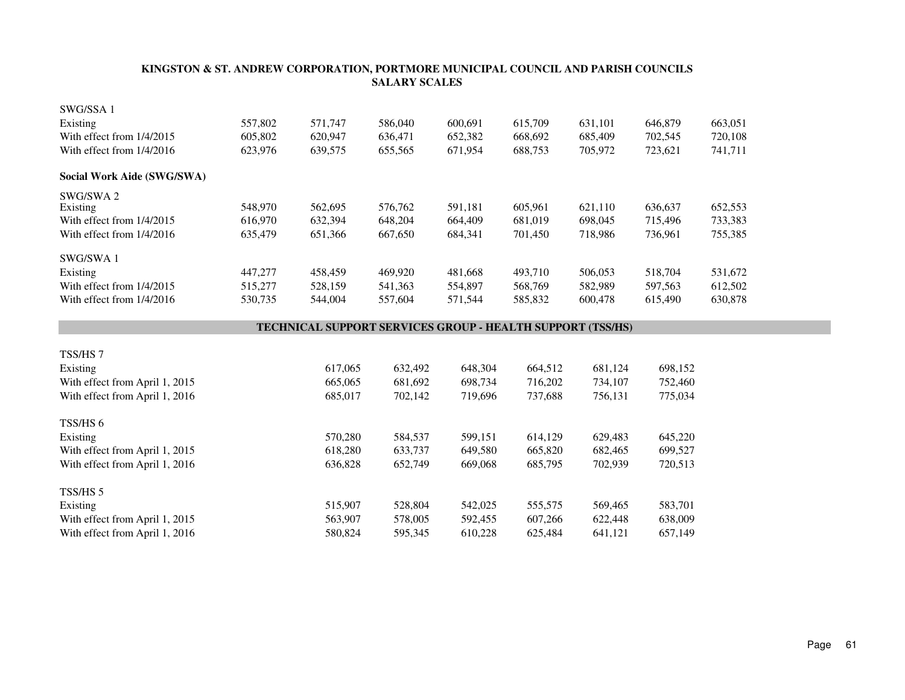## KINGSTON & ST. ANDREW CORPORATION, PORTMORE MUNICIPAL COUNCIL AND PARISH COUNCILS SALARY SCALES

| SWG/SSA 1 | | | | | | | | |
|---|---|---|---|---|---|---|---|---|
| Existing | 557,802 | 571,747 | 586,040 | 600,691 | 615,709 | 631,101 | 646,879 | 663,051 |
| With effect from 1/4/2015 | 605,802 | 620,947 | 636,471 | 652,382 | 668,692 | 685,409 | 702,545 | 720,108 |
| With effect from 1/4/2016 | 623,976 | 639,575 | 655,565 | 671,954 | 688,753 | 705,972 | 723,621 | 741,711 |

**Social Work Aide (SWG/SWA)**

| SWG/SWA 2 | | | | | | | | |
|---|---|---|---|---|---|---|---|---|
| Existing | 548,970 | 562,695 | 576,762 | 591,181 | 605,961 | 621,110 | 636,637 | 652,553 |
| With effect from 1/4/2015 | 616,970 | 632,394 | 648,204 | 664,409 | 681,019 | 698,045 | 715,496 | 733,383 |
| With effect from 1/4/2016 | 635,479 | 651,366 | 667,650 | 684,341 | 701,450 | 718,986 | 736,961 | 755,385 |

| SWG/SWA 1 | | | | | | | | |
|---|---|---|---|---|---|---|---|---|
| Existing | 447,277 | 458,459 | 469,920 | 481,668 | 493,710 | 506,053 | 518,704 | 531,672 |
| With effect from 1/4/2015 | 515,277 | 528,159 | 541,363 | 554,897 | 568,769 | 582,989 | 597,563 | 612,502 |
| With effect from 1/4/2016 | 530,735 | 544,004 | 557,604 | 571,544 | 585,832 | 600,478 | 615,490 | 630,878 |

### TECHNICAL SUPPORT SERVICES GROUP - HEALTH SUPPORT (TSS/HS)

| TSS/HS 7 | | | | | | |
|---|---|---|---|---|---|---|
| Existing | 617,065 | 632,492 | 648,304 | 664,512 | 681,124 | 698,152 |
| With effect from April 1, 2015 | 665,065 | 681,692 | 698,734 | 716,202 | 734,107 | 752,460 |
| With effect from April 1, 2016 | 685,017 | 702,142 | 719,696 | 737,688 | 756,131 | 775,034 |

| TSS/HS 6 | | | | | | |
|---|---|---|---|---|---|---|
| Existing | 570,280 | 584,537 | 599,151 | 614,129 | 629,483 | 645,220 |
| With effect from April 1, 2015 | 618,280 | 633,737 | 649,580 | 665,820 | 682,465 | 699,527 |
| With effect from April 1, 2016 | 636,828 | 652,749 | 669,068 | 685,795 | 702,939 | 720,513 |

| TSS/HS 5 | | | | | | |
|---|---|---|---|---|---|---|
| Existing | 515,907 | 528,804 | 542,025 | 555,575 | 569,465 | 583,701 |
| With effect from April 1, 2015 | 563,907 | 578,005 | 592,455 | 607,266 | 622,448 | 638,009 |
| With effect from April 1, 2016 | 580,824 | 595,345 | 610,228 | 625,484 | 641,121 | 657,149 |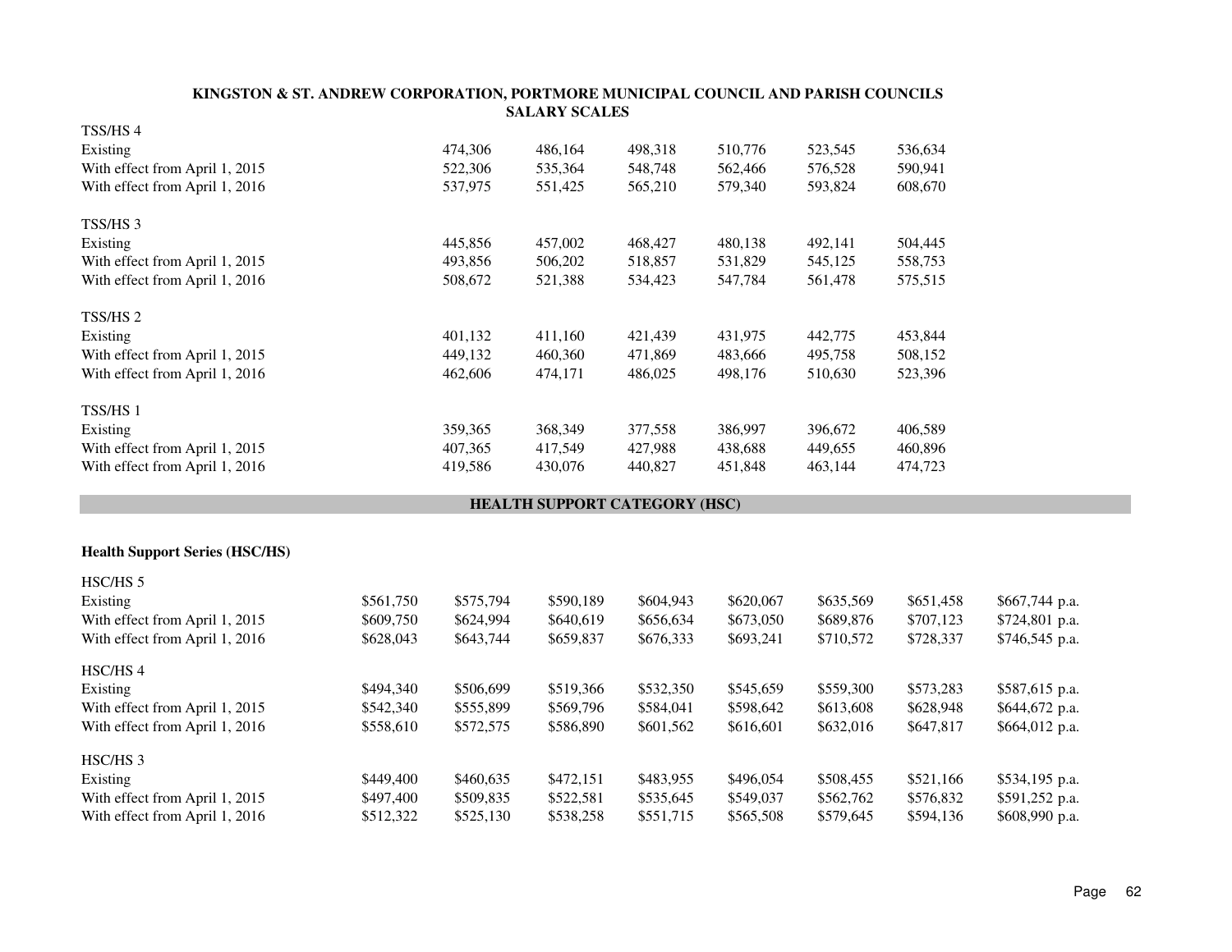**KINGSTON & ST. ANDREW CORPORATION, PORTMORE MUNICIPAL COUNCIL AND PARISH COUNCILS**
**SALARY SCALES**

| TSS/HS 4 | | | | | | |
|---|---|---|---|---|---|---|
| Existing | 474,306 | 486,164 | 498,318 | 510,776 | 523,545 | 536,634 |
| With effect from April 1, 2015 | 522,306 | 535,364 | 548,748 | 562,466 | 576,528 | 590,941 |
| With effect from April 1, 2016 | 537,975 | 551,425 | 565,210 | 579,340 | 593,824 | 608,670 |

| TSS/HS 3 | | | | | | |
|---|---|---|---|---|---|---|
| Existing | 445,856 | 457,002 | 468,427 | 480,138 | 492,141 | 504,445 |
| With effect from April 1, 2015 | 493,856 | 506,202 | 518,857 | 531,829 | 545,125 | 558,753 |
| With effect from April 1, 2016 | 508,672 | 521,388 | 534,423 | 547,784 | 561,478 | 575,515 |

| TSS/HS 2 | | | | | | |
|---|---|---|---|---|---|---|
| Existing | 401,132 | 411,160 | 421,439 | 431,975 | 442,775 | 453,844 |
| With effect from April 1, 2015 | 449,132 | 460,360 | 471,869 | 483,666 | 495,758 | 508,152 |
| With effect from April 1, 2016 | 462,606 | 474,171 | 486,025 | 498,176 | 510,630 | 523,396 |

| TSS/HS 1 | | | | | | |
|---|---|---|---|---|---|---|
| Existing | 359,365 | 368,349 | 377,558 | 386,997 | 396,672 | 406,589 |
| With effect from April 1, 2015 | 407,365 | 417,549 | 427,988 | 438,688 | 449,655 | 460,896 |
| With effect from April 1, 2016 | 419,586 | 430,076 | 440,827 | 451,848 | 463,144 | 474,723 |

## HEALTH SUPPORT CATEGORY (HSC)

**Health Support Series (HSC/HS)**

| HSC/HS 5 | | | | | | | | |
|---|---|---|---|---|---|---|---|---|
| Existing | $561,750 | $575,794 | $590,189 | $604,943 | $620,067 | $635,569 | $651,458 | $667,744 p.a. |
| With effect from April 1, 2015 | $609,750 | $624,994 | $640,619 | $656,634 | $673,050 | $689,876 | $707,123 | $724,801 p.a. |
| With effect from April 1, 2016 | $628,043 | $643,744 | $659,837 | $676,333 | $693,241 | $710,572 | $728,337 | $746,545 p.a. |

| HSC/HS 4 | | | | | | | | |
|---|---|---|---|---|---|---|---|---|
| Existing | $494,340 | $506,699 | $519,366 | $532,350 | $545,659 | $559,300 | $573,283 | $587,615 p.a. |
| With effect from April 1, 2015 | $542,340 | $555,899 | $569,796 | $584,041 | $598,642 | $613,608 | $628,948 | $644,672 p.a. |
| With effect from April 1, 2016 | $558,610 | $572,575 | $586,890 | $601,562 | $616,601 | $632,016 | $647,817 | $664,012 p.a. |

| HSC/HS 3 | | | | | | | | |
|---|---|---|---|---|---|---|---|---|
| Existing | $449,400 | $460,635 | $472,151 | $483,955 | $496,054 | $508,455 | $521,166 | $534,195 p.a. |
| With effect from April 1, 2015 | $497,400 | $509,835 | $522,581 | $535,645 | $549,037 | $562,762 | $576,832 | $591,252 p.a. |
| With effect from April 1, 2016 | $512,322 | $525,130 | $538,258 | $551,715 | $565,508 | $579,645 | $594,136 | $608,990 p.a. |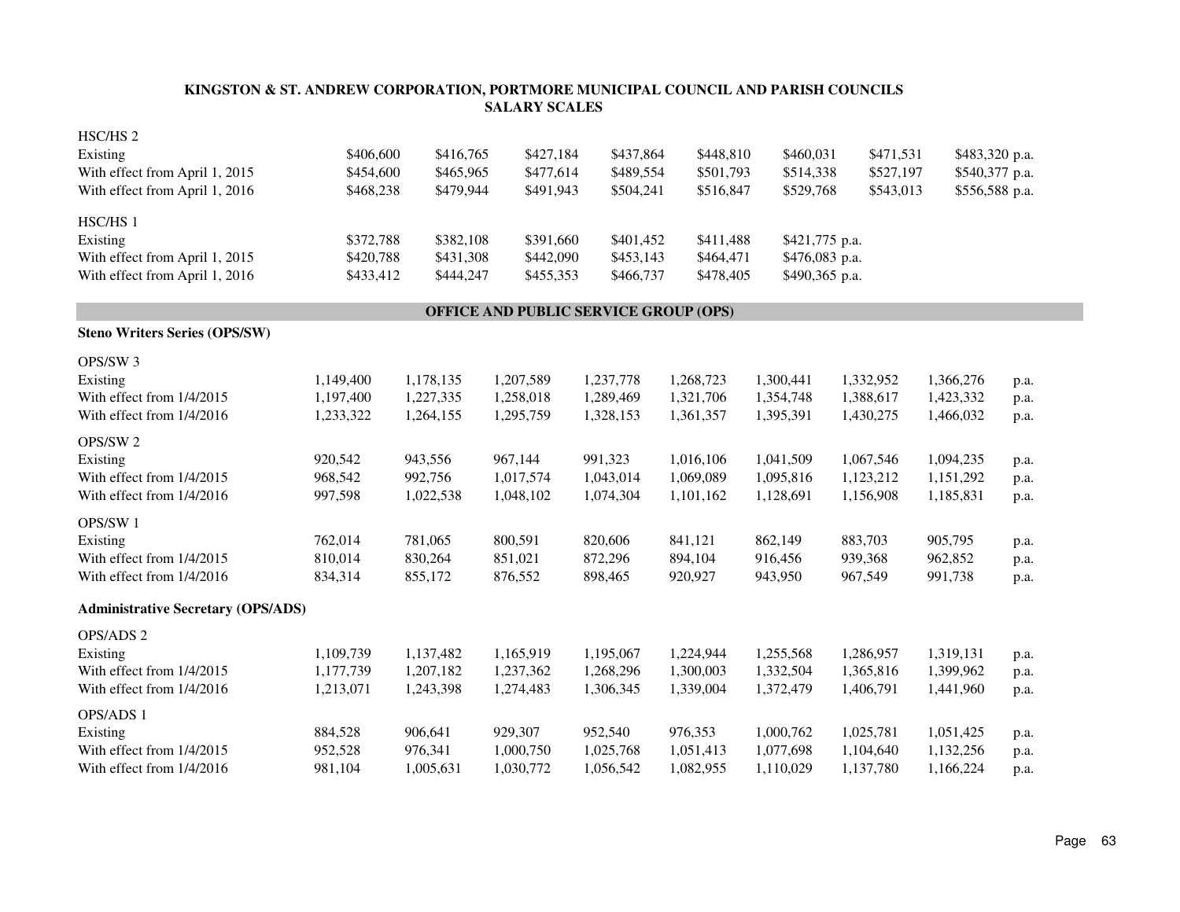**KINGSTON & ST. ANDREW CORPORATION, PORTMORE MUNICIPAL COUNCIL AND PARISH COUNCILS**
**SALARY SCALES**

HSC/HS 2

| | | | | | | | | |
|---|---|---|---|---|---|---|---|---|
| Existing | $406,600 | $416,765 | $427,184 | $437,864 | $448,810 | $460,031 | $471,531 | $483,320 p.a. |
| With effect from April 1, 2015 | $454,600 | $465,965 | $477,614 | $489,554 | $501,793 | $514,338 | $527,197 | $540,377 p.a. |
| With effect from April 1, 2016 | $468,238 | $479,944 | $491,943 | $504,241 | $516,847 | $529,768 | $543,013 | $556,588 p.a. |

HSC/HS 1

| | | | | | | |
|---|---|---|---|---|---|---|
| Existing | $372,788 | $382,108 | $391,660 | $401,452 | $411,488 | $421,775 p.a. |
| With effect from April 1, 2015 | $420,788 | $431,308 | $442,090 | $453,143 | $464,471 | $476,083 p.a. |
| With effect from April 1, 2016 | $433,412 | $444,247 | $455,353 | $466,737 | $478,405 | $490,365 p.a. |

## OFFICE AND PUBLIC SERVICE GROUP (OPS)

**Steno Writers Series (OPS/SW)**

OPS/SW 3

| | | | | | | | | | |
|---|---|---|---|---|---|---|---|---|---|
| Existing | 1,149,400 | 1,178,135 | 1,207,589 | 1,237,778 | 1,268,723 | 1,300,441 | 1,332,952 | 1,366,276 | p.a. |
| With effect from 1/4/2015 | 1,197,400 | 1,227,335 | 1,258,018 | 1,289,469 | 1,321,706 | 1,354,748 | 1,388,617 | 1,423,332 | p.a. |
| With effect from 1/4/2016 | 1,233,322 | 1,264,155 | 1,295,759 | 1,328,153 | 1,361,357 | 1,395,391 | 1,430,275 | 1,466,032 | p.a. |

OPS/SW 2

| | | | | | | | | | |
|---|---|---|---|---|---|---|---|---|---|
| Existing | 920,542 | 943,556 | 967,144 | 991,323 | 1,016,106 | 1,041,509 | 1,067,546 | 1,094,235 | p.a. |
| With effect from 1/4/2015 | 968,542 | 992,756 | 1,017,574 | 1,043,014 | 1,069,089 | 1,095,816 | 1,123,212 | 1,151,292 | p.a. |
| With effect from 1/4/2016 | 997,598 | 1,022,538 | 1,048,102 | 1,074,304 | 1,101,162 | 1,128,691 | 1,156,908 | 1,185,831 | p.a. |

OPS/SW 1

| | | | | | | | | | |
|---|---|---|---|---|---|---|---|---|---|
| Existing | 762,014 | 781,065 | 800,591 | 820,606 | 841,121 | 862,149 | 883,703 | 905,795 | p.a. |
| With effect from 1/4/2015 | 810,014 | 830,264 | 851,021 | 872,296 | 894,104 | 916,456 | 939,368 | 962,852 | p.a. |
| With effect from 1/4/2016 | 834,314 | 855,172 | 876,552 | 898,465 | 920,927 | 943,950 | 967,549 | 991,738 | p.a. |

**Administrative Secretary (OPS/ADS)**

OPS/ADS 2

| | | | | | | | | | |
|---|---|---|---|---|---|---|---|---|---|
| Existing | 1,109,739 | 1,137,482 | 1,165,919 | 1,195,067 | 1,224,944 | 1,255,568 | 1,286,957 | 1,319,131 | p.a. |
| With effect from 1/4/2015 | 1,177,739 | 1,207,182 | 1,237,362 | 1,268,296 | 1,300,003 | 1,332,504 | 1,365,816 | 1,399,962 | p.a. |
| With effect from 1/4/2016 | 1,213,071 | 1,243,398 | 1,274,483 | 1,306,345 | 1,339,004 | 1,372,479 | 1,406,791 | 1,441,960 | p.a. |

OPS/ADS 1

| | | | | | | | | | |
|---|---|---|---|---|---|---|---|---|---|
| Existing | 884,528 | 906,641 | 929,307 | 952,540 | 976,353 | 1,000,762 | 1,025,781 | 1,051,425 | p.a. |
| With effect from 1/4/2015 | 952,528 | 976,341 | 1,000,750 | 1,025,768 | 1,051,413 | 1,077,698 | 1,104,640 | 1,132,256 | p.a. |
| With effect from 1/4/2016 | 981,104 | 1,005,631 | 1,030,772 | 1,056,542 | 1,082,955 | 1,110,029 | 1,137,780 | 1,166,224 | p.a. |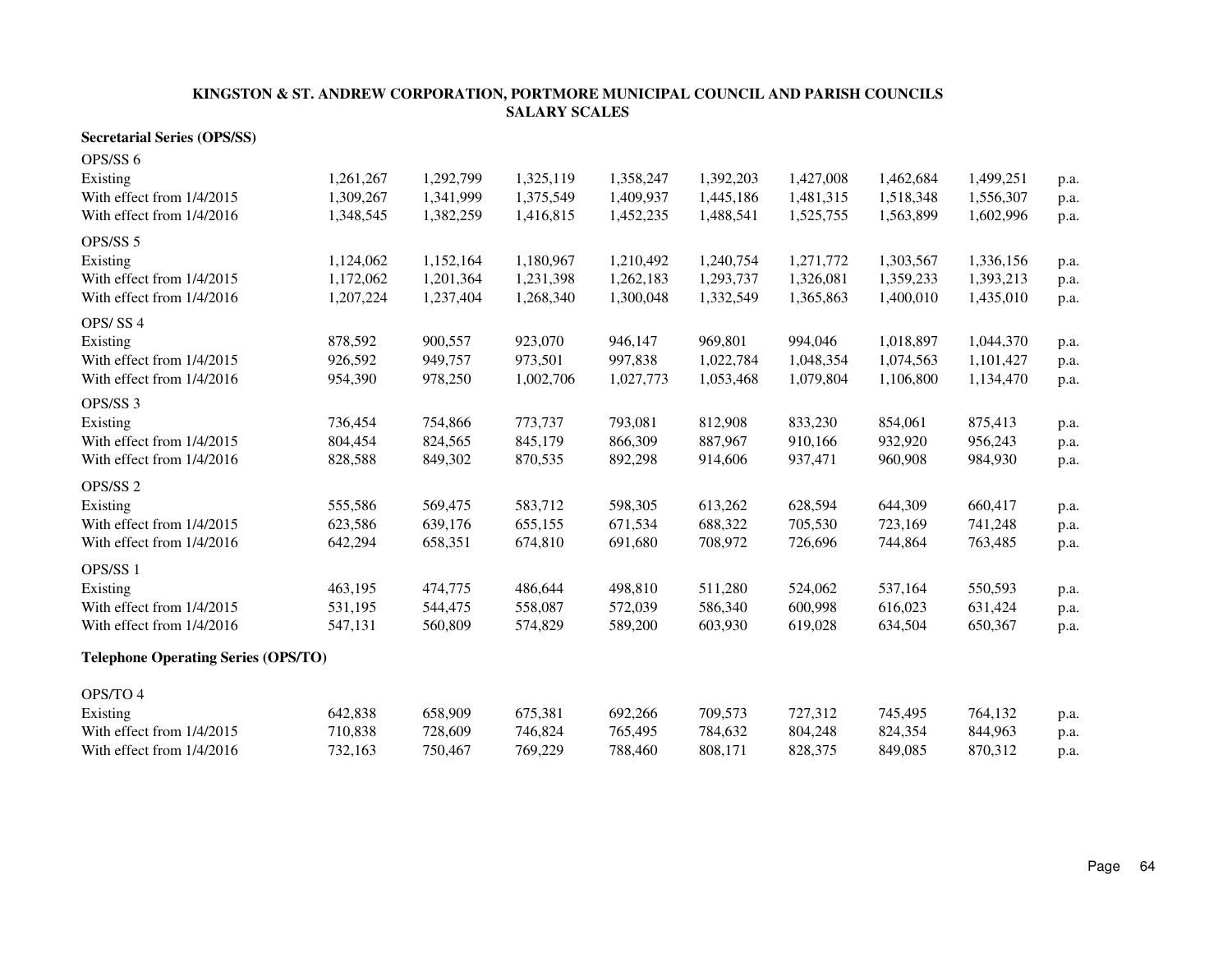**KINGSTON & ST. ANDREW CORPORATION, PORTMORE MUNICIPAL COUNCIL AND PARISH COUNCILS**
**SALARY SCALES**

**Secretarial Series (OPS/SS)**

| | | | | | | | | | |
|---|---|---|---|---|---|---|---|---|---|
| OPS/SS 6 | | | | | | | | | |
| Existing | 1,261,267 | 1,292,799 | 1,325,119 | 1,358,247 | 1,392,203 | 1,427,008 | 1,462,684 | 1,499,251 | p.a. |
| With effect from 1/4/2015 | 1,309,267 | 1,341,999 | 1,375,549 | 1,409,937 | 1,445,186 | 1,481,315 | 1,518,348 | 1,556,307 | p.a. |
| With effect from 1/4/2016 | 1,348,545 | 1,382,259 | 1,416,815 | 1,452,235 | 1,488,541 | 1,525,755 | 1,563,899 | 1,602,996 | p.a. |
| OPS/SS 5 | | | | | | | | | |
| Existing | 1,124,062 | 1,152,164 | 1,180,967 | 1,210,492 | 1,240,754 | 1,271,772 | 1,303,567 | 1,336,156 | p.a. |
| With effect from 1/4/2015 | 1,172,062 | 1,201,364 | 1,231,398 | 1,262,183 | 1,293,737 | 1,326,081 | 1,359,233 | 1,393,213 | p.a. |
| With effect from 1/4/2016 | 1,207,224 | 1,237,404 | 1,268,340 | 1,300,048 | 1,332,549 | 1,365,863 | 1,400,010 | 1,435,010 | p.a. |
| OPS/ SS 4 | | | | | | | | | |
| Existing | 878,592 | 900,557 | 923,070 | 946,147 | 969,801 | 994,046 | 1,018,897 | 1,044,370 | p.a. |
| With effect from 1/4/2015 | 926,592 | 949,757 | 973,501 | 997,838 | 1,022,784 | 1,048,354 | 1,074,563 | 1,101,427 | p.a. |
| With effect from 1/4/2016 | 954,390 | 978,250 | 1,002,706 | 1,027,773 | 1,053,468 | 1,079,804 | 1,106,800 | 1,134,470 | p.a. |
| OPS/SS 3 | | | | | | | | | |
| Existing | 736,454 | 754,866 | 773,737 | 793,081 | 812,908 | 833,230 | 854,061 | 875,413 | p.a. |
| With effect from 1/4/2015 | 804,454 | 824,565 | 845,179 | 866,309 | 887,967 | 910,166 | 932,920 | 956,243 | p.a. |
| With effect from 1/4/2016 | 828,588 | 849,302 | 870,535 | 892,298 | 914,606 | 937,471 | 960,908 | 984,930 | p.a. |
| OPS/SS 2 | | | | | | | | | |
| Existing | 555,586 | 569,475 | 583,712 | 598,305 | 613,262 | 628,594 | 644,309 | 660,417 | p.a. |
| With effect from 1/4/2015 | 623,586 | 639,176 | 655,155 | 671,534 | 688,322 | 705,530 | 723,169 | 741,248 | p.a. |
| With effect from 1/4/2016 | 642,294 | 658,351 | 674,810 | 691,680 | 708,972 | 726,696 | 744,864 | 763,485 | p.a. |
| OPS/SS 1 | | | | | | | | | |
| Existing | 463,195 | 474,775 | 486,644 | 498,810 | 511,280 | 524,062 | 537,164 | 550,593 | p.a. |
| With effect from 1/4/2015 | 531,195 | 544,475 | 558,087 | 572,039 | 586,340 | 600,998 | 616,023 | 631,424 | p.a. |
| With effect from 1/4/2016 | 547,131 | 560,809 | 574,829 | 589,200 | 603,930 | 619,028 | 634,504 | 650,367 | p.a. |

**Telephone Operating Series (OPS/TO)**

| | | | | | | | | | |
|---|---|---|---|---|---|---|---|---|---|
| OPS/TO 4 | | | | | | | | | |
| Existing | 642,838 | 658,909 | 675,381 | 692,266 | 709,573 | 727,312 | 745,495 | 764,132 | p.a. |
| With effect from 1/4/2015 | 710,838 | 728,609 | 746,824 | 765,495 | 784,632 | 804,248 | 824,354 | 844,963 | p.a. |
| With effect from 1/4/2016 | 732,163 | 750,467 | 769,229 | 788,460 | 808,171 | 828,375 | 849,085 | 870,312 | p.a. |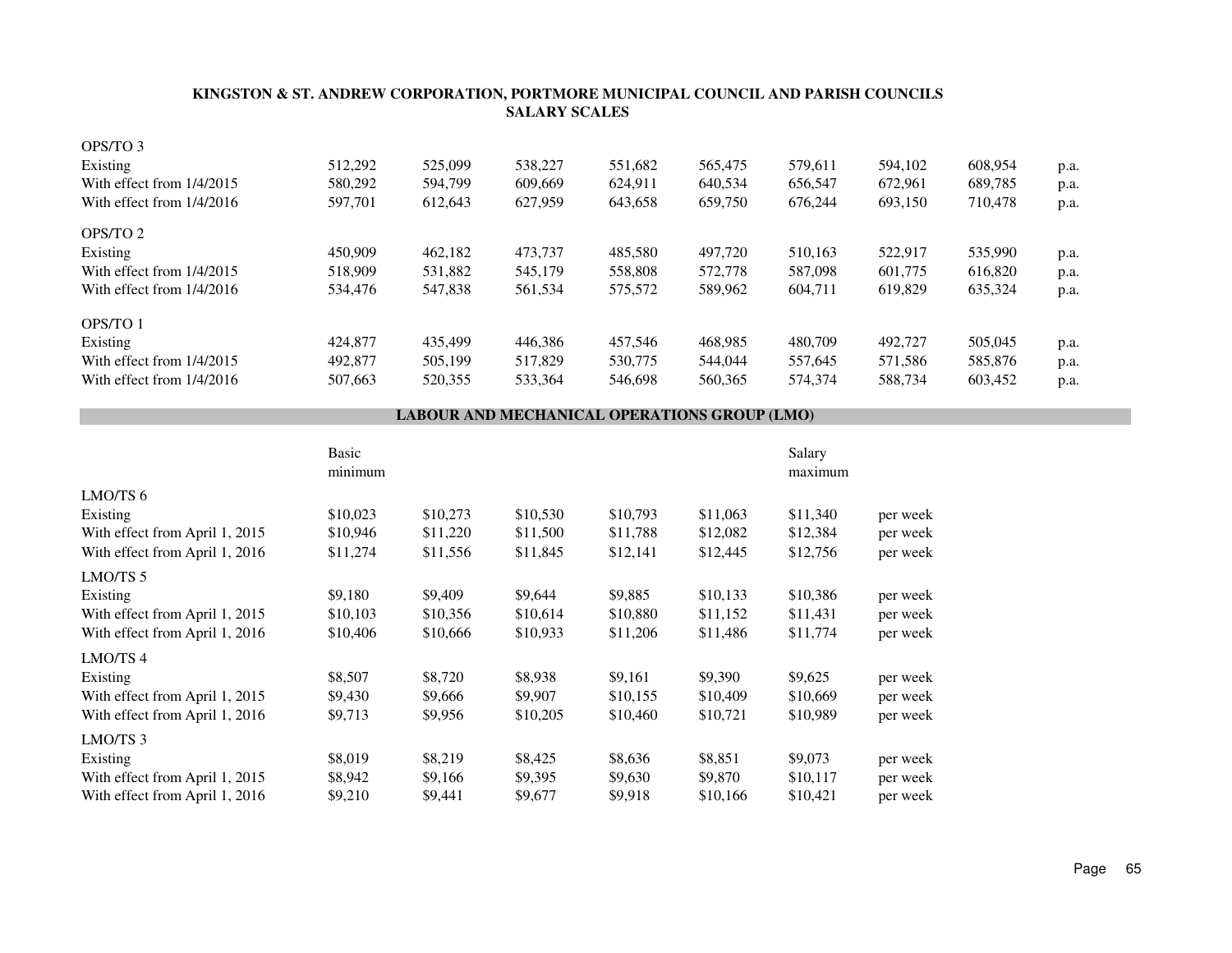**KINGSTON & ST. ANDREW CORPORATION, PORTMORE MUNICIPAL COUNCIL AND PARISH COUNCILS**
**SALARY SCALES**

| | | | | | | | | | |
|---|---|---|---|---|---|---|---|---|---|
| OPS/TO 3 | | | | | | | | | |
| Existing | 512,292 | 525,099 | 538,227 | 551,682 | 565,475 | 579,611 | 594,102 | 608,954 | p.a. |
| With effect from 1/4/2015 | 580,292 | 594,799 | 609,669 | 624,911 | 640,534 | 656,547 | 672,961 | 689,785 | p.a. |
| With effect from 1/4/2016 | 597,701 | 612,643 | 627,959 | 643,658 | 659,750 | 676,244 | 693,150 | 710,478 | p.a. |
| OPS/TO 2 | | | | | | | | | |
| Existing | 450,909 | 462,182 | 473,737 | 485,580 | 497,720 | 510,163 | 522,917 | 535,990 | p.a. |
| With effect from 1/4/2015 | 518,909 | 531,882 | 545,179 | 558,808 | 572,778 | 587,098 | 601,775 | 616,820 | p.a. |
| With effect from 1/4/2016 | 534,476 | 547,838 | 561,534 | 575,572 | 589,962 | 604,711 | 619,829 | 635,324 | p.a. |
| OPS/TO 1 | | | | | | | | | |
| Existing | 424,877 | 435,499 | 446,386 | 457,546 | 468,985 | 480,709 | 492,727 | 505,045 | p.a. |
| With effect from 1/4/2015 | 492,877 | 505,199 | 517,829 | 530,775 | 544,044 | 557,645 | 571,586 | 585,876 | p.a. |
| With effect from 1/4/2016 | 507,663 | 520,355 | 533,364 | 546,698 | 560,365 | 574,374 | 588,734 | 603,452 | p.a. |

## LABOUR AND MECHANICAL OPERATIONS GROUP (LMO)

| | Basic minimum | | | | | Salary maximum | |
|---|---|---|---|---|---|---|---|
| LMO/TS 6 | | | | | | | |
| Existing | $10,023 | $10,273 | $10,530 | $10,793 | $11,063 | $11,340 | per week |
| With effect from April 1, 2015 | $10,946 | $11,220 | $11,500 | $11,788 | $12,082 | $12,384 | per week |
| With effect from April 1, 2016 | $11,274 | $11,556 | $11,845 | $12,141 | $12,445 | $12,756 | per week |
| LMO/TS 5 | | | | | | | |
| Existing | $9,180 | $9,409 | $9,644 | $9,885 | $10,133 | $10,386 | per week |
| With effect from April 1, 2015 | $10,103 | $10,356 | $10,614 | $10,880 | $11,152 | $11,431 | per week |
| With effect from April 1, 2016 | $10,406 | $10,666 | $10,933 | $11,206 | $11,486 | $11,774 | per week |
| LMO/TS 4 | | | | | | | |
| Existing | $8,507 | $8,720 | $8,938 | $9,161 | $9,390 | $9,625 | per week |
| With effect from April 1, 2015 | $9,430 | $9,666 | $9,907 | $10,155 | $10,409 | $10,669 | per week |
| With effect from April 1, 2016 | $9,713 | $9,956 | $10,205 | $10,460 | $10,721 | $10,989 | per week |
| LMO/TS 3 | | | | | | | |
| Existing | $8,019 | $8,219 | $8,425 | $8,636 | $8,851 | $9,073 | per week |
| With effect from April 1, 2015 | $8,942 | $9,166 | $9,395 | $9,630 | $9,870 | $10,117 | per week |
| With effect from April 1, 2016 | $9,210 | $9,441 | $9,677 | $9,918 | $10,166 | $10,421 | per week |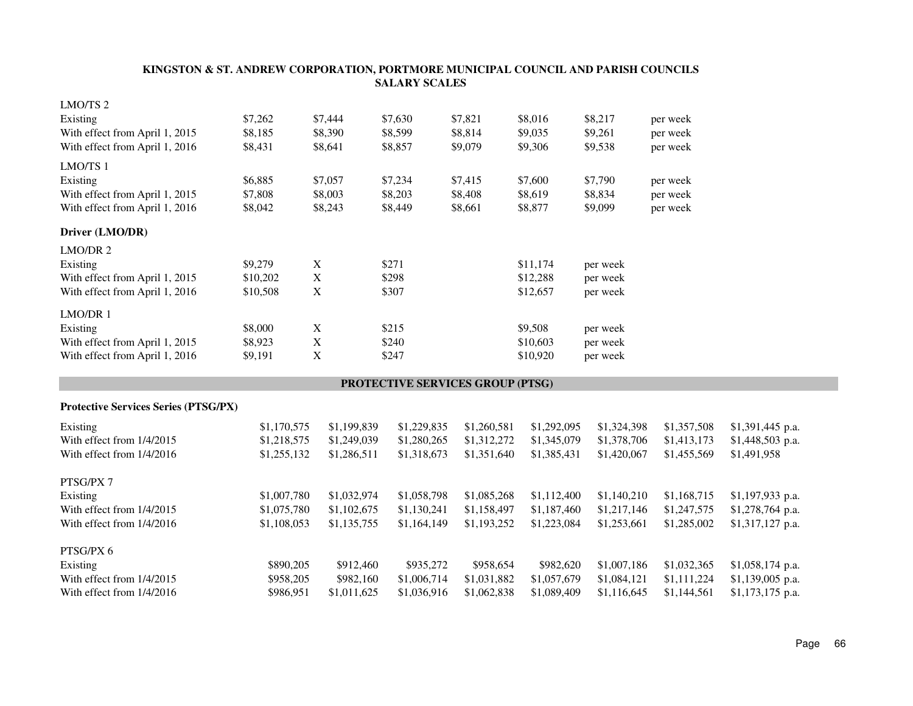**KINGSTON & ST. ANDREW CORPORATION, PORTMORE MUNICIPAL COUNCIL AND PARISH COUNCILS**
**SALARY SCALES**

| LMO/TS 2 | | | | | | | |
|---|---|---|---|---|---|---|---|
| Existing | $7,262 | $7,444 | $7,630 | $7,821 | $8,016 | $8,217 | per week |
| With effect from April 1, 2015 | $8,185 | $8,390 | $8,599 | $8,814 | $9,035 | $9,261 | per week |
| With effect from April 1, 2016 | $8,431 | $8,641 | $8,857 | $9,079 | $9,306 | $9,538 | per week |

| LMO/TS 1 | | | | | | | |
|---|---|---|---|---|---|---|---|
| Existing | $6,885 | $7,057 | $7,234 | $7,415 | $7,600 | $7,790 | per week |
| With effect from April 1, 2015 | $7,808 | $8,003 | $8,203 | $8,408 | $8,619 | $8,834 | per week |
| With effect from April 1, 2016 | $8,042 | $8,243 | $8,449 | $8,661 | $8,877 | $9,099 | per week |

**Driver (LMO/DR)**

| LMO/DR 2 | | | | | |
|---|---|---|---|---|---|
| Existing | $9,279 | X | $271 | $11,174 | per week |
| With effect from April 1, 2015 | $10,202 | X | $298 | $12,288 | per week |
| With effect from April 1, 2016 | $10,508 | X | $307 | $12,657 | per week |

| LMO/DR 1 | | | | | |
|---|---|---|---|---|---|
| Existing | $8,000 | X | $215 | $9,508 | per week |
| With effect from April 1, 2015 | $8,923 | X | $240 | $10,603 | per week |
| With effect from April 1, 2016 | $9,191 | X | $247 | $10,920 | per week |

## PROTECTIVE SERVICES GROUP (PTSG)

**Protective Services Series (PTSG/PX)**

| | | | | | | | | |
|---|---|---|---|---|---|---|---|---|
| Existing | $1,170,575 | $1,199,839 | $1,229,835 | $1,260,581 | $1,292,095 | $1,324,398 | $1,357,508 | $1,391,445 p.a. |
| With effect from 1/4/2015 | $1,218,575 | $1,249,039 | $1,280,265 | $1,312,272 | $1,345,079 | $1,378,706 | $1,413,173 | $1,448,503 p.a. |
| With effect from 1/4/2016 | $1,255,132 | $1,286,511 | $1,318,673 | $1,351,640 | $1,385,431 | $1,420,067 | $1,455,569 | $1,491,958 |

| PTSG/PX 7 | | | | | | | | |
|---|---|---|---|---|---|---|---|---|
| Existing | $1,007,780 | $1,032,974 | $1,058,798 | $1,085,268 | $1,112,400 | $1,140,210 | $1,168,715 | $1,197,933 p.a. |
| With effect from 1/4/2015 | $1,075,780 | $1,102,675 | $1,130,241 | $1,158,497 | $1,187,460 | $1,217,146 | $1,247,575 | $1,278,764 p.a. |
| With effect from 1/4/2016 | $1,108,053 | $1,135,755 | $1,164,149 | $1,193,252 | $1,223,084 | $1,253,661 | $1,285,002 | $1,317,127 p.a. |

| PTSG/PX 6 | | | | | | | | |
|---|---|---|---|---|---|---|---|---|
| Existing | $890,205 | $912,460 | $935,272 | $958,654 | $982,620 | $1,007,186 | $1,032,365 | $1,058,174 p.a. |
| With effect from 1/4/2015 | $958,205 | $982,160 | $1,006,714 | $1,031,882 | $1,057,679 | $1,084,121 | $1,111,224 | $1,139,005 p.a. |
| With effect from 1/4/2016 | $986,951 | $1,011,625 | $1,036,916 | $1,062,838 | $1,089,409 | $1,116,645 | $1,144,561 | $1,173,175 p.a. |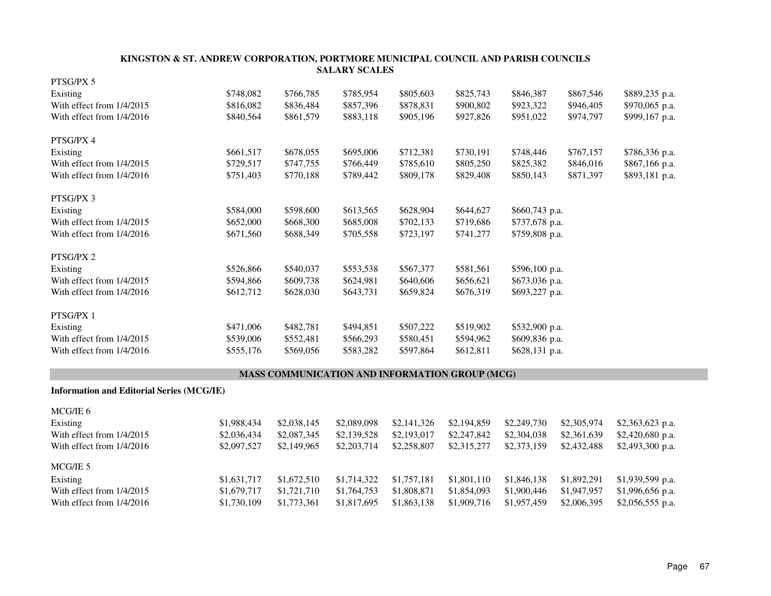## KINGSTON & ST. ANDREW CORPORATION, PORTMORE MUNICIPAL COUNCIL AND PARISH COUNCILS
## SALARY SCALES

| PTSG/PX 5 | | | | | | | | |
|---|---|---|---|---|---|---|---|---|
| Existing | $748,082 | $766,785 | $785,954 | $805,603 | $825,743 | $846,387 | $867,546 | $889,235 p.a. |
| With effect from 1/4/2015 | $816,082 | $836,484 | $857,396 | $878,831 | $900,802 | $923,322 | $946,405 | $970,065 p.a. |
| With effect from 1/4/2016 | $840,564 | $861,579 | $883,118 | $905,196 | $927,826 | $951,022 | $974,797 | $999,167 p.a. |

| PTSG/PX 4 | | | | | | | | |
|---|---|---|---|---|---|---|---|---|
| Existing | $661,517 | $678,055 | $695,006 | $712,381 | $730,191 | $748,446 | $767,157 | $786,336 p.a. |
| With effect from 1/4/2015 | $729,517 | $747,755 | $766,449 | $785,610 | $805,250 | $825,382 | $846,016 | $867,166 p.a. |
| With effect from 1/4/2016 | $751,403 | $770,188 | $789,442 | $809,178 | $829,408 | $850,143 | $871,397 | $893,181 p.a. |

| PTSG/PX 3 | | | | | | |
|---|---|---|---|---|---|---|
| Existing | $584,000 | $598,600 | $613,565 | $628,904 | $644,627 | $660,743 p.a. |
| With effect from 1/4/2015 | $652,000 | $668,300 | $685,008 | $702,133 | $719,686 | $737,678 p.a. |
| With effect from 1/4/2016 | $671,560 | $688,349 | $705,558 | $723,197 | $741,277 | $759,808 p.a. |

| PTSG/PX 2 | | | | | | |
|---|---|---|---|---|---|---|
| Existing | $526,866 | $540,037 | $553,538 | $567,377 | $581,561 | $596,100 p.a. |
| With effect from 1/4/2015 | $594,866 | $609,738 | $624,981 | $640,606 | $656,621 | $673,036 p.a. |
| With effect from 1/4/2016 | $612,712 | $628,030 | $643,731 | $659,824 | $676,319 | $693,227 p.a. |

| PTSG/PX 1 | | | | | | |
|---|---|---|---|---|---|---|
| Existing | $471,006 | $482,781 | $494,851 | $507,222 | $519,902 | $532,900 p.a. |
| With effect from 1/4/2015 | $539,006 | $552,481 | $566,293 | $580,451 | $594,962 | $609,836 p.a. |
| With effect from 1/4/2016 | $555,176 | $569,056 | $583,282 | $597,864 | $612,811 | $628,131 p.a. |

## MASS COMMUNICATION AND INFORMATION GROUP (MCG)

**Information and Editorial Series (MCG/IE)**

| MCG/IE 6 | | | | | | | | |
|---|---|---|---|---|---|---|---|---|
| Existing | $1,988,434 | $2,038,145 | $2,089,098 | $2,141,326 | $2,194,859 | $2,249,730 | $2,305,974 | $2,363,623 p.a. |
| With effect from 1/4/2015 | $2,036,434 | $2,087,345 | $2,139,528 | $2,193,017 | $2,247,842 | $2,304,038 | $2,361,639 | $2,420,680 p.a. |
| With effect from 1/4/2016 | $2,097,527 | $2,149,965 | $2,203,714 | $2,258,807 | $2,315,277 | $2,373,159 | $2,432,488 | $2,493,300 p.a. |

| MCG/IE 5 | | | | | | | | |
|---|---|---|---|---|---|---|---|---|
| Existing | $1,631,717 | $1,672,510 | $1,714,322 | $1,757,181 | $1,801,110 | $1,846,138 | $1,892,291 | $1,939,599 p.a. |
| With effect from 1/4/2015 | $1,679,717 | $1,721,710 | $1,764,753 | $1,808,871 | $1,854,093 | $1,900,446 | $1,947,957 | $1,996,656 p.a. |
| With effect from 1/4/2016 | $1,730,109 | $1,773,361 | $1,817,695 | $1,863,138 | $1,909,716 | $1,957,459 | $2,006,395 | $2,056,555 p.a. |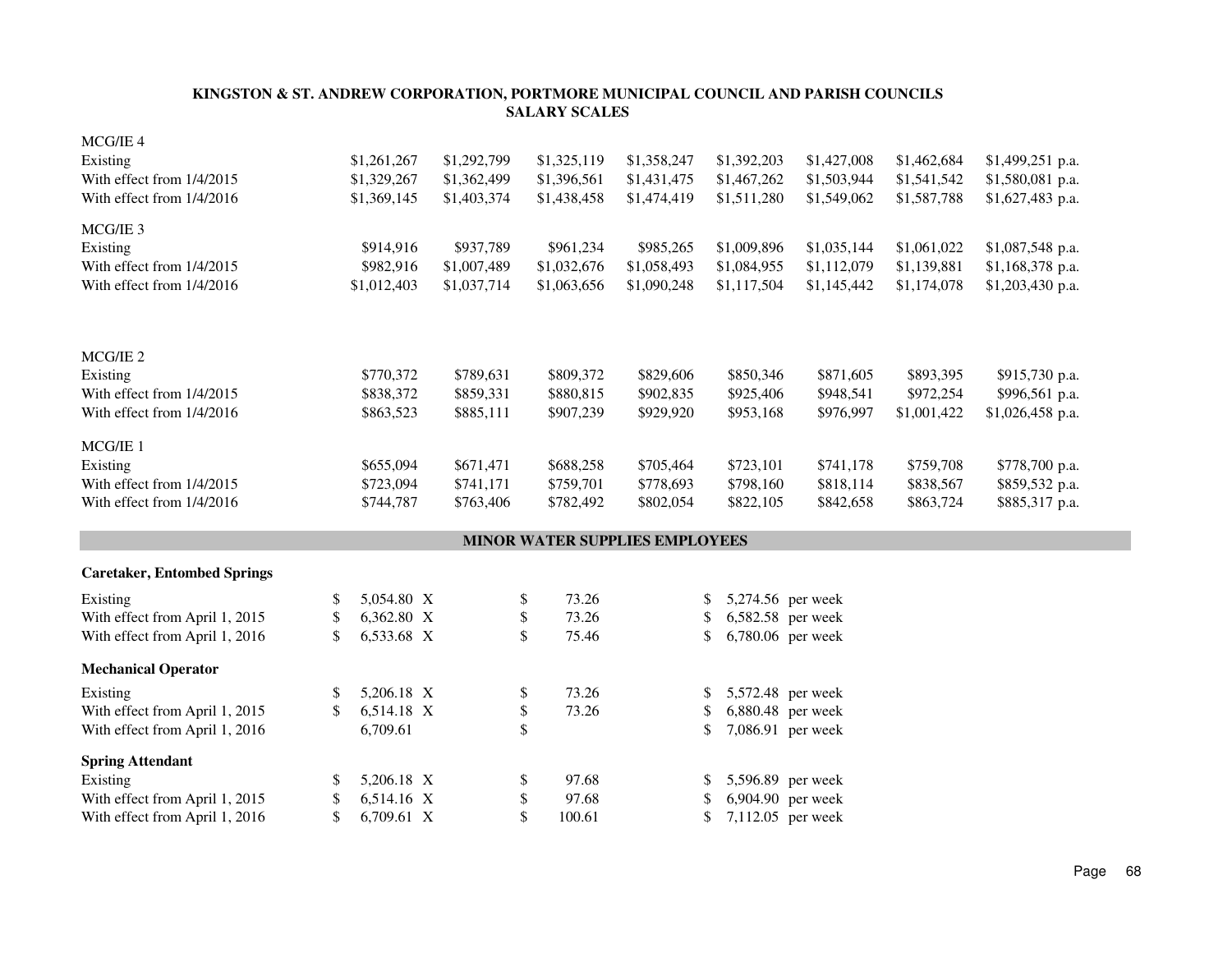# KINGSTON & ST. ANDREW CORPORATION, PORTMORE MUNICIPAL COUNCIL AND PARISH COUNCILS
## SALARY SCALES

| | | | | | | | | |
|---|---|---|---|---|---|---|---|---|
| **MCG/IE 4** | | | | | | | | |
| Existing | $1,261,267 | $1,292,799 | $1,325,119 | $1,358,247 | $1,392,203 | $1,427,008 | $1,462,684 | $1,499,251 p.a. |
| With effect from 1/4/2015 | $1,329,267 | $1,362,499 | $1,396,561 | $1,431,475 | $1,467,262 | $1,503,944 | $1,541,542 | $1,580,081 p.a. |
| With effect from 1/4/2016 | $1,369,145 | $1,403,374 | $1,438,458 | $1,474,419 | $1,511,280 | $1,549,062 | $1,587,788 | $1,627,483 p.a. |
| **MCG/IE 3** | | | | | | | | |
| Existing | $914,916 | $937,789 | $961,234 | $985,265 | $1,009,896 | $1,035,144 | $1,061,022 | $1,087,548 p.a. |
| With effect from 1/4/2015 | $982,916 | $1,007,489 | $1,032,676 | $1,058,493 | $1,084,955 | $1,112,079 | $1,139,881 | $1,168,378 p.a. |
| With effect from 1/4/2016 | $1,012,403 | $1,037,714 | $1,063,656 | $1,090,248 | $1,117,504 | $1,145,442 | $1,174,078 | $1,203,430 p.a. |
| **MCG/IE 2** | | | | | | | | |
| Existing | $770,372 | $789,631 | $809,372 | $829,606 | $850,346 | $871,605 | $893,395 | $915,730 p.a. |
| With effect from 1/4/2015 | $838,372 | $859,331 | $880,815 | $902,835 | $925,406 | $948,541 | $972,254 | $996,561 p.a. |
| With effect from 1/4/2016 | $863,523 | $885,111 | $907,239 | $929,920 | $953,168 | $976,997 | $1,001,422 | $1,026,458 p.a. |
| **MCG/IE 1** | | | | | | | | |
| Existing | $655,094 | $671,471 | $688,258 | $705,464 | $723,101 | $741,178 | $759,708 | $778,700 p.a. |
| With effect from 1/4/2015 | $723,094 | $741,171 | $759,701 | $778,693 | $798,160 | $818,114 | $838,567 | $859,532 p.a. |
| With effect from 1/4/2016 | $744,787 | $763,406 | $782,492 | $802,054 | $822,105 | $842,658 | $863,724 | $885,317 p.a. |

## MINOR WATER SUPPLIES EMPLOYEES

| | | | | |
|---|---|---|---|---|
| **Caretaker, Entombed Springs** | | | | |
| Existing | $ 5,054.80 X | $ 73.26 | $ 5,274.56 | per week |
| With effect from April 1, 2015 | $ 6,362.80 X | $ 73.26 | $ 6,582.58 | per week |
| With effect from April 1, 2016 | $ 6,533.68 X | $ 75.46 | $ 6,780.06 | per week |
| **Mechanical Operator** | | | | |
| Existing | $ 5,206.18 X | $ 73.26 | $ 5,572.48 | per week |
| With effect from April 1, 2015 | $ 6,514.18 X | $ 73.26 | $ 6,880.48 | per week |
| With effect from April 1, 2016 | 6,709.61 | $ | $ 7,086.91 | per week |
| **Spring Attendant** | | | | |
| Existing | $ 5,206.18 X | $ 97.68 | $ 5,596.89 | per week |
| With effect from April 1, 2015 | $ 6,514.16 X | $ 97.68 | $ 6,904.90 | per week |
| With effect from April 1, 2016 | $ 6,709.61 X | $ 100.61 | $ 7,112.05 | per week |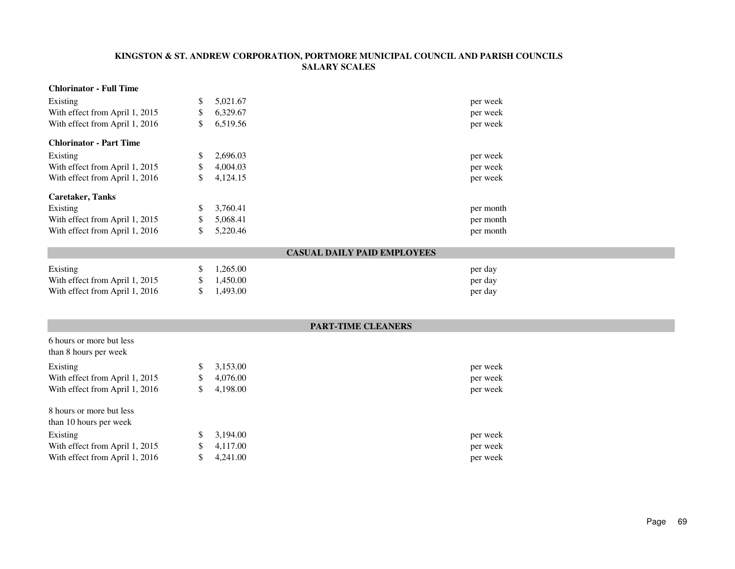**KINGSTON & ST. ANDREW CORPORATION, PORTMORE MUNICIPAL COUNCIL AND PARISH COUNCILS**
**SALARY SCALES**

**Chlorinator - Full Time**

| | | |
|---|---|---|
| Existing | $ 5,021.67 | per week |
| With effect from April 1, 2015 | $ 6,329.67 | per week |
| With effect from April 1, 2016 | $ 6,519.56 | per week |

**Chlorinator - Part Time**

| | | |
|---|---|---|
| Existing | $ 2,696.03 | per week |
| With effect from April 1, 2015 | $ 4,004.03 | per week |
| With effect from April 1, 2016 | $ 4,124.15 | per week |

**Caretaker, Tanks**

| | | |
|---|---|---|
| Existing | $ 3,760.41 | per month |
| With effect from April 1, 2015 | $ 5,068.41 | per month |
| With effect from April 1, 2016 | $ 5,220.46 | per month |

## CASUAL DAILY PAID EMPLOYEES

| | | |
|---|---|---|
| Existing | $ 1,265.00 | per day |
| With effect from April 1, 2015 | $ 1,450.00 | per day |
| With effect from April 1, 2016 | $ 1,493.00 | per day |

## PART-TIME CLEANERS

6 hours or more but less than 8 hours per week

| | | |
|---|---|---|
| Existing | $ 3,153.00 | per week |
| With effect from April 1, 2015 | $ 4,076.00 | per week |
| With effect from April 1, 2016 | $ 4,198.00 | per week |

8 hours or more but less than 10 hours per week

| | | |
|---|---|---|
| Existing | $ 3,194.00 | per week |
| With effect from April 1, 2015 | $ 4,117.00 | per week |
| With effect from April 1, 2016 | $ 4,241.00 | per week |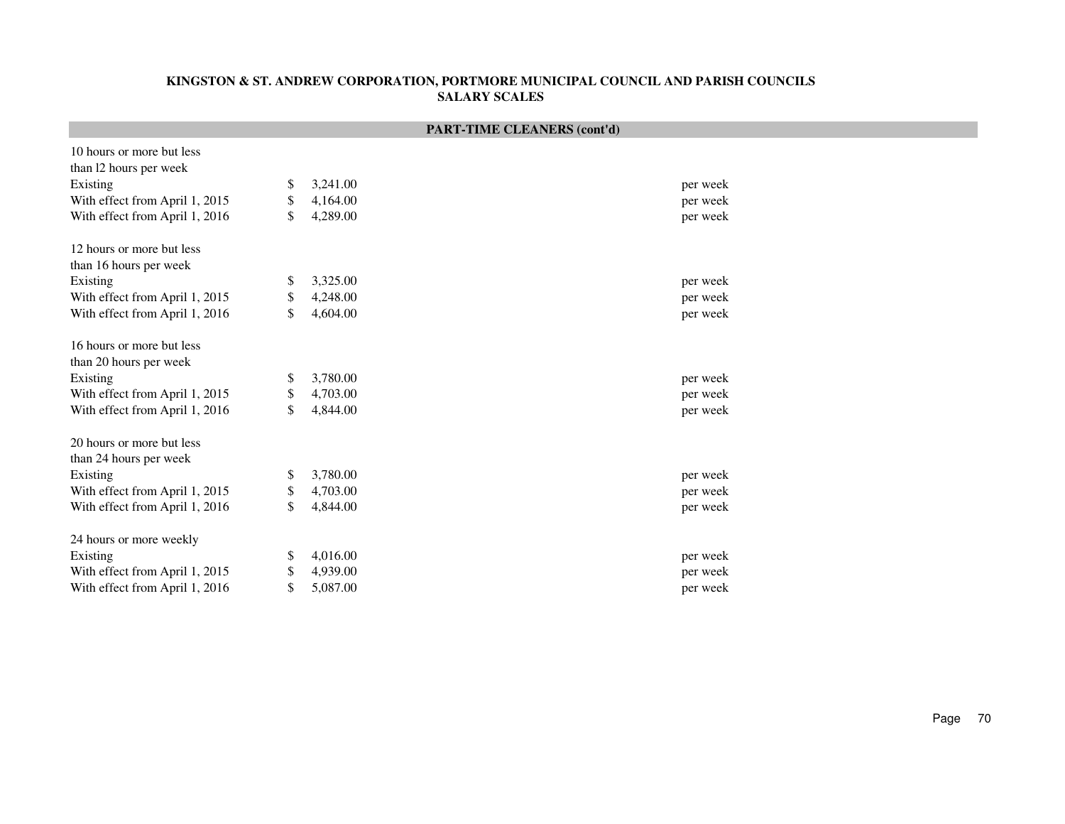**KINGSTON & ST. ANDREW CORPORATION, PORTMORE MUNICIPAL COUNCIL AND PARISH COUNCILS**
**SALARY SCALES**

## PART-TIME CLEANERS (cont'd)

| | | | |
|---|---|---|---|
| 10 hours or more but less than l2 hours per week | | | |
| Existing | $ | 3,241.00 | per week |
| With effect from April 1, 2015 | $ | 4,164.00 | per week |
| With effect from April 1, 2016 | $ | 4,289.00 | per week |
| | | | |
| 12 hours or more but less than 16 hours per week | | | |
| Existing | $ | 3,325.00 | per week |
| With effect from April 1, 2015 | $ | 4,248.00 | per week |
| With effect from April 1, 2016 | $ | 4,604.00 | per week |
| | | | |
| 16 hours or more but less than 20 hours per week | | | |
| Existing | $ | 3,780.00 | per week |
| With effect from April 1, 2015 | $ | 4,703.00 | per week |
| With effect from April 1, 2016 | $ | 4,844.00 | per week |
| | | | |
| 20 hours or more but less than 24 hours per week | | | |
| Existing | $ | 3,780.00 | per week |
| With effect from April 1, 2015 | $ | 4,703.00 | per week |
| With effect from April 1, 2016 | $ | 4,844.00 | per week |
| | | | |
| 24 hours or more weekly | | | |
| Existing | $ | 4,016.00 | per week |
| With effect from April 1, 2015 | $ | 4,939.00 | per week |
| With effect from April 1, 2016 | $ | 5,087.00 | per week |